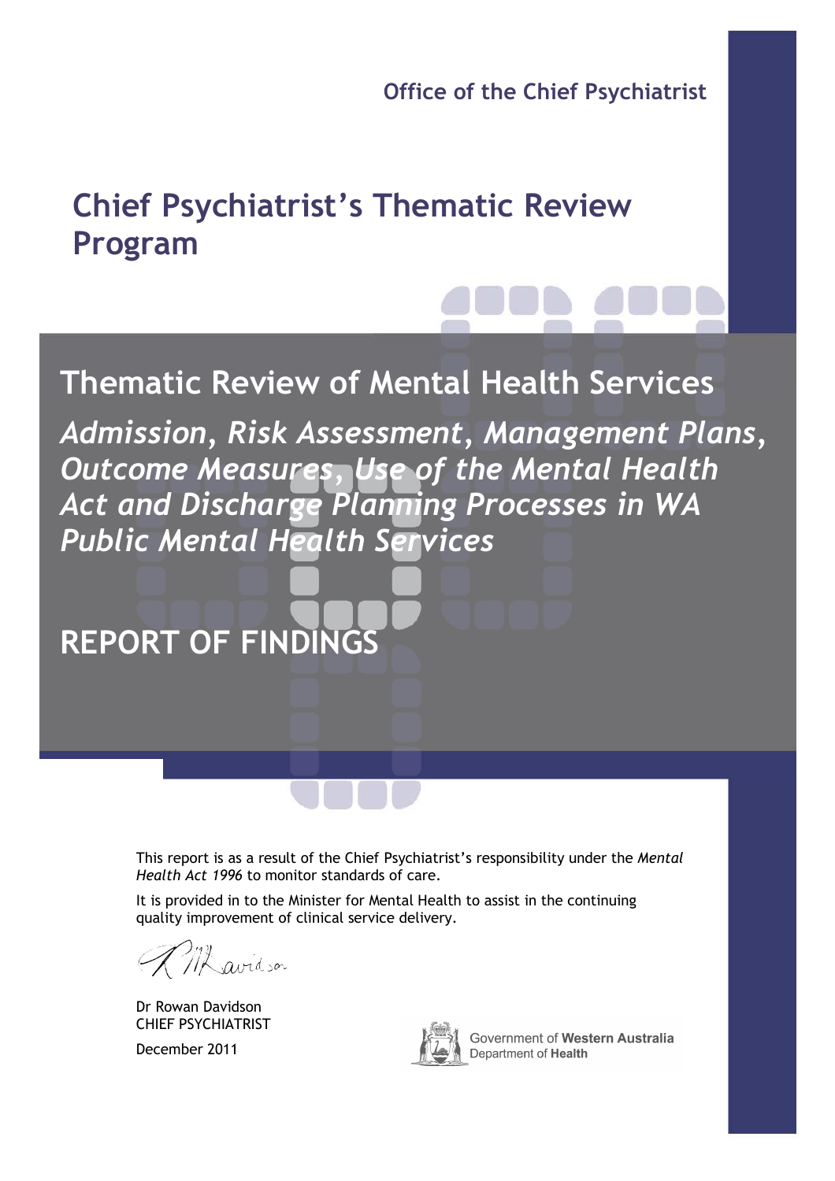Office of the Chief Psychiatrist

# Chief Psychiatrist's Thematic Review Program

## Thematic Review of Mental Health Services

### *Admission, Risk Assessment, Management Plans, Outcome Measures, Use of the Mental Health Act and Discharge Planning Processes in WA Public Mental Health Services*

## REPORT OF FINDINGS

This report is as a result of the Chief Psychiatrist's responsibility under the *Mental Health Act 1996* to monitor standards of care.

It is provided in to the Minister for Mental Health to assist in the continuing quality improvement of clinical service delivery.

Dr Rowan Davidson
CHIEF PSYCHIATRIST

December 2011

Government of **Western Australia**
Department of **Health**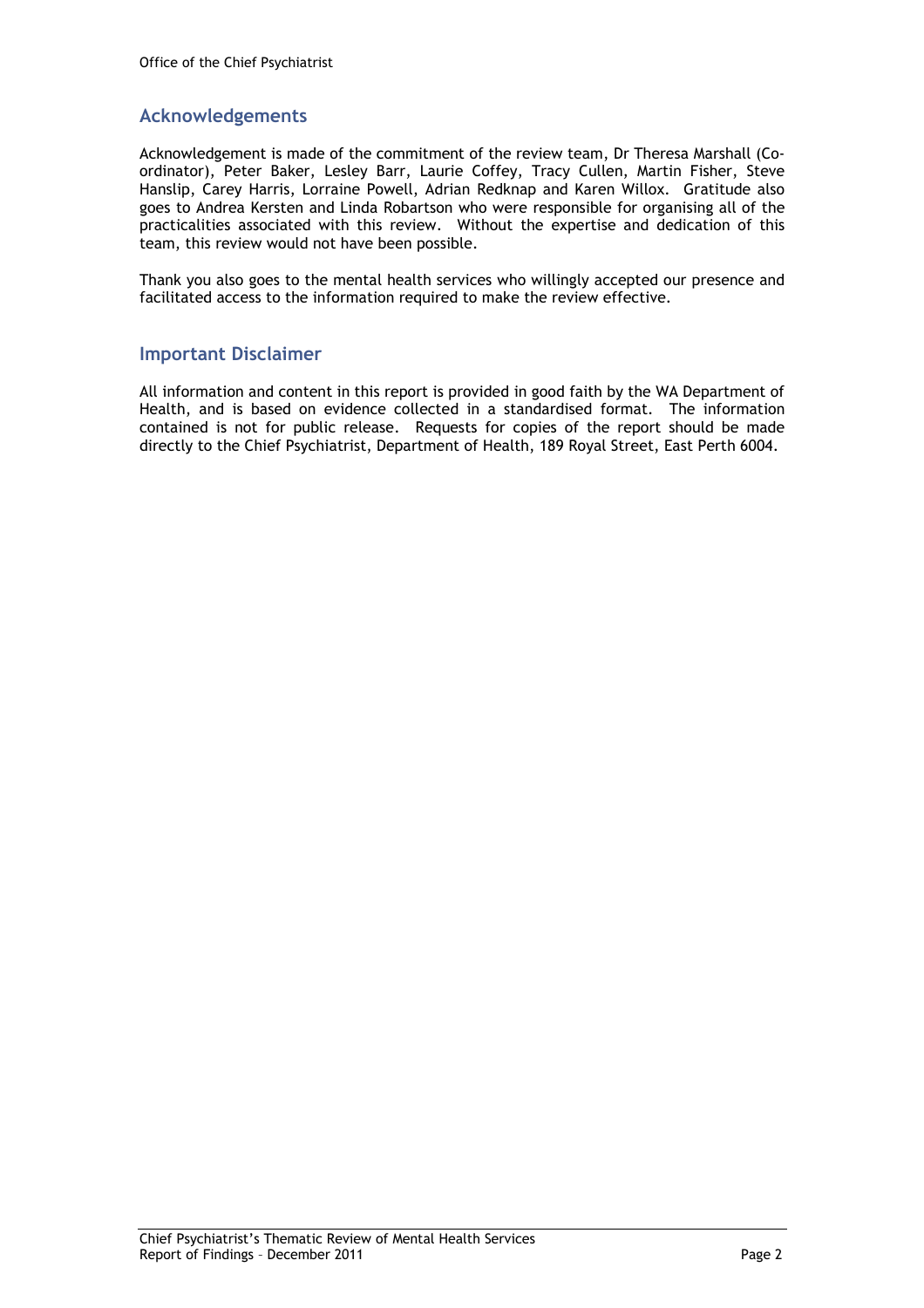## Acknowledgements

Acknowledgement is made of the commitment of the review team, Dr Theresa Marshall (Co-ordinator), Peter Baker, Lesley Barr, Laurie Coffey, Tracy Cullen, Martin Fisher, Steve Hanslip, Carey Harris, Lorraine Powell, Adrian Redknap and Karen Willox. Gratitude also goes to Andrea Kersten and Linda Robartson who were responsible for organising all of the practicalities associated with this review. Without the expertise and dedication of this team, this review would not have been possible.

Thank you also goes to the mental health services who willingly accepted our presence and facilitated access to the information required to make the review effective.

## Important Disclaimer

All information and content in this report is provided in good faith by the WA Department of Health, and is based on evidence collected in a standardised format. The information contained is not for public release. Requests for copies of the report should be made directly to the Chief Psychiatrist, Department of Health, 189 Royal Street, East Perth 6004.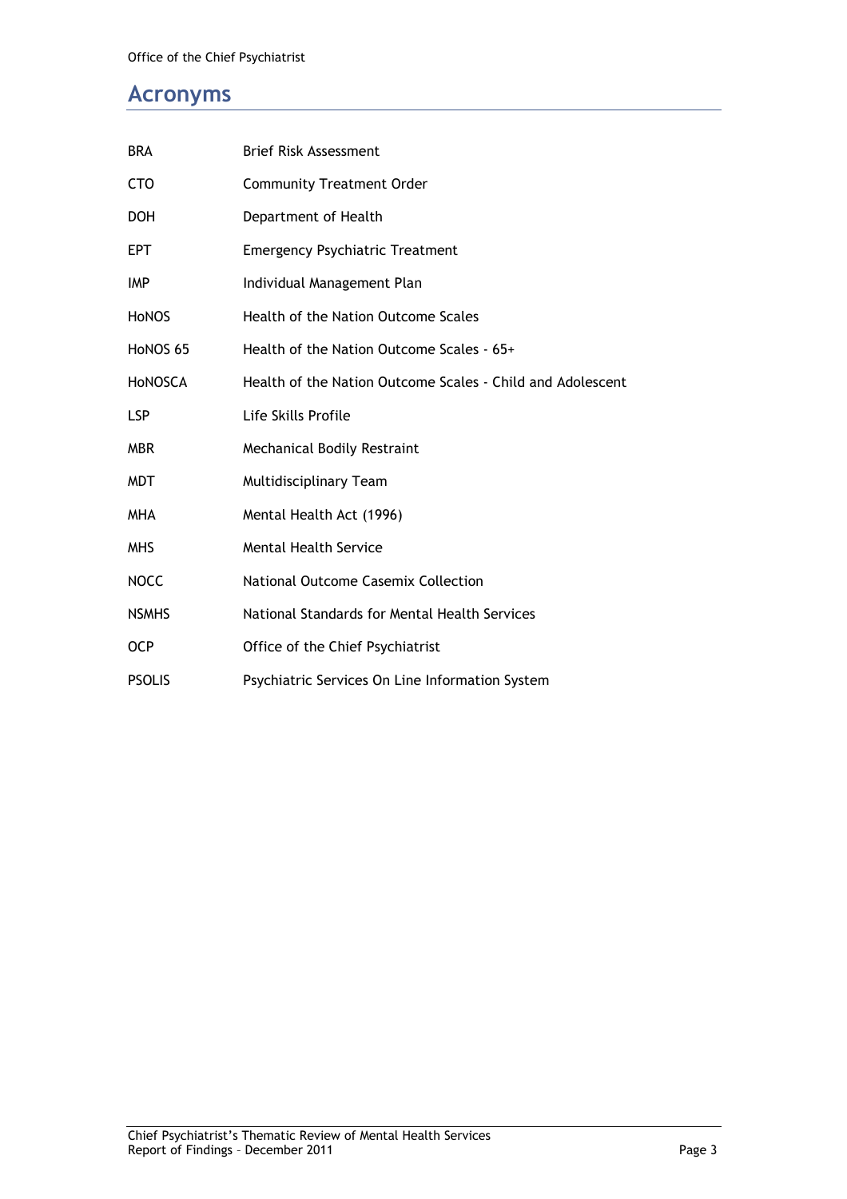## Acronyms

| | |
|---|---|
| BRA | Brief Risk Assessment |
| CTO | Community Treatment Order |
| DOH | Department of Health |
| EPT | Emergency Psychiatric Treatment |
| IMP | Individual Management Plan |
| HoNOS | Health of the Nation Outcome Scales |
| HoNOS 65 | Health of the Nation Outcome Scales - 65+ |
| HoNOSCA | Health of the Nation Outcome Scales - Child and Adolescent |
| LSP | Life Skills Profile |
| MBR | Mechanical Bodily Restraint |
| MDT | Multidisciplinary Team |
| MHA | Mental Health Act (1996) |
| MHS | Mental Health Service |
| NOCC | National Outcome Casemix Collection |
| NSMHS | National Standards for Mental Health Services |
| OCP | Office of the Chief Psychiatrist |
| PSOLIS | Psychiatric Services On Line Information System |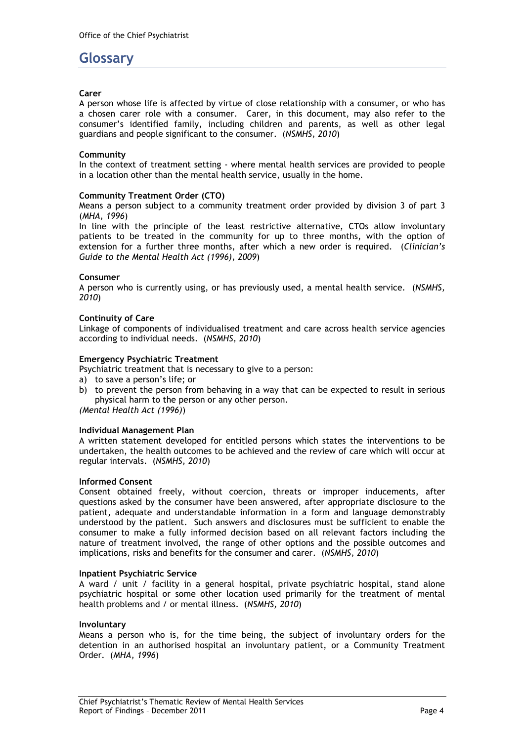# Glossary

**Carer**

A person whose life is affected by virtue of close relationship with a consumer, or who has a chosen carer role with a consumer. Carer, in this document, may also refer to the consumer's identified family, including children and parents, as well as other legal guardians and people significant to the consumer. (*NSMHS, 2010*)

**Community**

In the context of treatment setting - where mental health services are provided to people in a location other than the mental health service, usually in the home.

**Community Treatment Order (CTO)**

Means a person subject to a community treatment order provided by division 3 of part 3 (*MHA, 1996*)

In line with the principle of the least restrictive alternative, CTOs allow involuntary patients to be treated in the community for up to three months, with the option of extension for a further three months, after which a new order is required. (*Clinician's Guide to the Mental Health Act (1996), 2009*)

**Consumer**

A person who is currently using, or has previously used, a mental health service. (*NSMHS, 2010*)

**Continuity of Care**

Linkage of components of individualised treatment and care across health service agencies according to individual needs. (*NSMHS, 2010*)

**Emergency Psychiatric Treatment**

Psychiatric treatment that is necessary to give to a person:

a) to save a person's life; or
b) to prevent the person from behaving in a way that can be expected to result in serious physical harm to the person or any other person.

*(Mental Health Act (1996)*)

**Individual Management Plan**

A written statement developed for entitled persons which states the interventions to be undertaken, the health outcomes to be achieved and the review of care which will occur at regular intervals. (*NSMHS, 2010*)

**Informed Consent**

Consent obtained freely, without coercion, threats or improper inducements, after questions asked by the consumer have been answered, after appropriate disclosure to the patient, adequate and understandable information in a form and language demonstrably understood by the patient. Such answers and disclosures must be sufficient to enable the consumer to make a fully informed decision based on all relevant factors including the nature of treatment involved, the range of other options and the possible outcomes and implications, risks and benefits for the consumer and carer. (*NSMHS, 2010*)

**Inpatient Psychiatric Service**

A ward / unit / facility in a general hospital, private psychiatric hospital, stand alone psychiatric hospital or some other location used primarily for the treatment of mental health problems and / or mental illness. (*NSMHS, 2010*)

**Involuntary**

Means a person who is, for the time being, the subject of involuntary orders for the detention in an authorised hospital an involuntary patient, or a Community Treatment Order. (*MHA, 1996*)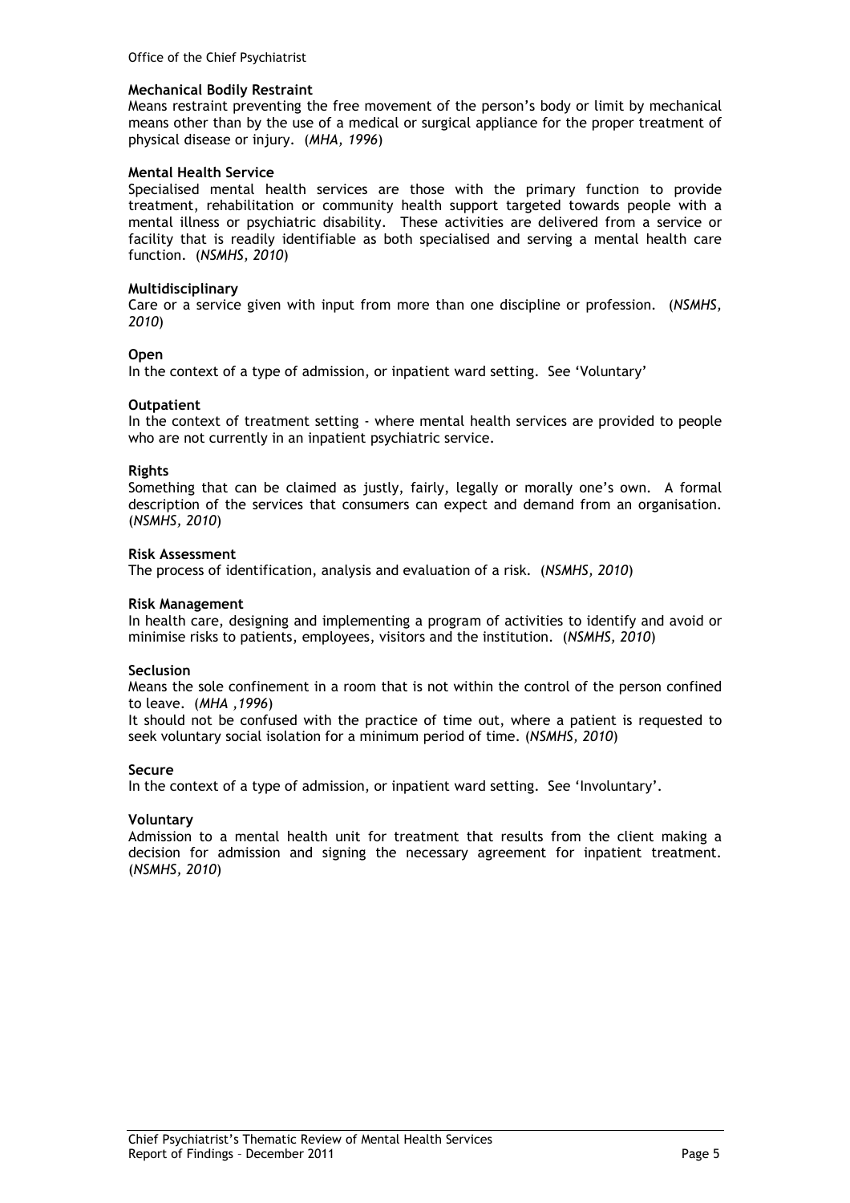**Mechanical Bodily Restraint**

Means restraint preventing the free movement of the person's body or limit by mechanical means other than by the use of a medical or surgical appliance for the proper treatment of physical disease or injury. (*MHA, 1996*)

**Mental Health Service**

Specialised mental health services are those with the primary function to provide treatment, rehabilitation or community health support targeted towards people with a mental illness or psychiatric disability. These activities are delivered from a service or facility that is readily identifiable as both specialised and serving a mental health care function. (*NSMHS, 2010*)

**Multidisciplinary**

Care or a service given with input from more than one discipline or profession. (*NSMHS, 2010*)

**Open**

In the context of a type of admission, or inpatient ward setting. See 'Voluntary'

**Outpatient**

In the context of treatment setting - where mental health services are provided to people who are not currently in an inpatient psychiatric service.

**Rights**

Something that can be claimed as justly, fairly, legally or morally one's own. A formal description of the services that consumers can expect and demand from an organisation. (*NSMHS, 2010*)

**Risk Assessment**

The process of identification, analysis and evaluation of a risk. (*NSMHS, 2010*)

**Risk Management**

In health care, designing and implementing a program of activities to identify and avoid or minimise risks to patients, employees, visitors and the institution. (*NSMHS, 2010*)

**Seclusion**

Means the sole confinement in a room that is not within the control of the person confined to leave. (*MHA ,1996*)

It should not be confused with the practice of time out, where a patient is requested to seek voluntary social isolation for a minimum period of time. (*NSMHS, 2010*)

**Secure**

In the context of a type of admission, or inpatient ward setting. See 'Involuntary'.

**Voluntary**

Admission to a mental health unit for treatment that results from the client making a decision for admission and signing the necessary agreement for inpatient treatment. (*NSMHS, 2010*)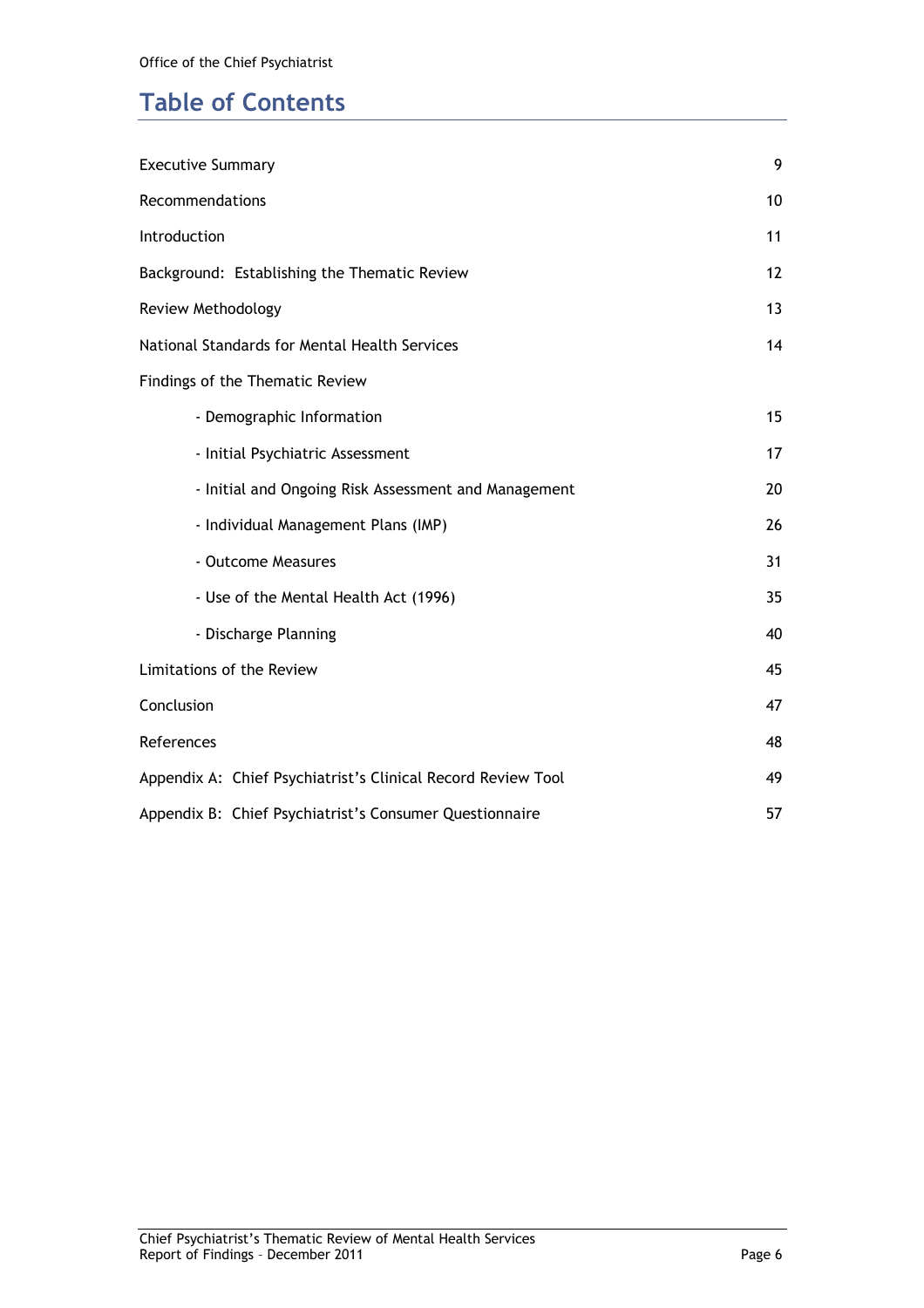# Table of Contents

| | |
|---|---|
| Executive Summary | 9 |
| Recommendations | 10 |
| Introduction | 11 |
| Background: Establishing the Thematic Review | 12 |
| Review Methodology | 13 |
| National Standards for Mental Health Services | 14 |
| Findings of the Thematic Review | |
| - Demographic Information | 15 |
| - Initial Psychiatric Assessment | 17 |
| - Initial and Ongoing Risk Assessment and Management | 20 |
| - Individual Management Plans (IMP) | 26 |
| - Outcome Measures | 31 |
| - Use of the Mental Health Act (1996) | 35 |
| - Discharge Planning | 40 |
| Limitations of the Review | 45 |
| Conclusion | 47 |
| References | 48 |
| Appendix A: Chief Psychiatrist's Clinical Record Review Tool | 49 |
| Appendix B: Chief Psychiatrist's Consumer Questionnaire | 57 |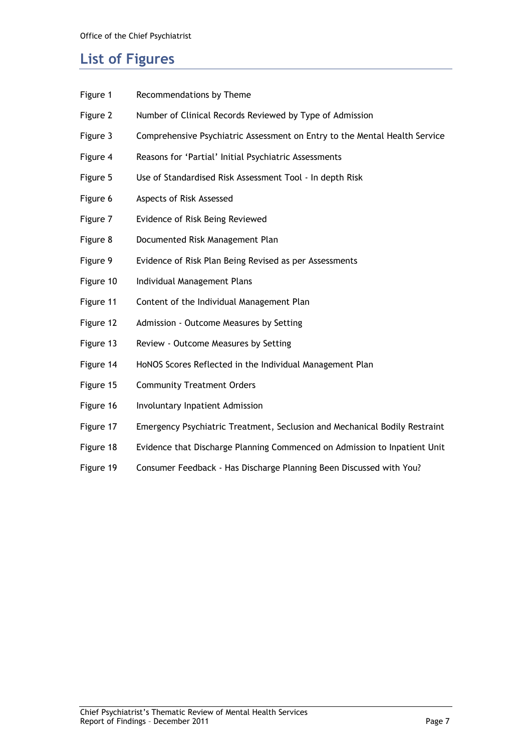## List of Figures

| | |
|---|---|
| Figure 1 | Recommendations by Theme |
| Figure 2 | Number of Clinical Records Reviewed by Type of Admission |
| Figure 3 | Comprehensive Psychiatric Assessment on Entry to the Mental Health Service |
| Figure 4 | Reasons for 'Partial' Initial Psychiatric Assessments |
| Figure 5 | Use of Standardised Risk Assessment Tool - In depth Risk |
| Figure 6 | Aspects of Risk Assessed |
| Figure 7 | Evidence of Risk Being Reviewed |
| Figure 8 | Documented Risk Management Plan |
| Figure 9 | Evidence of Risk Plan Being Revised as per Assessments |
| Figure 10 | Individual Management Plans |
| Figure 11 | Content of the Individual Management Plan |
| Figure 12 | Admission - Outcome Measures by Setting |
| Figure 13 | Review - Outcome Measures by Setting |
| Figure 14 | HoNOS Scores Reflected in the Individual Management Plan |
| Figure 15 | Community Treatment Orders |
| Figure 16 | Involuntary Inpatient Admission |
| Figure 17 | Emergency Psychiatric Treatment, Seclusion and Mechanical Bodily Restraint |
| Figure 18 | Evidence that Discharge Planning Commenced on Admission to Inpatient Unit |
| Figure 19 | Consumer Feedback - Has Discharge Planning Been Discussed with You? |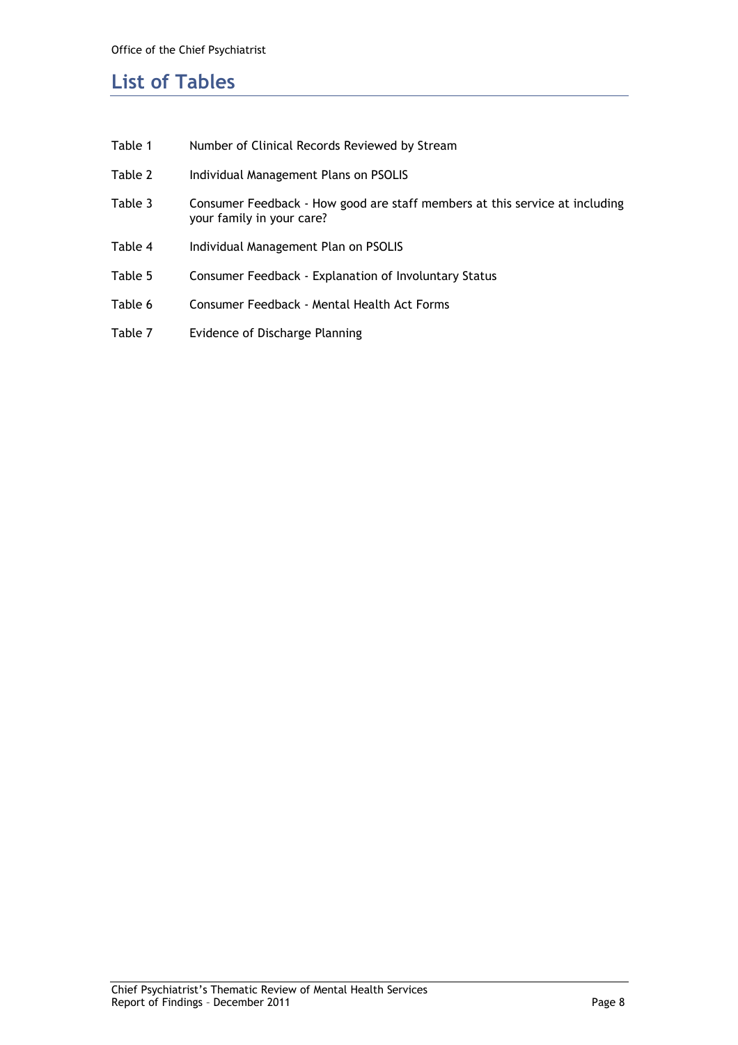# List of Tables

| | |
|---|---|
| Table 1 | Number of Clinical Records Reviewed by Stream |
| Table 2 | Individual Management Plans on PSOLIS |
| Table 3 | Consumer Feedback - How good are staff members at this service at including your family in your care? |
| Table 4 | Individual Management Plan on PSOLIS |
| Table 5 | Consumer Feedback - Explanation of Involuntary Status |
| Table 6 | Consumer Feedback - Mental Health Act Forms |
| Table 7 | Evidence of Discharge Planning |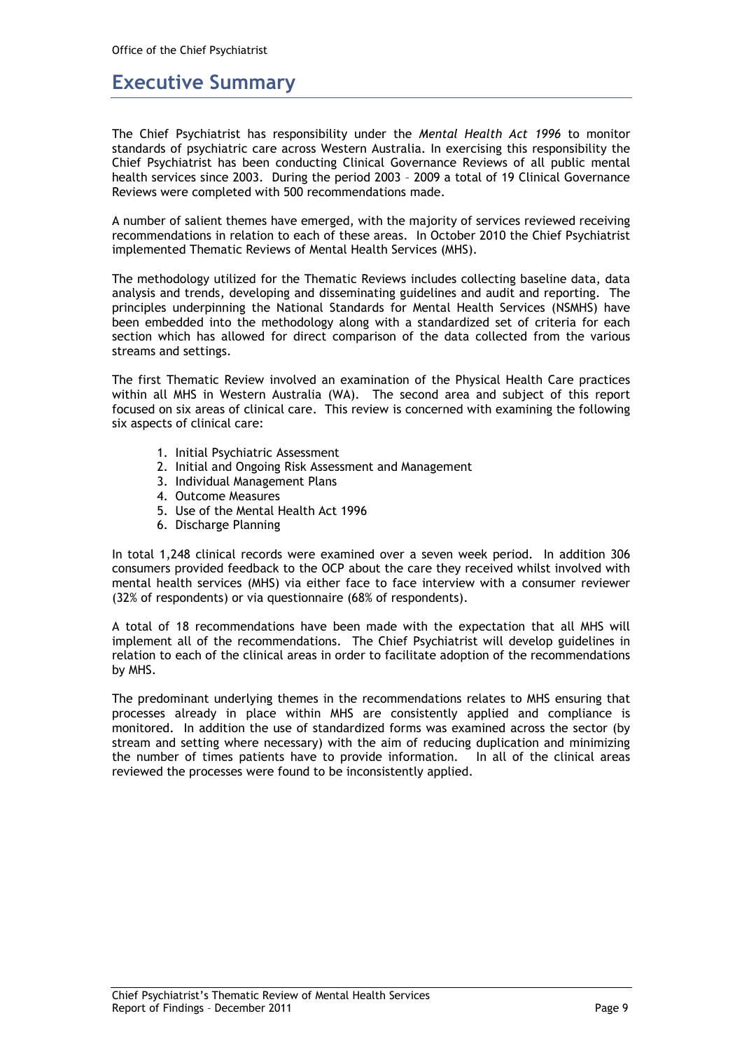# Executive Summary

The Chief Psychiatrist has responsibility under the *Mental Health Act 1996* to monitor standards of psychiatric care across Western Australia. In exercising this responsibility the Chief Psychiatrist has been conducting Clinical Governance Reviews of all public mental health services since 2003. During the period 2003 – 2009 a total of 19 Clinical Governance Reviews were completed with 500 recommendations made.

A number of salient themes have emerged, with the majority of services reviewed receiving recommendations in relation to each of these areas. In October 2010 the Chief Psychiatrist implemented Thematic Reviews of Mental Health Services (MHS).

The methodology utilized for the Thematic Reviews includes collecting baseline data, data analysis and trends, developing and disseminating guidelines and audit and reporting. The principles underpinning the National Standards for Mental Health Services (NSMHS) have been embedded into the methodology along with a standardized set of criteria for each section which has allowed for direct comparison of the data collected from the various streams and settings.

The first Thematic Review involved an examination of the Physical Health Care practices within all MHS in Western Australia (WA). The second area and subject of this report focused on six areas of clinical care. This review is concerned with examining the following six aspects of clinical care:

1. Initial Psychiatric Assessment
2. Initial and Ongoing Risk Assessment and Management
3. Individual Management Plans
4. Outcome Measures
5. Use of the Mental Health Act 1996
6. Discharge Planning

In total 1,248 clinical records were examined over a seven week period. In addition 306 consumers provided feedback to the OCP about the care they received whilst involved with mental health services (MHS) via either face to face interview with a consumer reviewer (32% of respondents) or via questionnaire (68% of respondents).

A total of 18 recommendations have been made with the expectation that all MHS will implement all of the recommendations. The Chief Psychiatrist will develop guidelines in relation to each of the clinical areas in order to facilitate adoption of the recommendations by MHS.

The predominant underlying themes in the recommendations relates to MHS ensuring that processes already in place within MHS are consistently applied and compliance is monitored. In addition the use of standardized forms was examined across the sector (by stream and setting where necessary) with the aim of reducing duplication and minimizing the number of times patients have to provide information. In all of the clinical areas reviewed the processes were found to be inconsistently applied.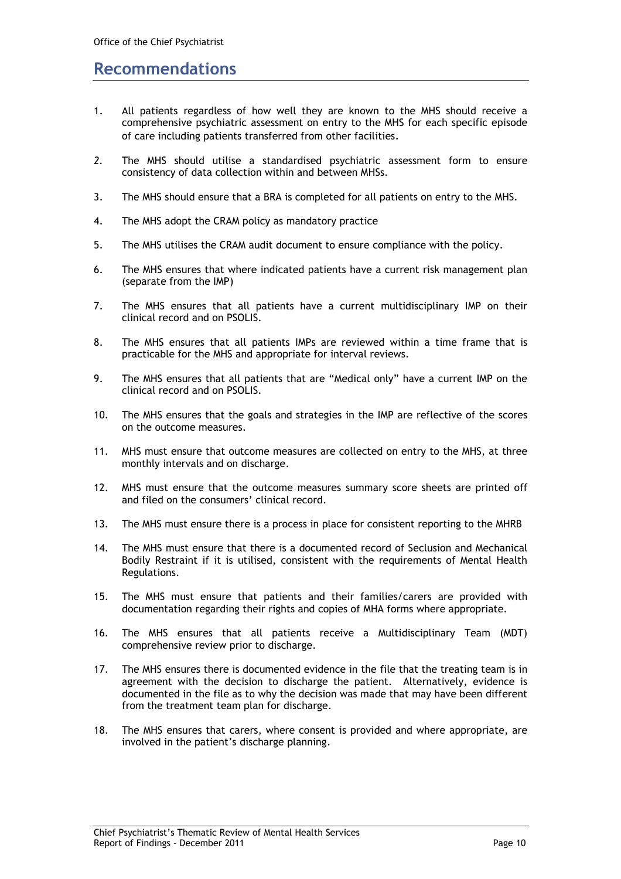## Recommendations

1. All patients regardless of how well they are known to the MHS should receive a comprehensive psychiatric assessment on entry to the MHS for each specific episode of care including patients transferred from other facilities.
2. The MHS should utilise a standardised psychiatric assessment form to ensure consistency of data collection within and between MHSs.
3. The MHS should ensure that a BRA is completed for all patients on entry to the MHS.
4. The MHS adopt the CRAM policy as mandatory practice
5. The MHS utilises the CRAM audit document to ensure compliance with the policy.
6. The MHS ensures that where indicated patients have a current risk management plan (separate from the IMP)
7. The MHS ensures that all patients have a current multidisciplinary IMP on their clinical record and on PSOLIS.
8. The MHS ensures that all patients IMPs are reviewed within a time frame that is practicable for the MHS and appropriate for interval reviews.
9. The MHS ensures that all patients that are "Medical only" have a current IMP on the clinical record and on PSOLIS.
10. The MHS ensures that the goals and strategies in the IMP are reflective of the scores on the outcome measures.
11. MHS must ensure that outcome measures are collected on entry to the MHS, at three monthly intervals and on discharge.
12. MHS must ensure that the outcome measures summary score sheets are printed off and filed on the consumers' clinical record.
13. The MHS must ensure there is a process in place for consistent reporting to the MHRB
14. The MHS must ensure that there is a documented record of Seclusion and Mechanical Bodily Restraint if it is utilised, consistent with the requirements of Mental Health Regulations.
15. The MHS must ensure that patients and their families/carers are provided with documentation regarding their rights and copies of MHA forms where appropriate.
16. The MHS ensures that all patients receive a Multidisciplinary Team (MDT) comprehensive review prior to discharge.
17. The MHS ensures there is documented evidence in the file that the treating team is in agreement with the decision to discharge the patient. Alternatively, evidence is documented in the file as to why the decision was made that may have been different from the treatment team plan for discharge.
18. The MHS ensures that carers, where consent is provided and where appropriate, are involved in the patient's discharge planning.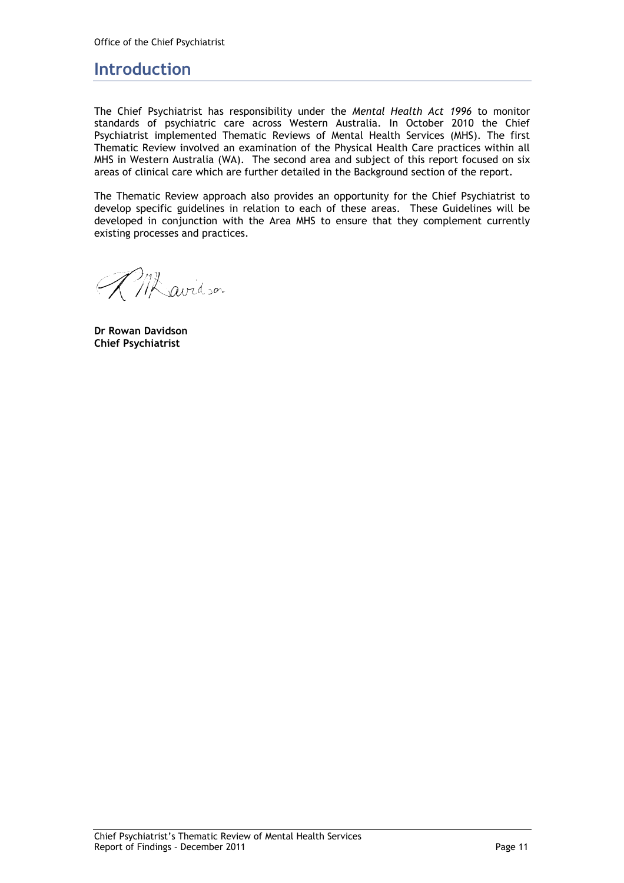# Introduction

The Chief Psychiatrist has responsibility under the *Mental Health Act 1996* to monitor standards of psychiatric care across Western Australia. In October 2010 the Chief Psychiatrist implemented Thematic Reviews of Mental Health Services (MHS). The first Thematic Review involved an examination of the Physical Health Care practices within all MHS in Western Australia (WA). The second area and subject of this report focused on six areas of clinical care which are further detailed in the Background section of the report.

The Thematic Review approach also provides an opportunity for the Chief Psychiatrist to develop specific guidelines in relation to each of these areas. These Guidelines will be developed in conjunction with the Area MHS to ensure that they complement currently existing processes and practices.

**Dr Rowan Davidson**
**Chief Psychiatrist**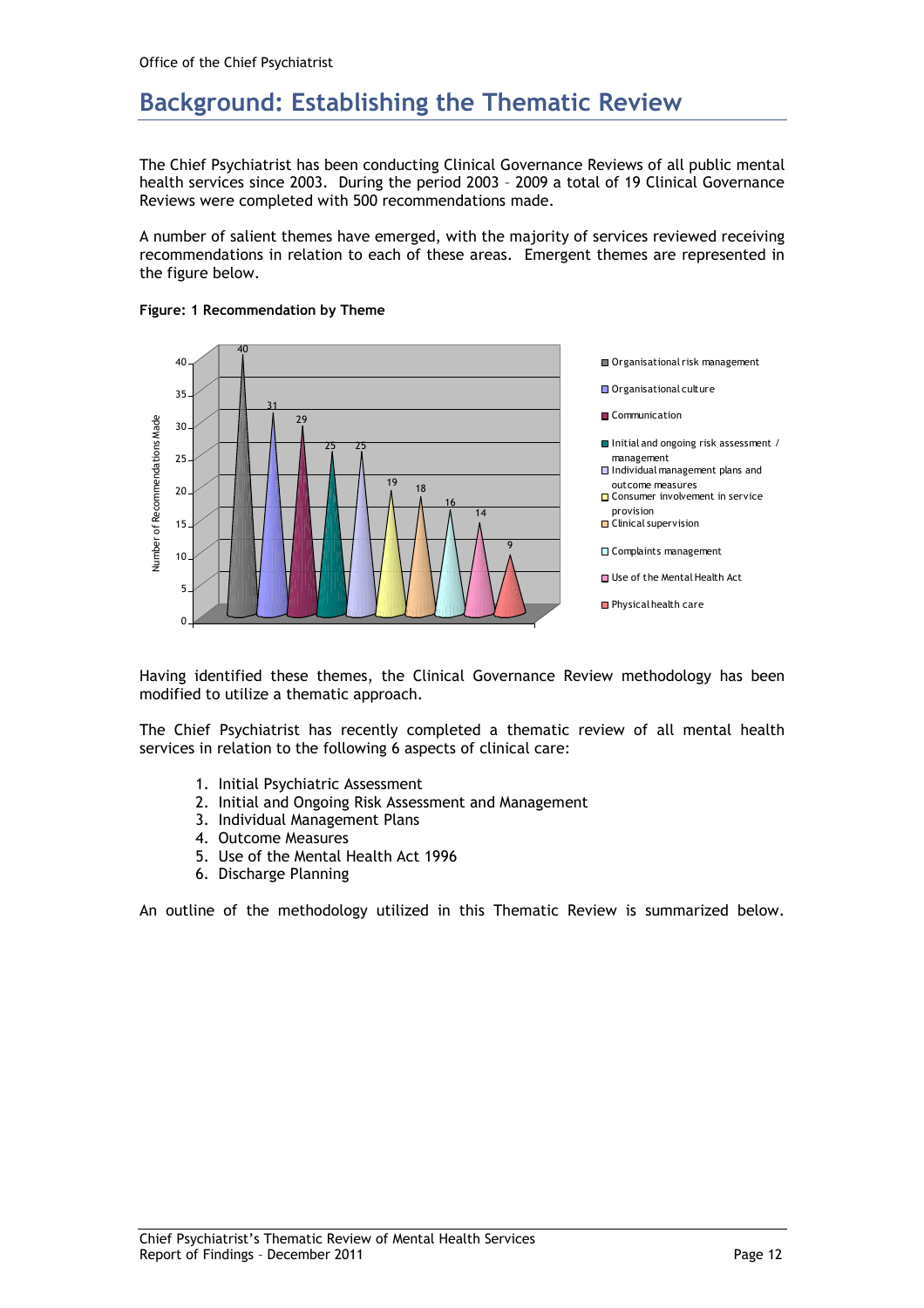# Background: Establishing the Thematic Review

The Chief Psychiatrist has been conducting Clinical Governance Reviews of all public mental health services since 2003. During the period 2003 – 2009 a total of 19 Clinical Governance Reviews were completed with 500 recommendations made.

A number of salient themes have emerged, with the majority of services reviewed receiving recommendations in relation to each of these areas. Emergent themes are represented in the figure below.

**Figure: 1 Recommendation by Theme**

| Theme | Number of Recommendations Made |
|---|---|
| Organisational risk management | 40 |
| Organisational culture | 31 |
| Communication | 29 |
| Initial and ongoing risk assessment / management | 25 |
| Individual management plans and outcome measures | 25 |
| Consumer involvement in service provision | 19 |
| Clinical supervision | 18 |
| Complaints management | 16 |
| Use of the Mental Health Act | 14 |
| Physical health care | 9 |

Having identified these themes, the Clinical Governance Review methodology has been modified to utilize a thematic approach.

The Chief Psychiatrist has recently completed a thematic review of all mental health services in relation to the following 6 aspects of clinical care:

1. Initial Psychiatric Assessment
2. Initial and Ongoing Risk Assessment and Management
3. Individual Management Plans
4. Outcome Measures
5. Use of the Mental Health Act 1996
6. Discharge Planning

An outline of the methodology utilized in this Thematic Review is summarized below.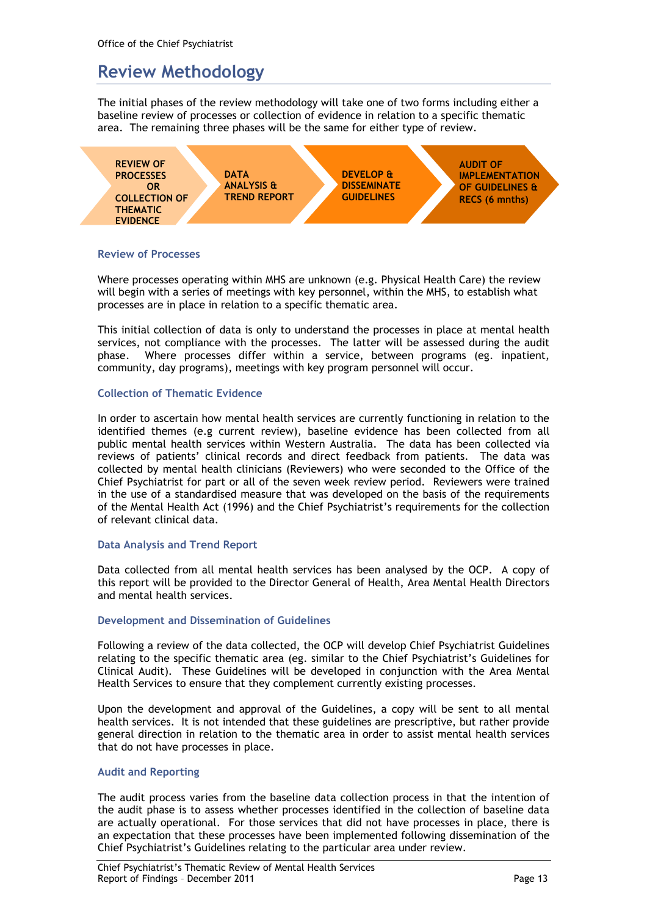# Review Methodology

The initial phases of the review methodology will take one of two forms including either a baseline review of processes or collection of evidence in relation to a specific thematic area. The remaining three phases will be the same for either type of review.

**REVIEW OF PROCESSES OR COLLECTION OF THEMATIC EVIDENCE** → **DATA ANALYSIS & TREND REPORT** → **DEVELOP & DISSEMINATE GUIDELINES** → **AUDIT OF IMPLEMENTATION OF GUIDELINES & RECS (6 mnths)**

### Review of Processes

Where processes operating within MHS are unknown (e.g. Physical Health Care) the review will begin with a series of meetings with key personnel, within the MHS, to establish what processes are in place in relation to a specific thematic area.

This initial collection of data is only to understand the processes in place at mental health services, not compliance with the processes. The latter will be assessed during the audit phase. Where processes differ within a service, between programs (eg. inpatient, community, day programs), meetings with key program personnel will occur.

### Collection of Thematic Evidence

In order to ascertain how mental health services are currently functioning in relation to the identified themes (e.g current review), baseline evidence has been collected from all public mental health services within Western Australia. The data has been collected via reviews of patients' clinical records and direct feedback from patients. The data was collected by mental health clinicians (Reviewers) who were seconded to the Office of the Chief Psychiatrist for part or all of the seven week review period. Reviewers were trained in the use of a standardised measure that was developed on the basis of the requirements of the Mental Health Act (1996) and the Chief Psychiatrist's requirements for the collection of relevant clinical data.

### Data Analysis and Trend Report

Data collected from all mental health services has been analysed by the OCP. A copy of this report will be provided to the Director General of Health, Area Mental Health Directors and mental health services.

### Development and Dissemination of Guidelines

Following a review of the data collected, the OCP will develop Chief Psychiatrist Guidelines relating to the specific thematic area (eg. similar to the Chief Psychiatrist's Guidelines for Clinical Audit). These Guidelines will be developed in conjunction with the Area Mental Health Services to ensure that they complement currently existing processes.

Upon the development and approval of the Guidelines, a copy will be sent to all mental health services. It is not intended that these guidelines are prescriptive, but rather provide general direction in relation to the thematic area in order to assist mental health services that do not have processes in place.

### Audit and Reporting

The audit process varies from the baseline data collection process in that the intention of the audit phase is to assess whether processes identified in the collection of baseline data are actually operational. For those services that did not have processes in place, there is an expectation that these processes have been implemented following dissemination of the Chief Psychiatrist's Guidelines relating to the particular area under review.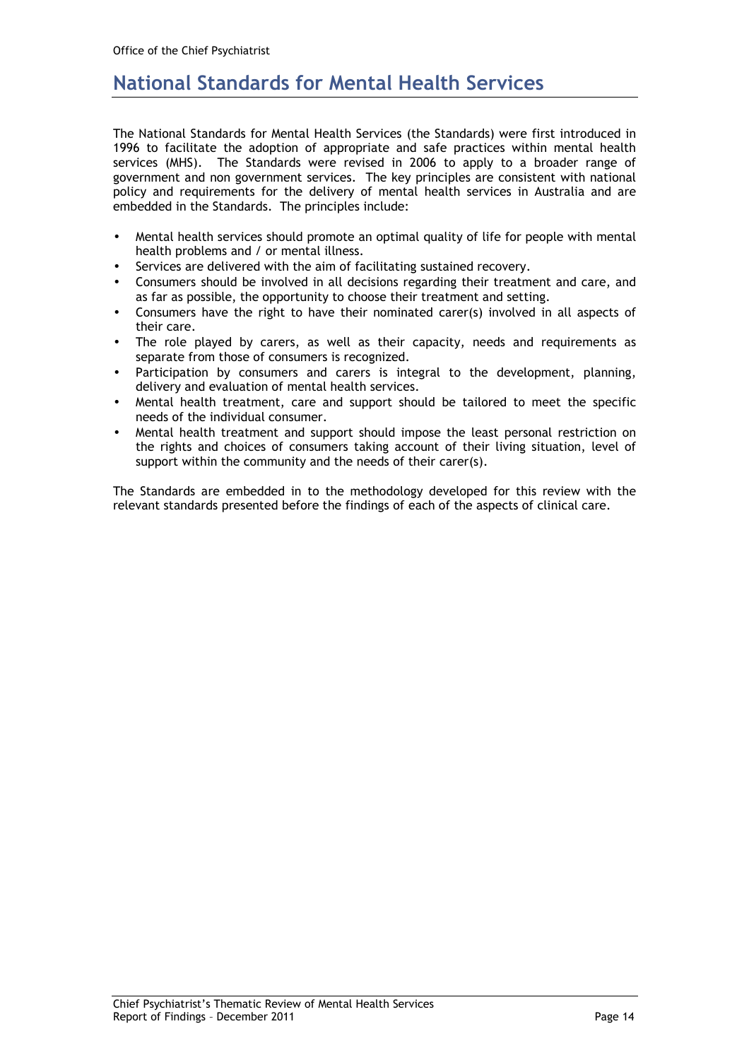# National Standards for Mental Health Services

The National Standards for Mental Health Services (the Standards) were first introduced in 1996 to facilitate the adoption of appropriate and safe practices within mental health services (MHS). The Standards were revised in 2006 to apply to a broader range of government and non government services. The key principles are consistent with national policy and requirements for the delivery of mental health services in Australia and are embedded in the Standards. The principles include:

- Mental health services should promote an optimal quality of life for people with mental health problems and / or mental illness.
- Services are delivered with the aim of facilitating sustained recovery.
- Consumers should be involved in all decisions regarding their treatment and care, and as far as possible, the opportunity to choose their treatment and setting.
- Consumers have the right to have their nominated carer(s) involved in all aspects of their care.
- The role played by carers, as well as their capacity, needs and requirements as separate from those of consumers is recognized.
- Participation by consumers and carers is integral to the development, planning, delivery and evaluation of mental health services.
- Mental health treatment, care and support should be tailored to meet the specific needs of the individual consumer.
- Mental health treatment and support should impose the least personal restriction on the rights and choices of consumers taking account of their living situation, level of support within the community and the needs of their carer(s).

The Standards are embedded in to the methodology developed for this review with the relevant standards presented before the findings of each of the aspects of clinical care.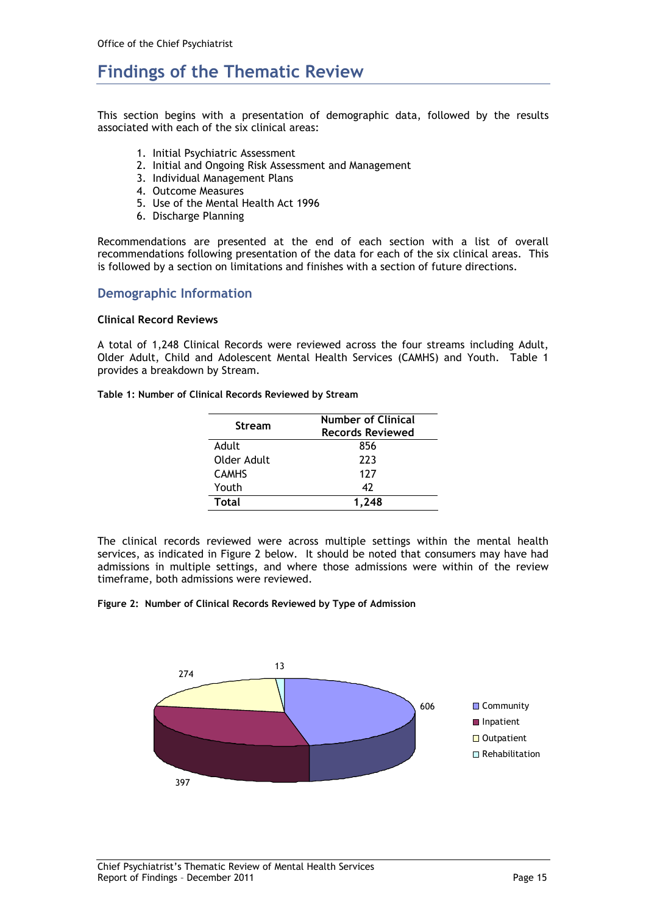# Findings of the Thematic Review

This section begins with a presentation of demographic data, followed by the results associated with each of the six clinical areas:

1. Initial Psychiatric Assessment
2. Initial and Ongoing Risk Assessment and Management
3. Individual Management Plans
4. Outcome Measures
5. Use of the Mental Health Act 1996
6. Discharge Planning

Recommendations are presented at the end of each section with a list of overall recommendations following presentation of the data for each of the six clinical areas. This is followed by a section on limitations and finishes with a section of future directions.

## Demographic Information

**Clinical Record Reviews**

A total of 1,248 Clinical Records were reviewed across the four streams including Adult, Older Adult, Child and Adolescent Mental Health Services (CAMHS) and Youth. Table 1 provides a breakdown by Stream.

**Table 1: Number of Clinical Records Reviewed by Stream**

| Stream | Number of Clinical Records Reviewed |
|---|---|
| Adult | 856 |
| Older Adult | 223 |
| CAMHS | 127 |
| Youth | 42 |
| **Total** | **1,248** |

The clinical records reviewed were across multiple settings within the mental health services, as indicated in Figure 2 below. It should be noted that consumers may have had admissions in multiple settings, and where those admissions were within of the review timeframe, both admissions were reviewed.

**Figure 2: Number of Clinical Records Reviewed by Type of Admission**

| Type of Admission | Number |
|---|---|
| Community | 606 |
| Inpatient | 397 |
| Outpatient | 274 |
| Rehabilitation | 13 |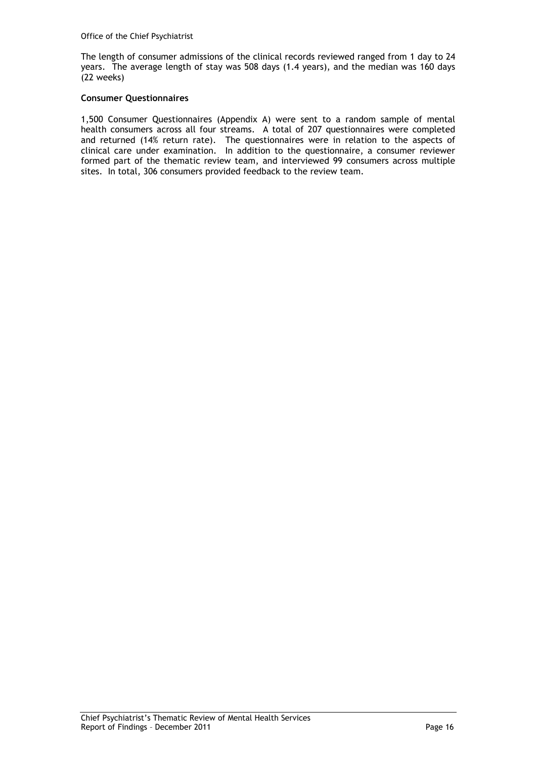The length of consumer admissions of the clinical records reviewed ranged from 1 day to 24 years. The average length of stay was 508 days (1.4 years), and the median was 160 days (22 weeks)

**Consumer Questionnaires**

1,500 Consumer Questionnaires (Appendix A) were sent to a random sample of mental health consumers across all four streams. A total of 207 questionnaires were completed and returned (14% return rate). The questionnaires were in relation to the aspects of clinical care under examination. In addition to the questionnaire, a consumer reviewer formed part of the thematic review team, and interviewed 99 consumers across multiple sites. In total, 306 consumers provided feedback to the review team.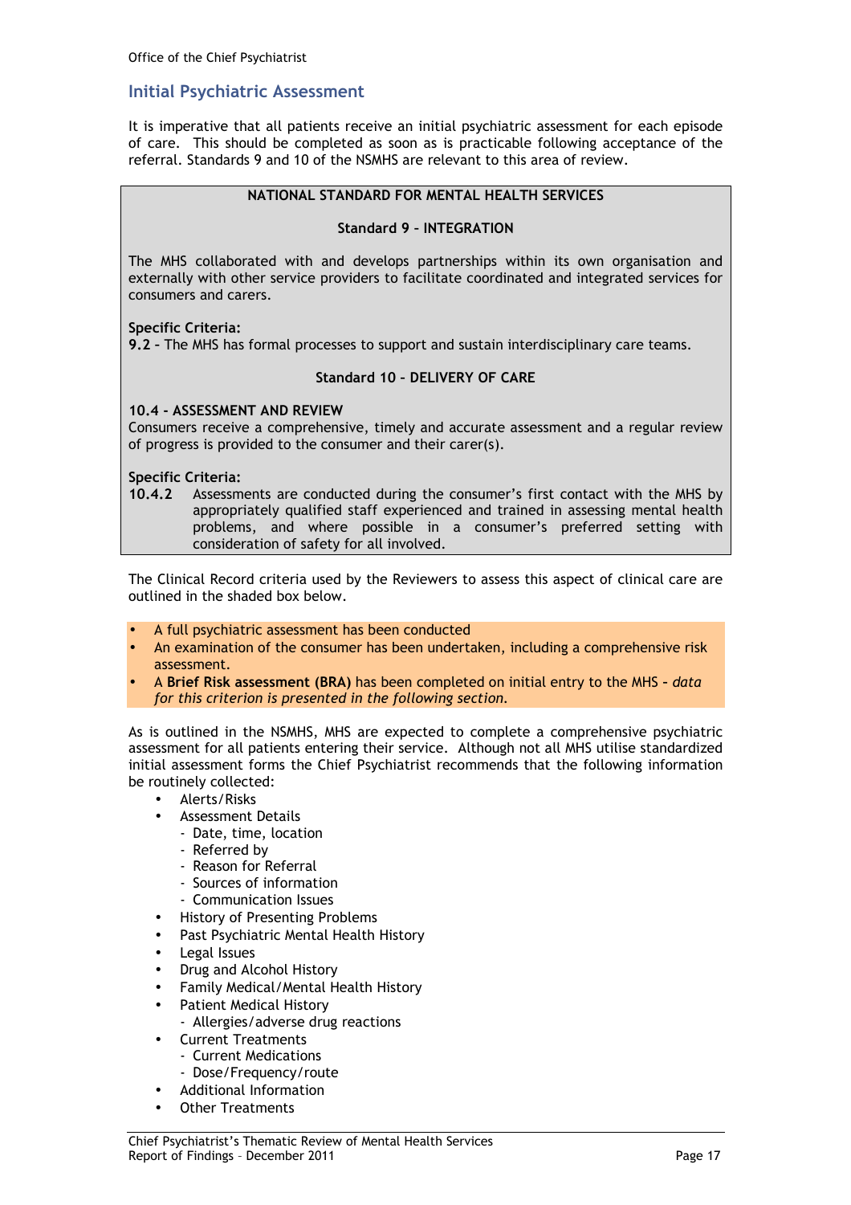## Initial Psychiatric Assessment

It is imperative that all patients receive an initial psychiatric assessment for each episode of care. This should be completed as soon as is practicable following acceptance of the referral. Standards 9 and 10 of the NSMHS are relevant to this area of review.

> **NATIONAL STANDARD FOR MENTAL HEALTH SERVICES**
>
> **Standard 9 – INTEGRATION**
>
> The MHS collaborated with and develops partnerships within its own organisation and externally with other service providers to facilitate coordinated and integrated services for consumers and carers.
>
> **Specific Criteria:**
> **9.2** – The MHS has formal processes to support and sustain interdisciplinary care teams.
>
> **Standard 10 – DELIVERY OF CARE**
>
> **10.4 – ASSESSMENT AND REVIEW**
> Consumers receive a comprehensive, timely and accurate assessment and a regular review of progress is provided to the consumer and their carer(s).
>
> **Specific Criteria:**
> **10.4.2** Assessments are conducted during the consumer's first contact with the MHS by appropriately qualified staff experienced and trained in assessing mental health problems, and where possible in a consumer's preferred setting with consideration of safety for all involved.

The Clinical Record criteria used by the Reviewers to assess this aspect of clinical care are outlined in the shaded box below.

- A full psychiatric assessment has been conducted
- An examination of the consumer has been undertaken, including a comprehensive risk assessment.
- A **Brief Risk assessment (BRA)** has been completed on initial entry to the MHS – *data for this criterion is presented in the following section.*

As is outlined in the NSMHS, MHS are expected to complete a comprehensive psychiatric assessment for all patients entering their service. Although not all MHS utilise standardized initial assessment forms the Chief Psychiatrist recommends that the following information be routinely collected:

- Alerts/Risks
- Assessment Details
  - Date, time, location
  - Referred by
  - Reason for Referral
  - Sources of information
  - Communication Issues
- History of Presenting Problems
- Past Psychiatric Mental Health History
- Legal Issues
- Drug and Alcohol History
- Family Medical/Mental Health History
- Patient Medical History
  - Allergies/adverse drug reactions
- Current Treatments
  - Current Medications
  - Dose/Frequency/route
- Additional Information
- Other Treatments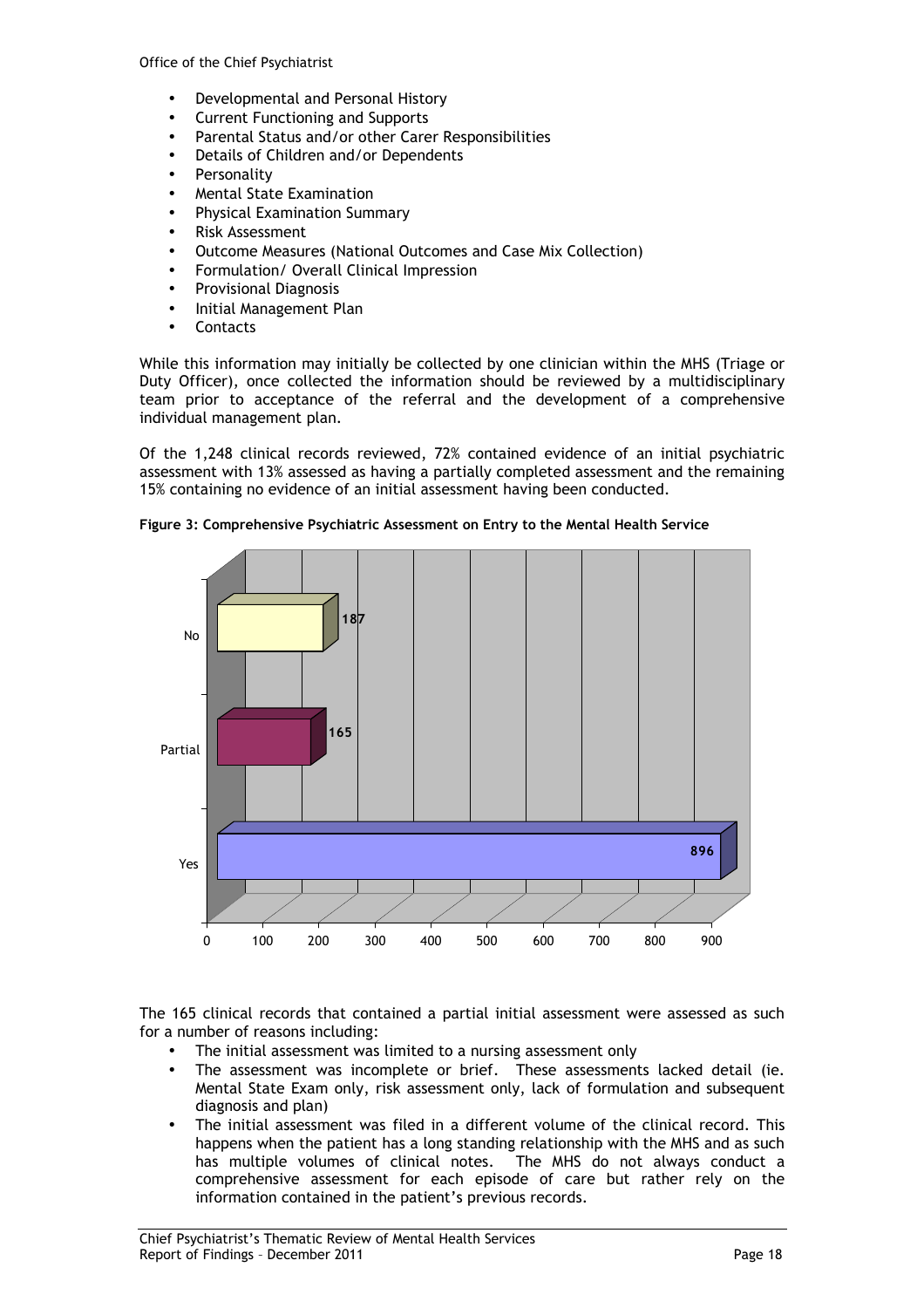- Developmental and Personal History
- Current Functioning and Supports
- Parental Status and/or other Carer Responsibilities
- Details of Children and/or Dependents
- Personality
- Mental State Examination
- Physical Examination Summary
- Risk Assessment
- Outcome Measures (National Outcomes and Case Mix Collection)
- Formulation/ Overall Clinical Impression
- Provisional Diagnosis
- Initial Management Plan
- Contacts

While this information may initially be collected by one clinician within the MHS (Triage or Duty Officer), once collected the information should be reviewed by a multidisciplinary team prior to acceptance of the referral and the development of a comprehensive individual management plan.

Of the 1,248 clinical records reviewed, 72% contained evidence of an initial psychiatric assessment with 13% assessed as having a partially completed assessment and the remaining 15% containing no evidence of an initial assessment having been conducted.

**Figure 3: Comprehensive Psychiatric Assessment on Entry to the Mental Health Service**

| Response | Number of records |
|---|---|
| No | 187 |
| Partial | 165 |
| Yes | 896 |

The 165 clinical records that contained a partial initial assessment were assessed as such for a number of reasons including:

- The initial assessment was limited to a nursing assessment only
- The assessment was incomplete or brief. These assessments lacked detail (ie. Mental State Exam only, risk assessment only, lack of formulation and subsequent diagnosis and plan)
- The initial assessment was filed in a different volume of the clinical record. This happens when the patient has a long standing relationship with the MHS and as such has multiple volumes of clinical notes. The MHS do not always conduct a comprehensive assessment for each episode of care but rather rely on the information contained in the patient's previous records.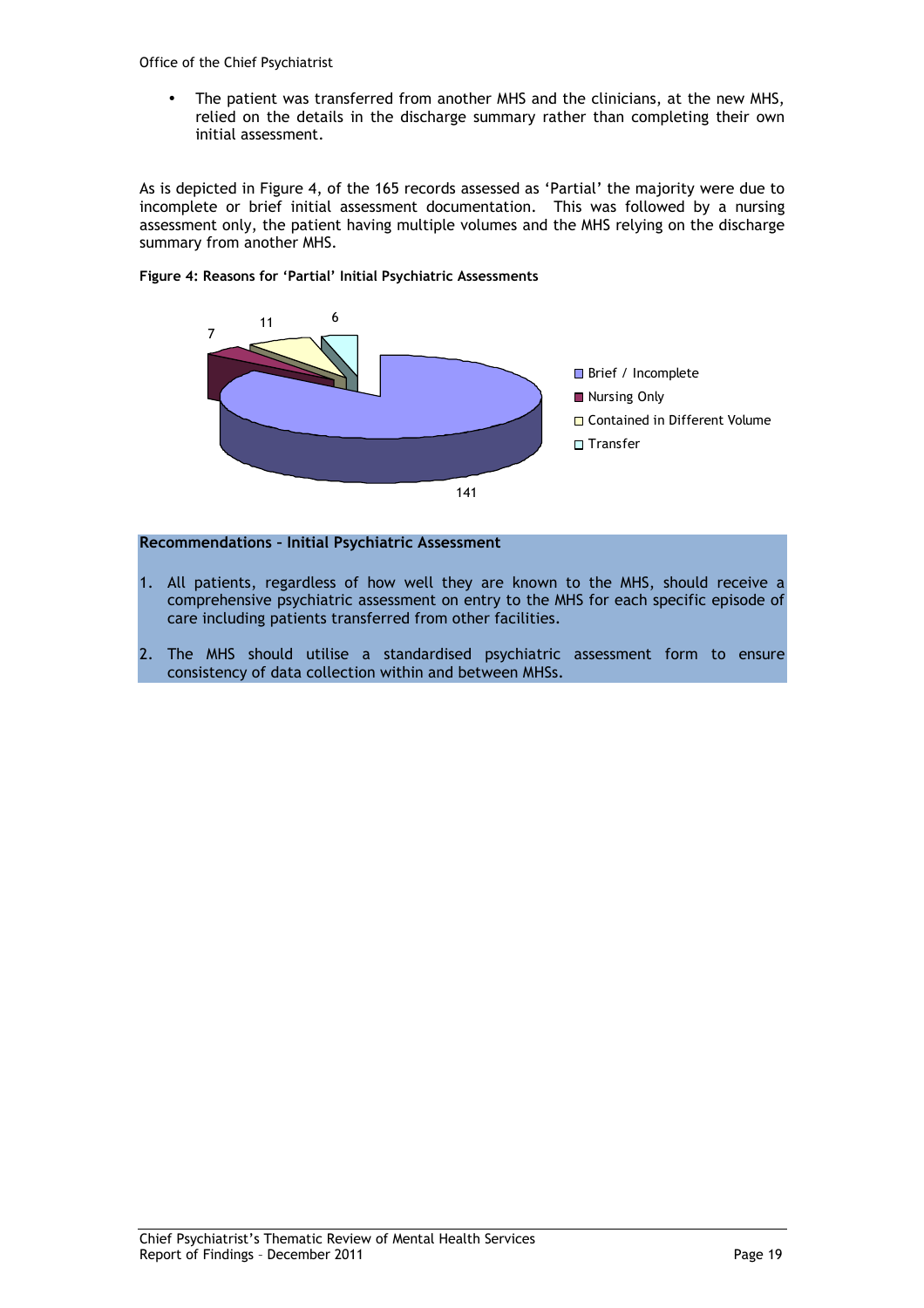- The patient was transferred from another MHS and the clinicians, at the new MHS, relied on the details in the discharge summary rather than completing their own initial assessment.

As is depicted in Figure 4, of the 165 records assessed as 'Partial' the majority were due to incomplete or brief initial assessment documentation. This was followed by a nursing assessment only, the patient having multiple volumes and the MHS relying on the discharge summary from another MHS.

**Figure 4: Reasons for 'Partial' Initial Psychiatric Assessments**

| Reason | Count |
|---|---|
| Brief / Incomplete | 141 |
| Nursing Only | 7 |
| Contained in Different Volume | 11 |
| Transfer | 6 |

**Recommendations – Initial Psychiatric Assessment**

1. All patients, regardless of how well they are known to the MHS, should receive a comprehensive psychiatric assessment on entry to the MHS for each specific episode of care including patients transferred from other facilities.
2. The MHS should utilise a standardised psychiatric assessment form to ensure consistency of data collection within and between MHSs.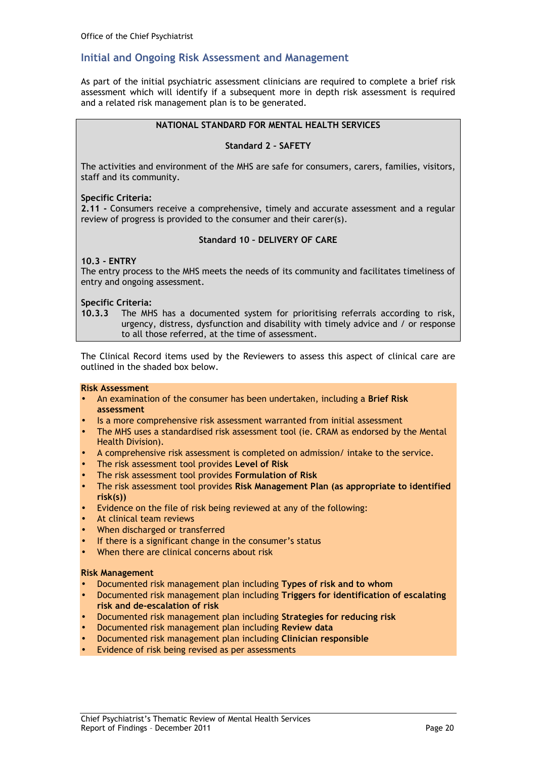## Initial and Ongoing Risk Assessment and Management

As part of the initial psychiatric assessment clinicians are required to complete a brief risk assessment which will identify if a subsequent more in depth risk assessment is required and a related risk management plan is to be generated.

**NATIONAL STANDARD FOR MENTAL HEALTH SERVICES**

**Standard 2 – SAFETY**

The activities and environment of the MHS are safe for consumers, carers, families, visitors, staff and its community.

**Specific Criteria:**
**2.11 -** Consumers receive a comprehensive, timely and accurate assessment and a regular review of progress is provided to the consumer and their carer(s).

**Standard 10 – DELIVERY OF CARE**

**10.3 - ENTRY**
The entry process to the MHS meets the needs of its community and facilitates timeliness of entry and ongoing assessment.

**Specific Criteria:**
**10.3.3** The MHS has a documented system for prioritising referrals according to risk, urgency, distress, dysfunction and disability with timely advice and / or response to all those referred, at the time of assessment.

The Clinical Record items used by the Reviewers to assess this aspect of clinical care are outlined in the shaded box below.

**Risk Assessment**

- An examination of the consumer has been undertaken, including a **Brief Risk assessment**
- Is a more comprehensive risk assessment warranted from initial assessment
- The MHS uses a standardised risk assessment tool (ie. CRAM as endorsed by the Mental Health Division).
- A comprehensive risk assessment is completed on admission/ intake to the service.
- The risk assessment tool provides **Level of Risk**
- The risk assessment tool provides **Formulation of Risk**
- The risk assessment tool provides **Risk Management Plan (as appropriate to identified risk(s))**
- Evidence on the file of risk being reviewed at any of the following:
- At clinical team reviews
- When discharged or transferred
- If there is a significant change in the consumer's status
- When there are clinical concerns about risk

**Risk Management**

- Documented risk management plan including **Types of risk and to whom**
- Documented risk management plan including **Triggers for identification of escalating risk and de-escalation of risk**
- Documented risk management plan including **Strategies for reducing risk**
- Documented risk management plan including **Review data**
- Documented risk management plan including **Clinician responsible**
- Evidence of risk being revised as per assessments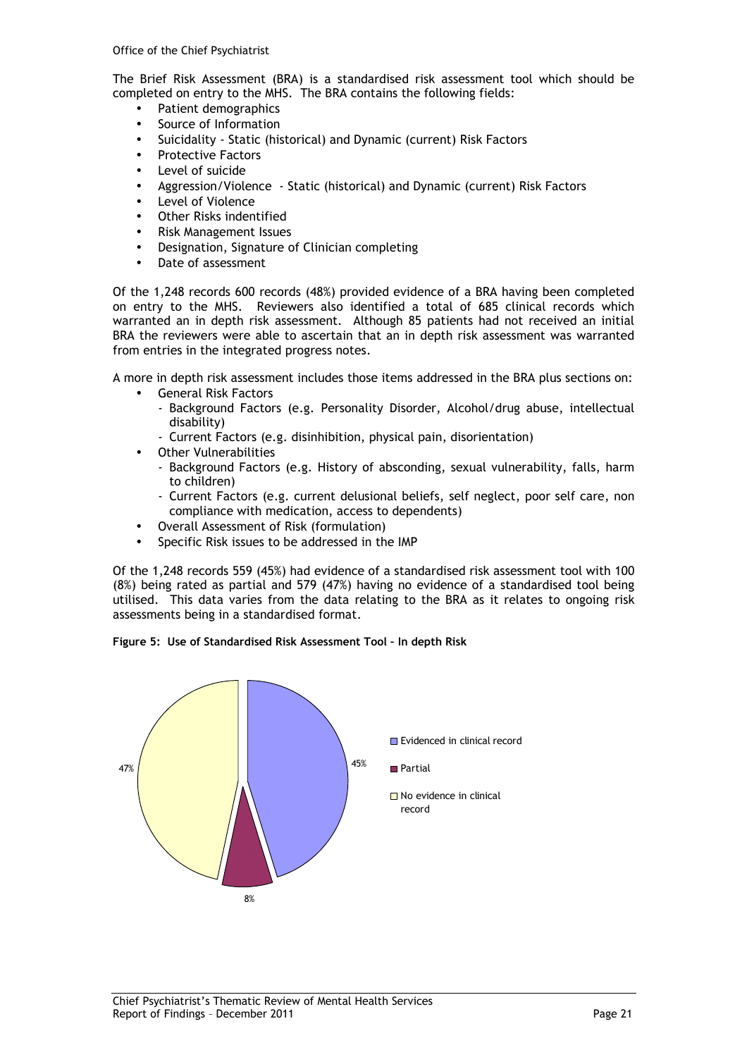The Brief Risk Assessment (BRA) is a standardised risk assessment tool which should be completed on entry to the MHS. The BRA contains the following fields:

- Patient demographics
- Source of Information
- Suicidality - Static (historical) and Dynamic (current) Risk Factors
- Protective Factors
- Level of suicide
- Aggression/Violence - Static (historical) and Dynamic (current) Risk Factors
- Level of Violence
- Other Risks indentified
- Risk Management Issues
- Designation, Signature of Clinician completing
- Date of assessment

Of the 1,248 records 600 records (48%) provided evidence of a BRA having been completed on entry to the MHS. Reviewers also identified a total of 685 clinical records which warranted an in depth risk assessment. Although 85 patients had not received an initial BRA the reviewers were able to ascertain that an in depth risk assessment was warranted from entries in the integrated progress notes.

A more in depth risk assessment includes those items addressed in the BRA plus sections on:

- General Risk Factors
  - Background Factors (e.g. Personality Disorder, Alcohol/drug abuse, intellectual disability)
  - Current Factors (e.g. disinhibition, physical pain, disorientation)
- Other Vulnerabilities
  - Background Factors (e.g. History of absconding, sexual vulnerability, falls, harm to children)
  - Current Factors (e.g. current delusional beliefs, self neglect, poor self care, non compliance with medication, access to dependents)
- Overall Assessment of Risk (formulation)
- Specific Risk issues to be addressed in the IMP

Of the 1,248 records 559 (45%) had evidence of a standardised risk assessment tool with 100 (8%) being rated as partial and 579 (47%) having no evidence of a standardised tool being utilised. This data varies from the data relating to the BRA as it relates to ongoing risk assessments being in a standardised format.

**Figure 5: Use of Standardised Risk Assessment Tool – In depth Risk**

| Category | Percentage |
|---|---|
| Evidenced in clinical record | 45% |
| Partial | 8% |
| No evidence in clinical record | 47% |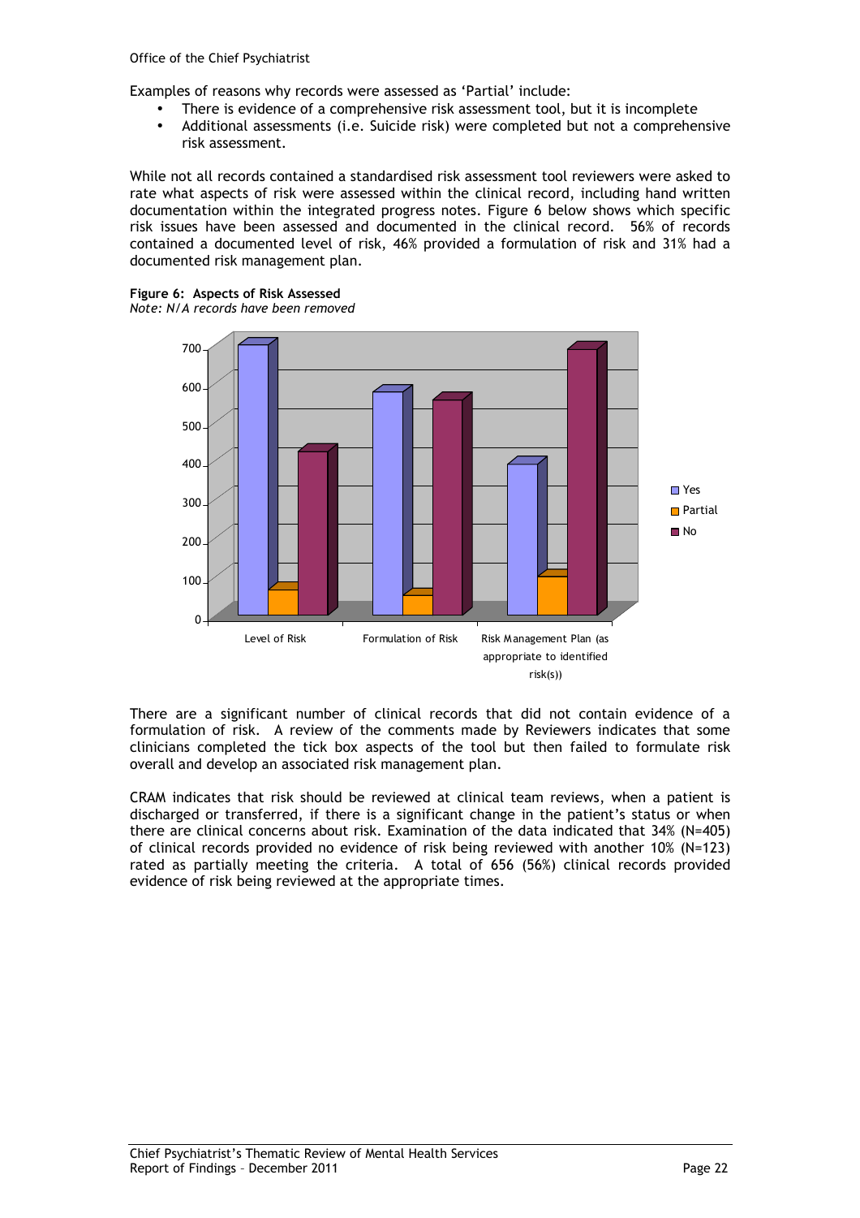Examples of reasons why records were assessed as 'Partial' include:

- There is evidence of a comprehensive risk assessment tool, but it is incomplete
- Additional assessments (i.e. Suicide risk) were completed but not a comprehensive risk assessment.

While not all records contained a standardised risk assessment tool reviewers were asked to rate what aspects of risk were assessed within the clinical record, including hand written documentation within the integrated progress notes. Figure 6 below shows which specific risk issues have been assessed and documented in the clinical record. 56% of records contained a documented level of risk, 46% provided a formulation of risk and 31% had a documented risk management plan.

**Figure 6: Aspects of Risk Assessed**
*Note: N/A records have been removed*

There are a significant number of clinical records that did not contain evidence of a formulation of risk. A review of the comments made by Reviewers indicates that some clinicians completed the tick box aspects of the tool but then failed to formulate risk overall and develop an associated risk management plan.

CRAM indicates that risk should be reviewed at clinical team reviews, when a patient is discharged or transferred, if there is a significant change in the patient's status or when there are clinical concerns about risk. Examination of the data indicated that 34% (N=405) of clinical records provided no evidence of risk being reviewed with another 10% (N=123) rated as partially meeting the criteria. A total of 656 (56%) clinical records provided evidence of risk being reviewed at the appropriate times.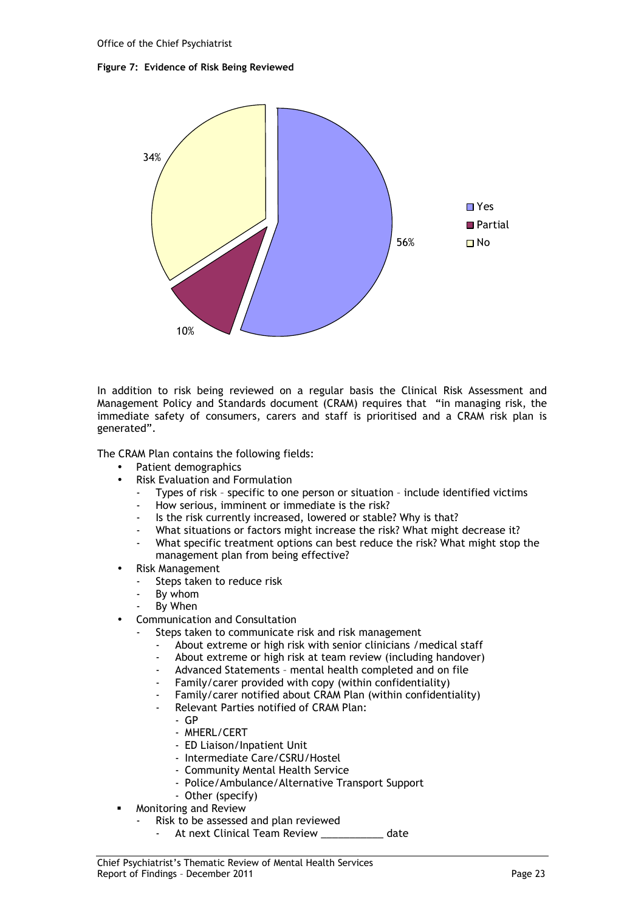**Figure 7: Evidence of Risk Being Reviewed**

| Response | Percentage |
|---|---|
| Yes | 56% |
| Partial | 10% |
| No | 34% |

In addition to risk being reviewed on a regular basis the Clinical Risk Assessment and Management Policy and Standards document (CRAM) requires that "in managing risk, the immediate safety of consumers, carers and staff is prioritised and a CRAM risk plan is generated".

The CRAM Plan contains the following fields:

- Patient demographics
- Risk Evaluation and Formulation
  - Types of risk – specific to one person or situation – include identified victims
  - How serious, imminent or immediate is the risk?
  - Is the risk currently increased, lowered or stable? Why is that?
  - What situations or factors might increase the risk? What might decrease it?
  - What specific treatment options can best reduce the risk? What might stop the management plan from being effective?
- Risk Management
  - Steps taken to reduce risk
  - By whom
  - By When
- Communication and Consultation
  - Steps taken to communicate risk and risk management
    - About extreme or high risk with senior clinicians /medical staff
    - About extreme or high risk at team review (including handover)
    - Advanced Statements – mental health completed and on file
    - Family/carer provided with copy (within confidentiality)
    - Family/carer notified about CRAM Plan (within confidentiality)
    - Relevant Parties notified of CRAM Plan:
      - GP
      - MHERL/CERT
      - ED Liaison/Inpatient Unit
      - Intermediate Care/CSRU/Hostel
      - Community Mental Health Service
      - Police/Ambulance/Alternative Transport Support
      - Other (specify)
- Monitoring and Review
  - Risk to be assessed and plan reviewed
    - At next Clinical Team Review ___________ date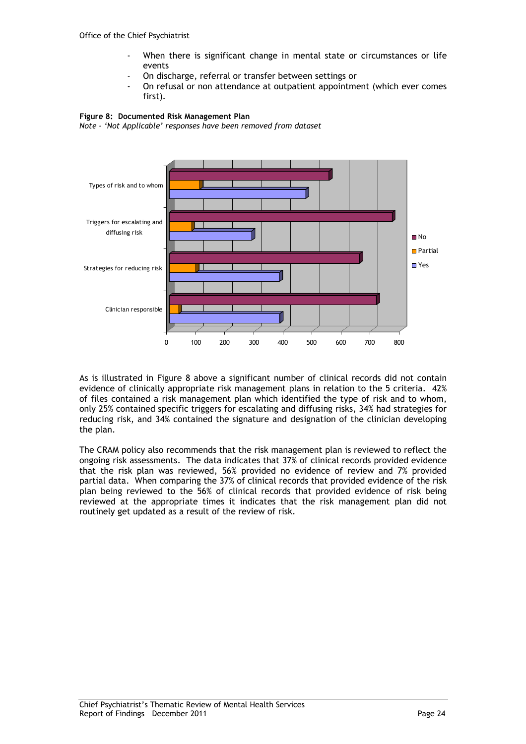- When there is significant change in mental state or circumstances or life events
- On discharge, referral or transfer between settings or
- On refusal or non attendance at outpatient appointment (which ever comes first).

**Figure 8: Documented Risk Management Plan**

*Note - 'Not Applicable' responses have been removed from dataset*

As is illustrated in Figure 8 above a significant number of clinical records did not contain evidence of clinically appropriate risk management plans in relation to the 5 criteria. 42% of files contained a risk management plan which identified the type of risk and to whom, only 25% contained specific triggers for escalating and diffusing risks, 34% had strategies for reducing risk, and 34% contained the signature and designation of the clinician developing the plan.

The CRAM policy also recommends that the risk management plan is reviewed to reflect the ongoing risk assessments. The data indicates that 37% of clinical records provided evidence that the risk plan was reviewed, 56% provided no evidence of review and 7% provided partial data. When comparing the 37% of clinical records that provided evidence of the risk plan being reviewed to the 56% of clinical records that provided evidence of risk being reviewed at the appropriate times it indicates that the risk management plan did not routinely get updated as a result of the review of risk.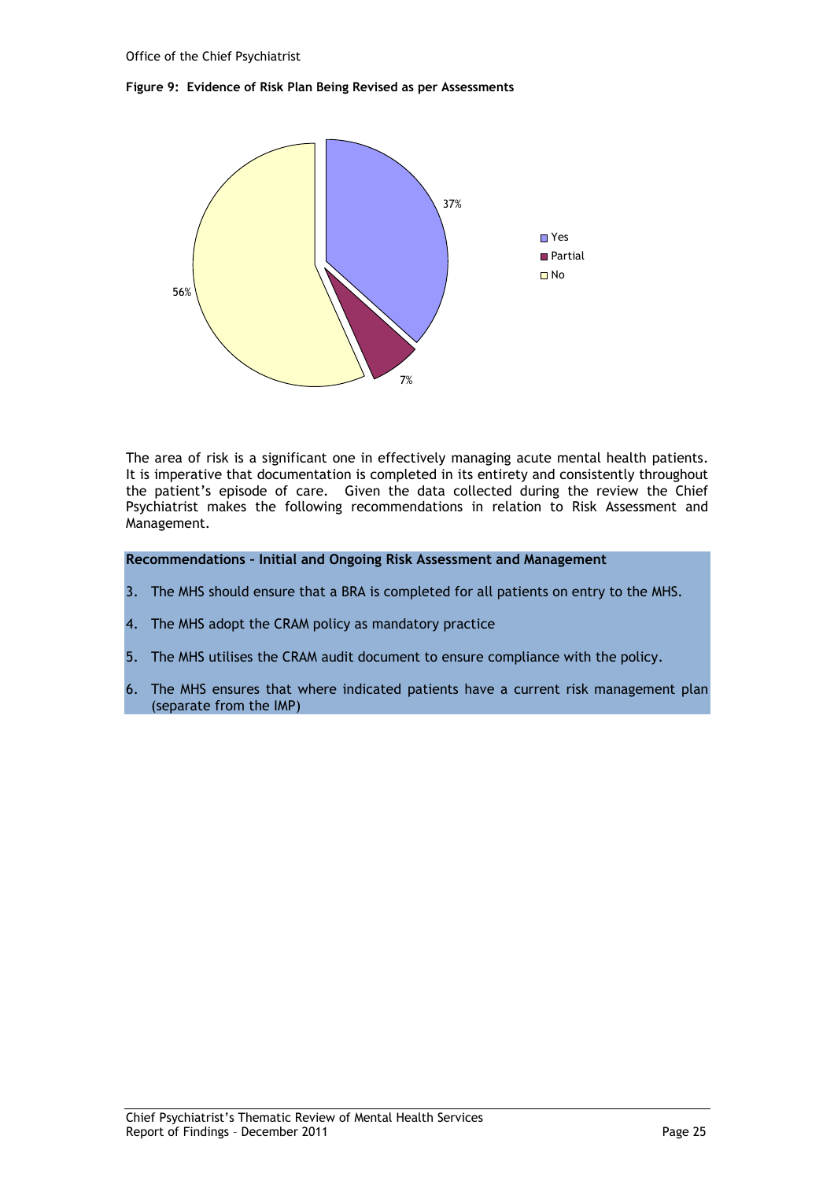**Figure 9: Evidence of Risk Plan Being Revised as per Assessments**

The area of risk is a significant one in effectively managing acute mental health patients. It is imperative that documentation is completed in its entirety and consistently throughout the patient's episode of care. Given the data collected during the review the Chief Psychiatrist makes the following recommendations in relation to Risk Assessment and Management.

**Recommendations – Initial and Ongoing Risk Assessment and Management**

3. The MHS should ensure that a BRA is completed for all patients on entry to the MHS.
4. The MHS adopt the CRAM policy as mandatory practice
5. The MHS utilises the CRAM audit document to ensure compliance with the policy.
6. The MHS ensures that where indicated patients have a current risk management plan (separate from the IMP)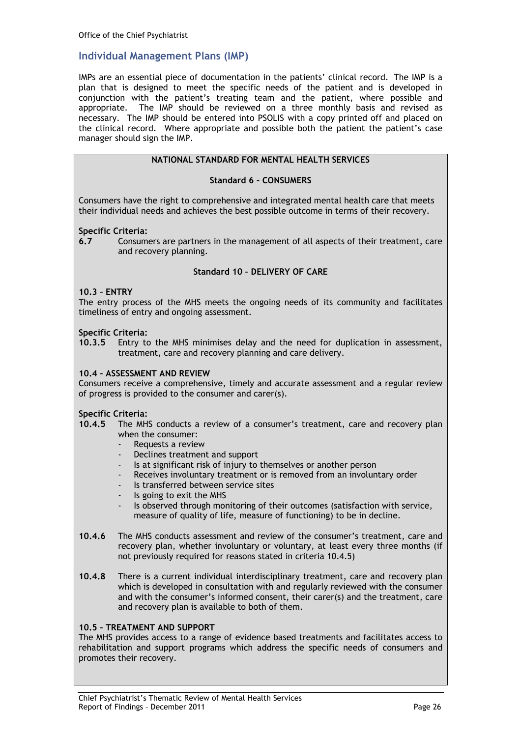## Individual Management Plans (IMP)

IMPs are an essential piece of documentation in the patients' clinical record. The IMP is a plan that is designed to meet the specific needs of the patient and is developed in conjunction with the patient's treating team and the patient, where possible and appropriate. The IMP should be reviewed on a three monthly basis and revised as necessary. The IMP should be entered into PSOLIS with a copy printed off and placed on the clinical record. Where appropriate and possible both the patient the patient's case manager should sign the IMP.

**NATIONAL STANDARD FOR MENTAL HEALTH SERVICES**

**Standard 6 – CONSUMERS**

Consumers have the right to comprehensive and integrated mental health care that meets their individual needs and achieves the best possible outcome in terms of their recovery.

**Specific Criteria:**

**6.7** Consumers are partners in the management of all aspects of their treatment, care and recovery planning.

**Standard 10 – DELIVERY OF CARE**

**10.3 – ENTRY**

The entry process of the MHS meets the ongoing needs of its community and facilitates timeliness of entry and ongoing assessment.

**Specific Criteria:**

**10.3.5** Entry to the MHS minimises delay and the need for duplication in assessment, treatment, care and recovery planning and care delivery.

**10.4 – ASSESSMENT AND REVIEW**

Consumers receive a comprehensive, timely and accurate assessment and a regular review of progress is provided to the consumer and carer(s).

**Specific Criteria:**

**10.4.5** The MHS conducts a review of a consumer's treatment, care and recovery plan when the consumer:

- Requests a review
- Declines treatment and support
- Is at significant risk of injury to themselves or another person
- Receives involuntary treatment or is removed from an involuntary order
- Is transferred between service sites
- Is going to exit the MHS
- Is observed through monitoring of their outcomes (satisfaction with service, measure of quality of life, measure of functioning) to be in decline.

**10.4.6** The MHS conducts assessment and review of the consumer's treatment, care and recovery plan, whether involuntary or voluntary, at least every three months (if not previously required for reasons stated in criteria 10.4.5)

**10.4.8** There is a current individual interdisciplinary treatment, care and recovery plan which is developed in consultation with and regularly reviewed with the consumer and with the consumer's informed consent, their carer(s) and the treatment, care and recovery plan is available to both of them.

**10.5 – TREATMENT AND SUPPORT**

The MHS provides access to a range of evidence based treatments and facilitates access to rehabilitation and support programs which address the specific needs of consumers and promotes their recovery.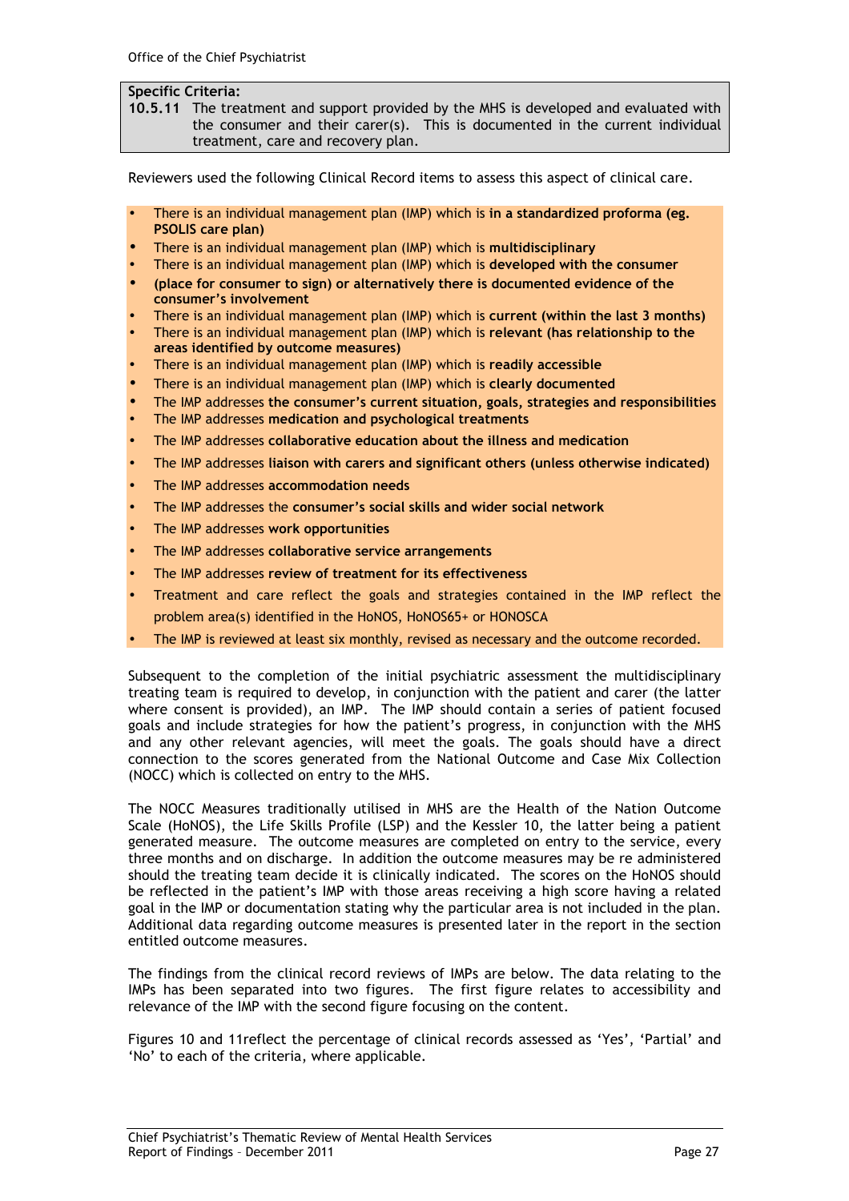**Specific Criteria:**
**10.5.11** The treatment and support provided by the MHS is developed and evaluated with the consumer and their carer(s). This is documented in the current individual treatment, care and recovery plan.

Reviewers used the following Clinical Record items to assess this aspect of clinical care.

- There is an individual management plan (IMP) which is **in a standardized proforma (eg. PSOLIS care plan)**
- There is an individual management plan (IMP) which is **multidisciplinary**
- There is an individual management plan (IMP) which is **developed with the consumer**
- **(place for consumer to sign) or alternatively there is documented evidence of the consumer's involvement**
- There is an individual management plan (IMP) which is **current (within the last 3 months)**
- There is an individual management plan (IMP) which is **relevant (has relationship to the areas identified by outcome measures)**
- There is an individual management plan (IMP) which is **readily accessible**
- There is an individual management plan (IMP) which is **clearly documented**
- The IMP addresses **the consumer's current situation, goals, strategies and responsibilities**
- The IMP addresses **medication and psychological treatments**
- The IMP addresses **collaborative education about the illness and medication**
- The IMP addresses **liaison with carers and significant others (unless otherwise indicated)**
- The IMP addresses **accommodation needs**
- The IMP addresses the **consumer's social skills and wider social network**
- The IMP addresses **work opportunities**
- The IMP addresses **collaborative service arrangements**
- The IMP addresses **review of treatment for its effectiveness**
- Treatment and care reflect the goals and strategies contained in the IMP reflect the problem area(s) identified in the HoNOS, HoNOS65+ or HONOSCA
- The IMP is reviewed at least six monthly, revised as necessary and the outcome recorded.

Subsequent to the completion of the initial psychiatric assessment the multidisciplinary treating team is required to develop, in conjunction with the patient and carer (the latter where consent is provided), an IMP. The IMP should contain a series of patient focused goals and include strategies for how the patient's progress, in conjunction with the MHS and any other relevant agencies, will meet the goals. The goals should have a direct connection to the scores generated from the National Outcome and Case Mix Collection (NOCC) which is collected on entry to the MHS.

The NOCC Measures traditionally utilised in MHS are the Health of the Nation Outcome Scale (HoNOS), the Life Skills Profile (LSP) and the Kessler 10, the latter being a patient generated measure. The outcome measures are completed on entry to the service, every three months and on discharge. In addition the outcome measures may be re administered should the treating team decide it is clinically indicated. The scores on the HoNOS should be reflected in the patient's IMP with those areas receiving a high score having a related goal in the IMP or documentation stating why the particular area is not included in the plan. Additional data regarding outcome measures is presented later in the report in the section entitled outcome measures.

The findings from the clinical record reviews of IMPs are below. The data relating to the IMPs has been separated into two figures. The first figure relates to accessibility and relevance of the IMP with the second figure focusing on the content.

Figures 10 and 11reflect the percentage of clinical records assessed as 'Yes', 'Partial' and 'No' to each of the criteria, where applicable.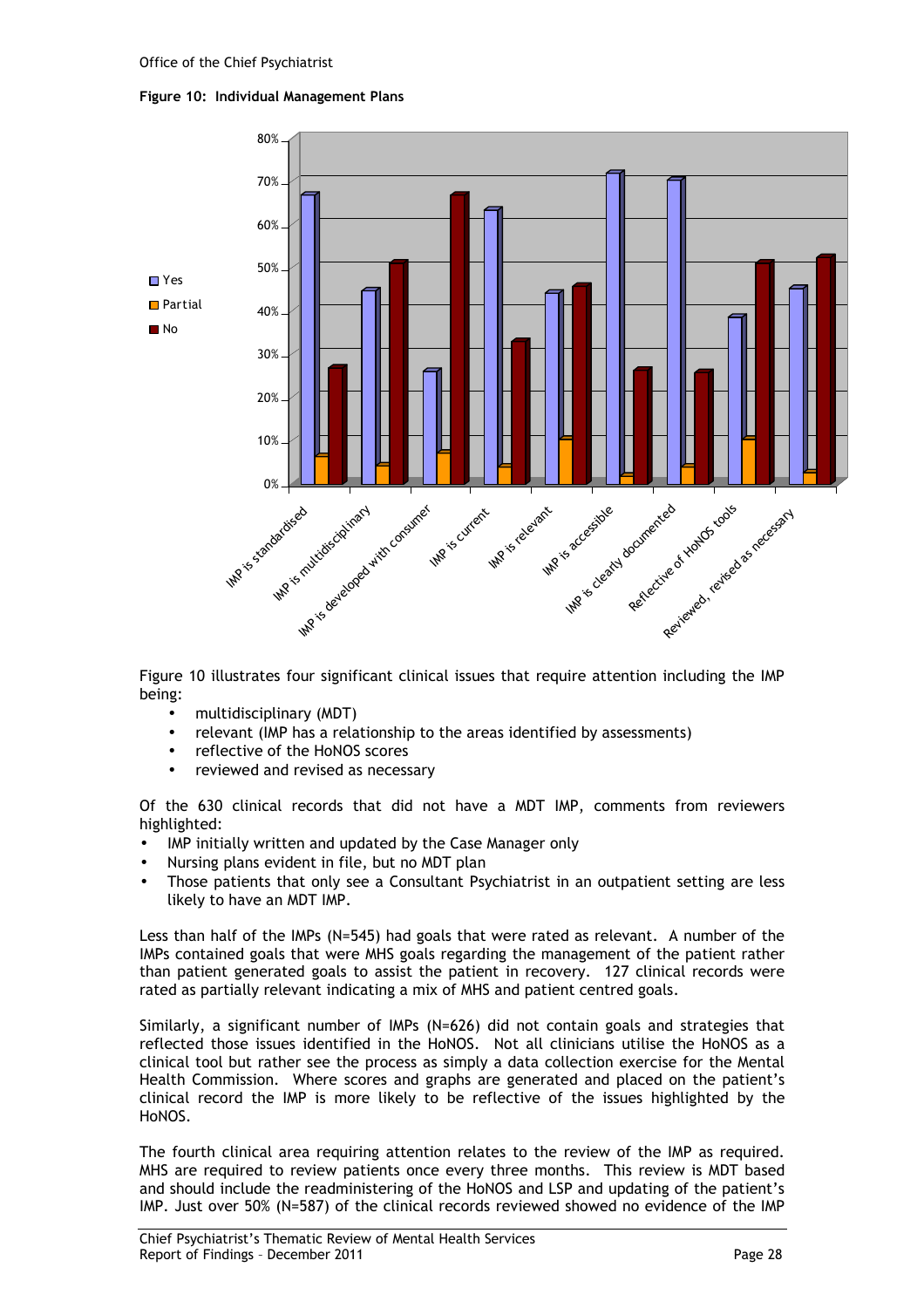**Figure 10: Individual Management Plans**

Figure 10 illustrates four significant clinical issues that require attention including the IMP being:

- multidisciplinary (MDT)
- relevant (IMP has a relationship to the areas identified by assessments)
- reflective of the HoNOS scores
- reviewed and revised as necessary

Of the 630 clinical records that did not have a MDT IMP, comments from reviewers highlighted:

- IMP initially written and updated by the Case Manager only
- Nursing plans evident in file, but no MDT plan
- Those patients that only see a Consultant Psychiatrist in an outpatient setting are less likely to have an MDT IMP.

Less than half of the IMPs (N=545) had goals that were rated as relevant. A number of the IMPs contained goals that were MHS goals regarding the management of the patient rather than patient generated goals to assist the patient in recovery. 127 clinical records were rated as partially relevant indicating a mix of MHS and patient centred goals.

Similarly, a significant number of IMPs (N=626) did not contain goals and strategies that reflected those issues identified in the HoNOS. Not all clinicians utilise the HoNOS as a clinical tool but rather see the process as simply a data collection exercise for the Mental Health Commission. Where scores and graphs are generated and placed on the patient's clinical record the IMP is more likely to be reflective of the issues highlighted by the HoNOS.

The fourth clinical area requiring attention relates to the review of the IMP as required. MHS are required to review patients once every three months. This review is MDT based and should include the readministering of the HoNOS and LSP and updating of the patient's IMP. Just over 50% (N=587) of the clinical records reviewed showed no evidence of the IMP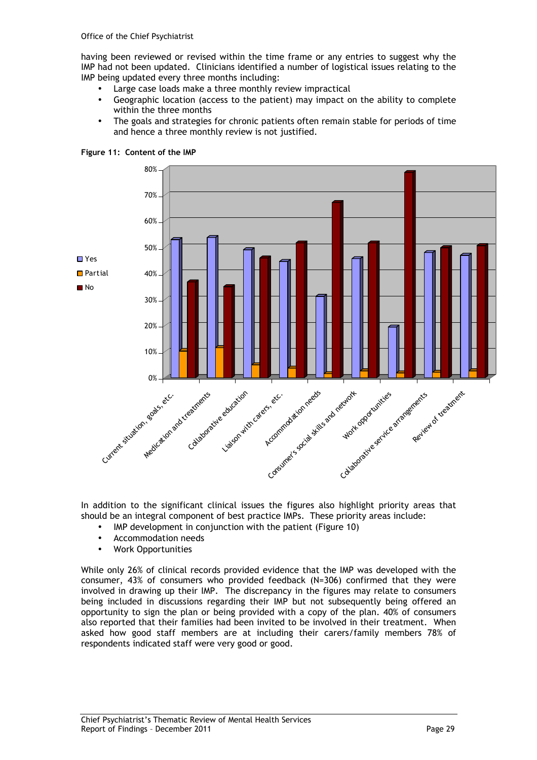having been reviewed or revised within the time frame or any entries to suggest why the IMP had not been updated. Clinicians identified a number of logistical issues relating to the IMP being updated every three months including:

- Large case loads make a three monthly review impractical
- Geographic location (access to the patient) may impact on the ability to complete within the three months
- The goals and strategies for chronic patients often remain stable for periods of time and hence a three monthly review is not justified.

**Figure 11: Content of the IMP**

In addition to the significant clinical issues the figures also highlight priority areas that should be an integral component of best practice IMPs. These priority areas include:

- IMP development in conjunction with the patient (Figure 10)
- Accommodation needs
- Work Opportunities

While only 26% of clinical records provided evidence that the IMP was developed with the consumer, 43% of consumers who provided feedback (N=306) confirmed that they were involved in drawing up their IMP. The discrepancy in the figures may relate to consumers being included in discussions regarding their IMP but not subsequently being offered an opportunity to sign the plan or being provided with a copy of the plan. 40% of consumers also reported that their families had been invited to be involved in their treatment. When asked how good staff members are at including their carers/family members 78% of respondents indicated staff were very good or good.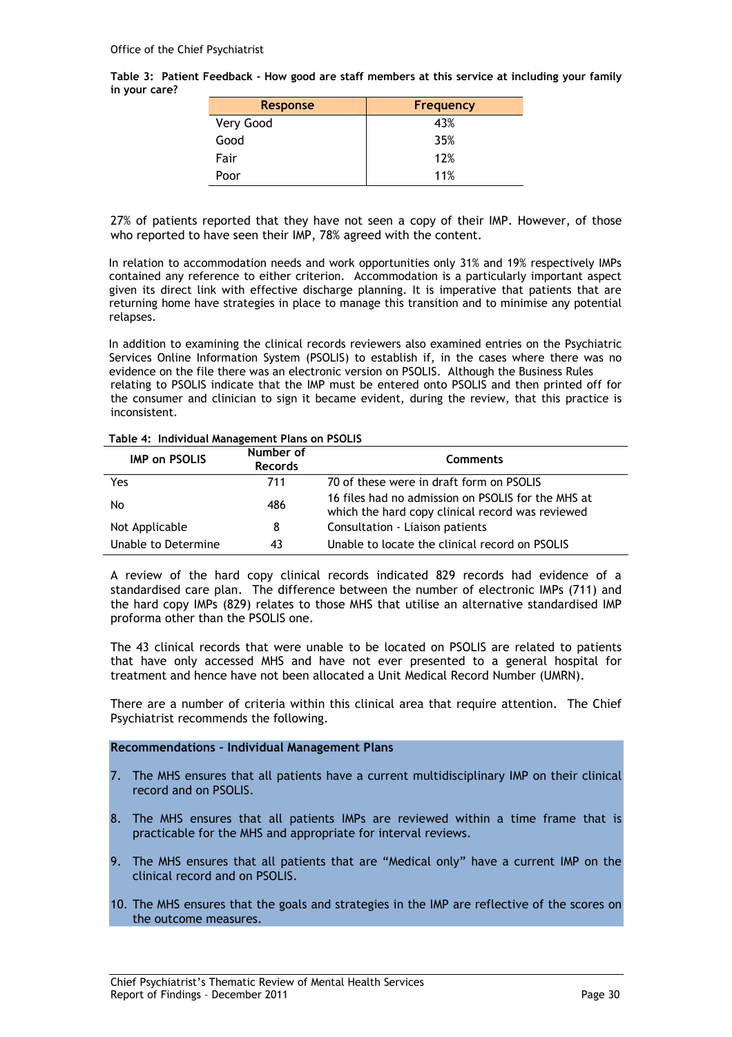**Table 3: Patient Feedback - How good are staff members at this service at including your family in your care?**

| Response | Frequency |
|---|---|
| Very Good | 43% |
| Good | 35% |
| Fair | 12% |
| Poor | 11% |

27% of patients reported that they have not seen a copy of their IMP. However, of those who reported to have seen their IMP, 78% agreed with the content.

In relation to accommodation needs and work opportunities only 31% and 19% respectively IMPs contained any reference to either criterion. Accommodation is a particularly important aspect given its direct link with effective discharge planning. It is imperative that patients that are returning home have strategies in place to manage this transition and to minimise any potential relapses.

In addition to examining the clinical records reviewers also examined entries on the Psychiatric Services Online Information System (PSOLIS) to establish if, in the cases where there was no evidence on the file there was an electronic version on PSOLIS. Although the Business Rules relating to PSOLIS indicate that the IMP must be entered onto PSOLIS and then printed off for the consumer and clinician to sign it became evident, during the review, that this practice is inconsistent.

**Table 4: Individual Management Plans on PSOLIS**

| IMP on PSOLIS | Number of Records | Comments |
|---|---|---|
| Yes | 711 | 70 of these were in draft form on PSOLIS |
| No | 486 | 16 files had no admission on PSOLIS for the MHS at which the hard copy clinical record was reviewed |
| Not Applicable | 8 | Consultation - Liaison patients |
| Unable to Determine | 43 | Unable to locate the clinical record on PSOLIS |

A review of the hard copy clinical records indicated 829 records had evidence of a standardised care plan. The difference between the number of electronic IMPs (711) and the hard copy IMPs (829) relates to those MHS that utilise an alternative standardised IMP proforma other than the PSOLIS one.

The 43 clinical records that were unable to be located on PSOLIS are related to patients that have only accessed MHS and have not ever presented to a general hospital for treatment and hence have not been allocated a Unit Medical Record Number (UMRN).

There are a number of criteria within this clinical area that require attention. The Chief Psychiatrist recommends the following.

**Recommendations – Individual Management Plans**

7. The MHS ensures that all patients have a current multidisciplinary IMP on their clinical record and on PSOLIS.

8. The MHS ensures that all patients IMPs are reviewed within a time frame that is practicable for the MHS and appropriate for interval reviews.

9. The MHS ensures that all patients that are “Medical only” have a current IMP on the clinical record and on PSOLIS.

10. The MHS ensures that the goals and strategies in the IMP are reflective of the scores on the outcome measures.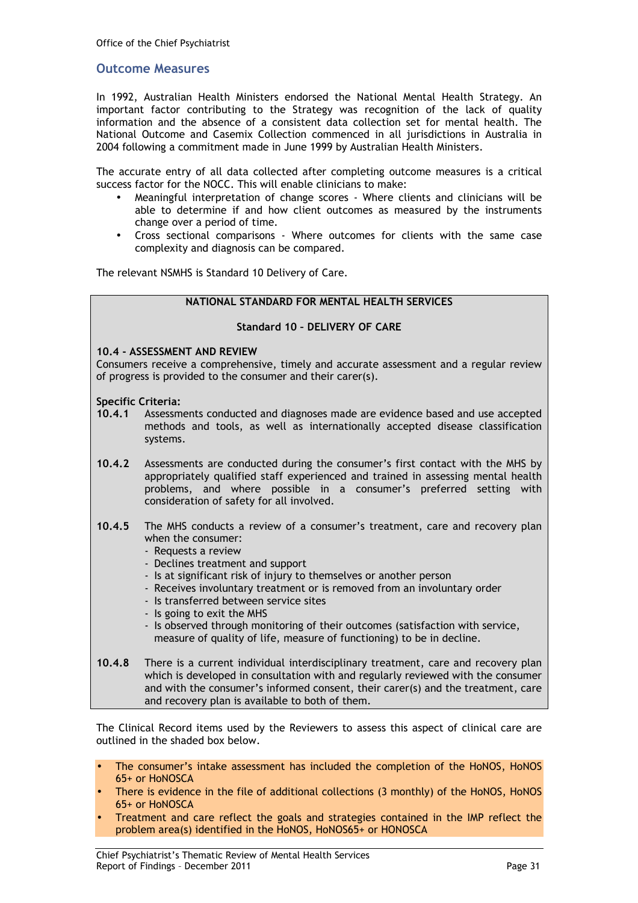## Outcome Measures

In 1992, Australian Health Ministers endorsed the National Mental Health Strategy. An important factor contributing to the Strategy was recognition of the lack of quality information and the absence of a consistent data collection set for mental health. The National Outcome and Casemix Collection commenced in all jurisdictions in Australia in 2004 following a commitment made in June 1999 by Australian Health Ministers.

The accurate entry of all data collected after completing outcome measures is a critical success factor for the NOCC. This will enable clinicians to make:

- Meaningful interpretation of change scores - Where clients and clinicians will be able to determine if and how client outcomes as measured by the instruments change over a period of time.
- Cross sectional comparisons - Where outcomes for clients with the same case complexity and diagnosis can be compared.

The relevant NSMHS is Standard 10 Delivery of Care.

**NATIONAL STANDARD FOR MENTAL HEALTH SERVICES**

**Standard 10 – DELIVERY OF CARE**

**10.4 - ASSESSMENT AND REVIEW**
Consumers receive a comprehensive, timely and accurate assessment and a regular review of progress is provided to the consumer and their carer(s).

**Specific Criteria:**

**10.4.1** Assessments conducted and diagnoses made are evidence based and use accepted methods and tools, as well as internationally accepted disease classification systems.

**10.4.2** Assessments are conducted during the consumer's first contact with the MHS by appropriately qualified staff experienced and trained in assessing mental health problems, and where possible in a consumer's preferred setting with consideration of safety for all involved.

**10.4.5** The MHS conducts a review of a consumer's treatment, care and recovery plan when the consumer:
- Requests a review
- Declines treatment and support
- Is at significant risk of injury to themselves or another person
- Receives involuntary treatment or is removed from an involuntary order
- Is transferred between service sites
- Is going to exit the MHS
- Is observed through monitoring of their outcomes (satisfaction with service, measure of quality of life, measure of functioning) to be in decline.

**10.4.8** There is a current individual interdisciplinary treatment, care and recovery plan which is developed in consultation with and regularly reviewed with the consumer and with the consumer's informed consent, their carer(s) and the treatment, care and recovery plan is available to both of them.

The Clinical Record items used by the Reviewers to assess this aspect of clinical care are outlined in the shaded box below.

- The consumer's intake assessment has included the completion of the HoNOS, HoNOS 65+ or HoNOSCA
- There is evidence in the file of additional collections (3 monthly) of the HoNOS, HoNOS 65+ or HoNOSCA
- Treatment and care reflect the goals and strategies contained in the IMP reflect the problem area(s) identified in the HoNOS, HoNOS65+ or HONOSCA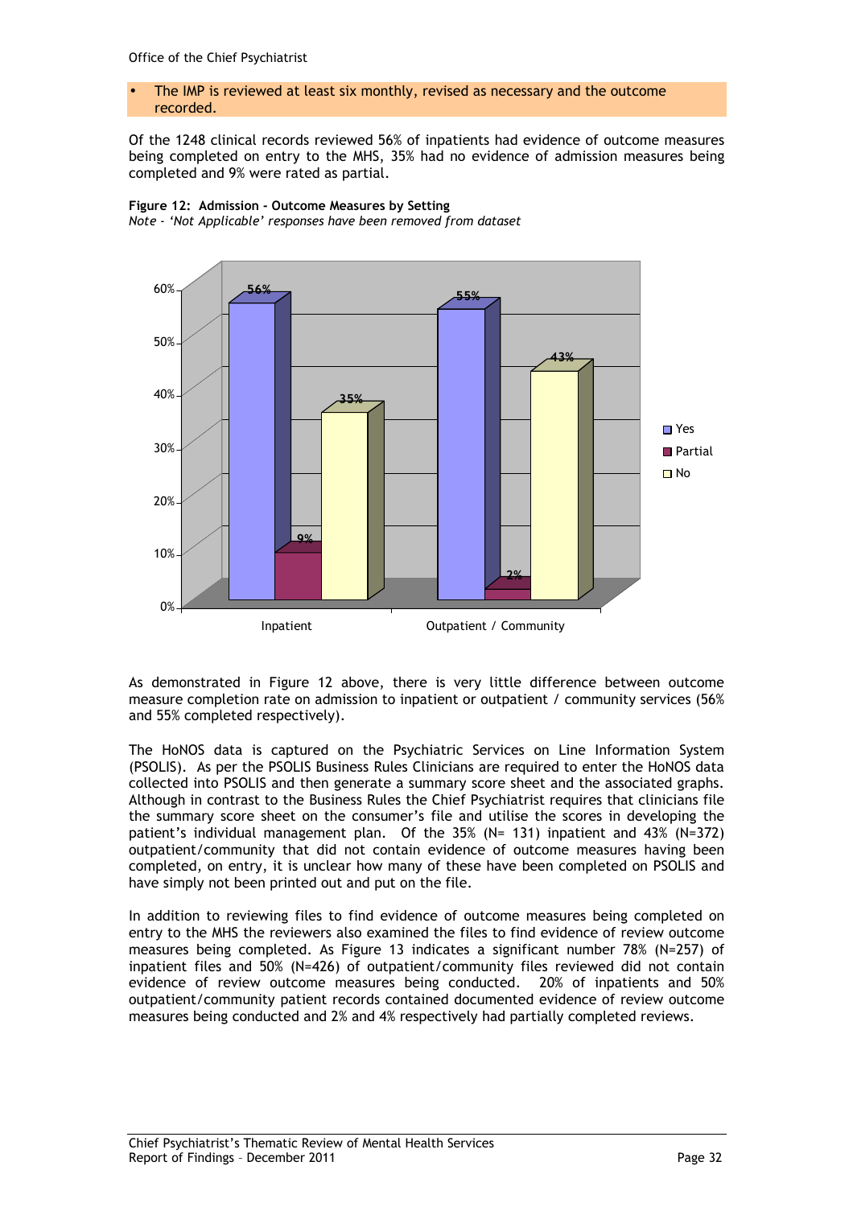- The IMP is reviewed at least six monthly, revised as necessary and the outcome recorded.

Of the 1248 clinical records reviewed 56% of inpatients had evidence of outcome measures being completed on entry to the MHS, 35% had no evidence of admission measures being completed and 9% were rated as partial.

**Figure 12: Admission - Outcome Measures by Setting**
*Note - 'Not Applicable' responses have been removed from dataset*

| Setting | Yes | Partial | No |
|---|---|---|---|
| Inpatient | 56% | 9% | 35% |
| Outpatient / Community | 55% | 2% | 43% |

As demonstrated in Figure 12 above, there is very little difference between outcome measure completion rate on admission to inpatient or outpatient / community services (56% and 55% completed respectively).

The HoNOS data is captured on the Psychiatric Services on Line Information System (PSOLIS). As per the PSOLIS Business Rules Clinicians are required to enter the HoNOS data collected into PSOLIS and then generate a summary score sheet and the associated graphs. Although in contrast to the Business Rules the Chief Psychiatrist requires that clinicians file the summary score sheet on the consumer's file and utilise the scores in developing the patient's individual management plan. Of the 35% (N= 131) inpatient and 43% (N=372) outpatient/community that did not contain evidence of outcome measures having been completed, on entry, it is unclear how many of these have been completed on PSOLIS and have simply not been printed out and put on the file.

In addition to reviewing files to find evidence of outcome measures being completed on entry to the MHS the reviewers also examined the files to find evidence of review outcome measures being completed. As Figure 13 indicates a significant number 78% (N=257) of inpatient files and 50% (N=426) of outpatient/community files reviewed did not contain evidence of review outcome measures being conducted. 20% of inpatients and 50% outpatient/community patient records contained documented evidence of review outcome measures being conducted and 2% and 4% respectively had partially completed reviews.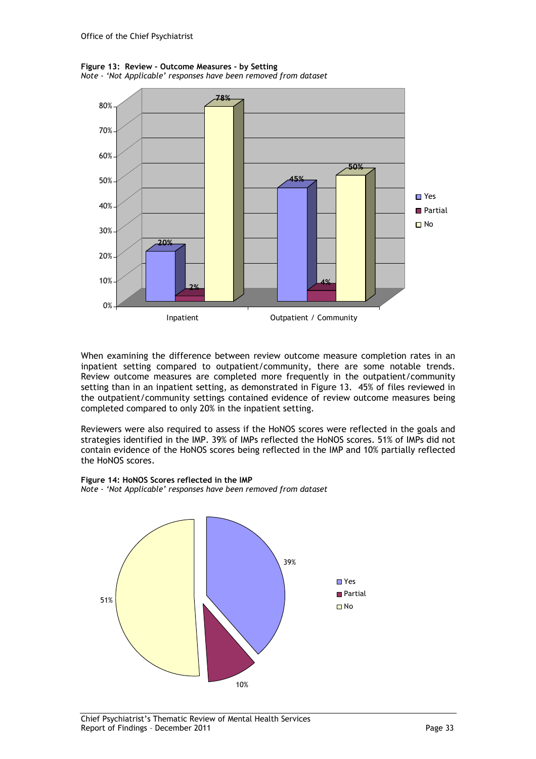**Figure 13: Review - Outcome Measures - by Setting**
*Note - 'Not Applicable' responses have been removed from dataset*

When examining the difference between review outcome measure completion rates in an inpatient setting compared to outpatient/community, there are some notable trends. Review outcome measures are completed more frequently in the outpatient/community setting than in an inpatient setting, as demonstrated in Figure 13. 45% of files reviewed in the outpatient/community settings contained evidence of review outcome measures being completed compared to only 20% in the inpatient setting.

Reviewers were also required to assess if the HoNOS scores were reflected in the goals and strategies identified in the IMP. 39% of IMPs reflected the HoNOS scores. 51% of IMPs did not contain evidence of the HoNOS scores being reflected in the IMP and 10% partially reflected the HoNOS scores.

**Figure 14: HoNOS Scores reflected in the IMP**
*Note - 'Not Applicable' responses have been removed from dataset*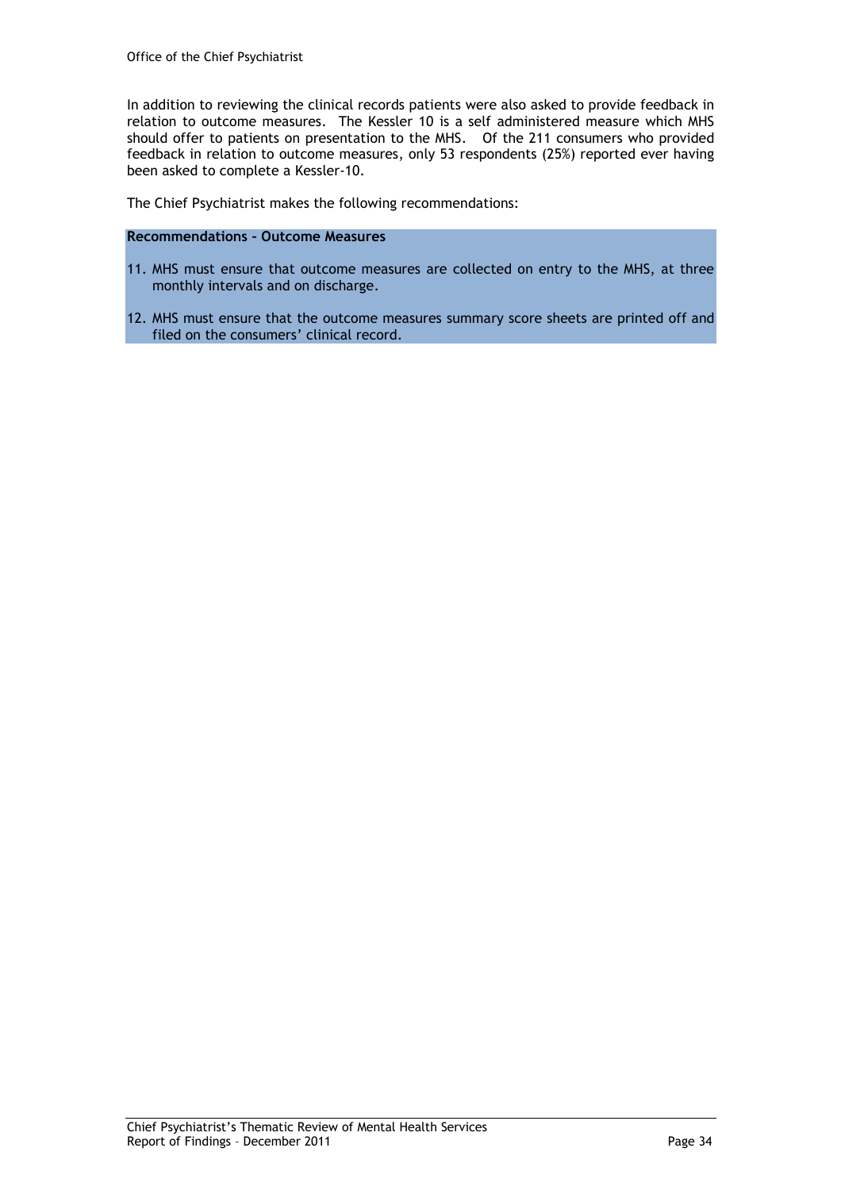In addition to reviewing the clinical records patients were also asked to provide feedback in relation to outcome measures. The Kessler 10 is a self administered measure which MHS should offer to patients on presentation to the MHS. Of the 211 consumers who provided feedback in relation to outcome measures, only 53 respondents (25%) reported ever having been asked to complete a Kessler-10.

The Chief Psychiatrist makes the following recommendations:

**Recommendations – Outcome Measures**

11. MHS must ensure that outcome measures are collected on entry to the MHS, at three monthly intervals and on discharge.
12. MHS must ensure that the outcome measures summary score sheets are printed off and filed on the consumers' clinical record.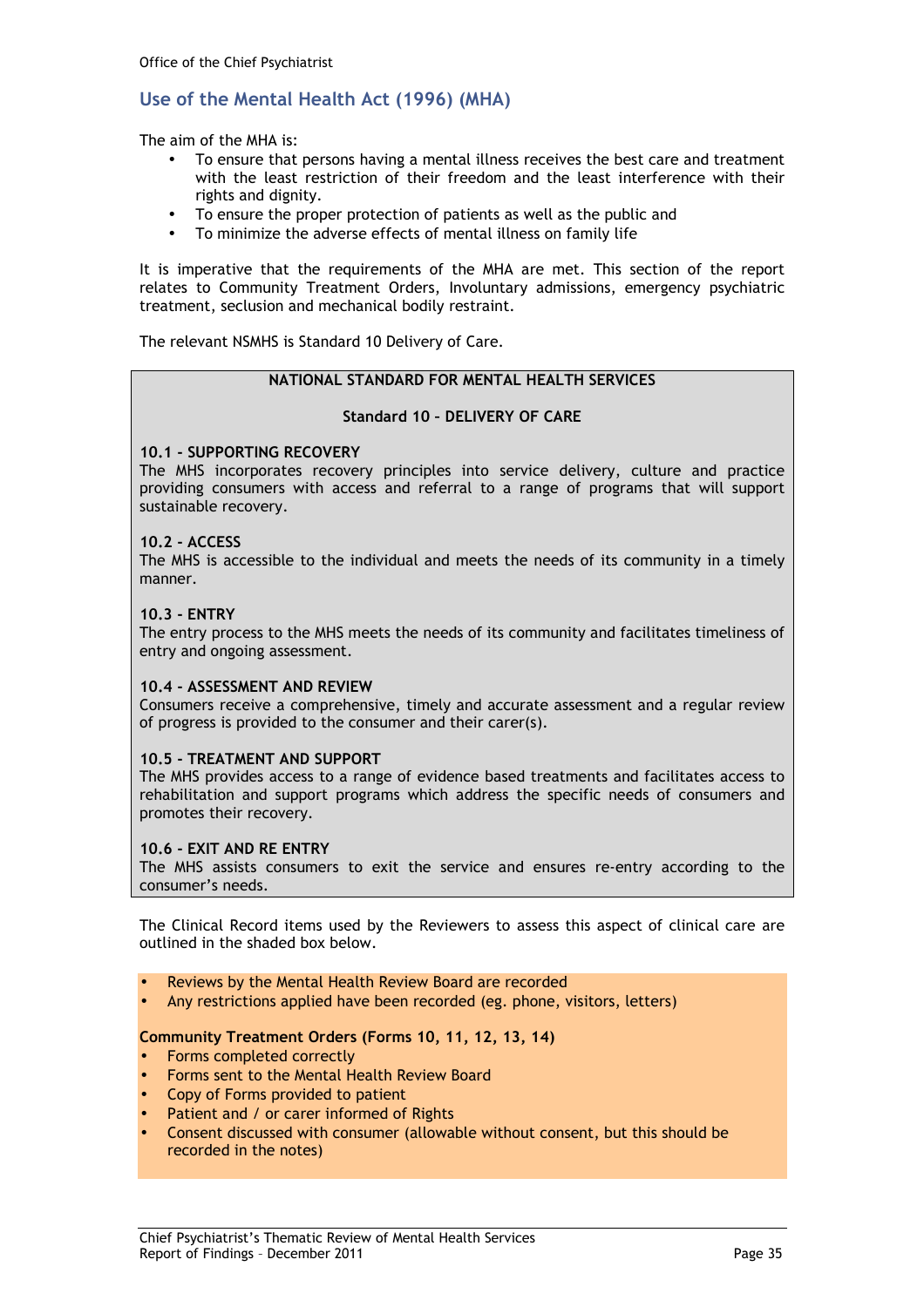## Use of the Mental Health Act (1996) (MHA)

The aim of the MHA is:

- To ensure that persons having a mental illness receives the best care and treatment with the least restriction of their freedom and the least interference with their rights and dignity.
- To ensure the proper protection of patients as well as the public and
- To minimize the adverse effects of mental illness on family life

It is imperative that the requirements of the MHA are met. This section of the report relates to Community Treatment Orders, Involuntary admissions, emergency psychiatric treatment, seclusion and mechanical bodily restraint.

The relevant NSMHS is Standard 10 Delivery of Care.

**NATIONAL STANDARD FOR MENTAL HEALTH SERVICES**

**Standard 10 – DELIVERY OF CARE**

**10.1 - SUPPORTING RECOVERY**
The MHS incorporates recovery principles into service delivery, culture and practice providing consumers with access and referral to a range of programs that will support sustainable recovery.

**10.2 - ACCESS**
The MHS is accessible to the individual and meets the needs of its community in a timely manner.

**10.3 - ENTRY**
The entry process to the MHS meets the needs of its community and facilitates timeliness of entry and ongoing assessment.

**10.4 - ASSESSMENT AND REVIEW**
Consumers receive a comprehensive, timely and accurate assessment and a regular review of progress is provided to the consumer and their carer(s).

**10.5 - TREATMENT AND SUPPORT**
The MHS provides access to a range of evidence based treatments and facilitates access to rehabilitation and support programs which address the specific needs of consumers and promotes their recovery.

**10.6 - EXIT AND RE ENTRY**
The MHS assists consumers to exit the service and ensures re-entry according to the consumer's needs.

The Clinical Record items used by the Reviewers to assess this aspect of clinical care are outlined in the shaded box below.

- Reviews by the Mental Health Review Board are recorded
- Any restrictions applied have been recorded (eg. phone, visitors, letters)

**Community Treatment Orders (Forms 10, 11, 12, 13, 14)**

- Forms completed correctly
- Forms sent to the Mental Health Review Board
- Copy of Forms provided to patient
- Patient and / or carer informed of Rights
- Consent discussed with consumer (allowable without consent, but this should be recorded in the notes)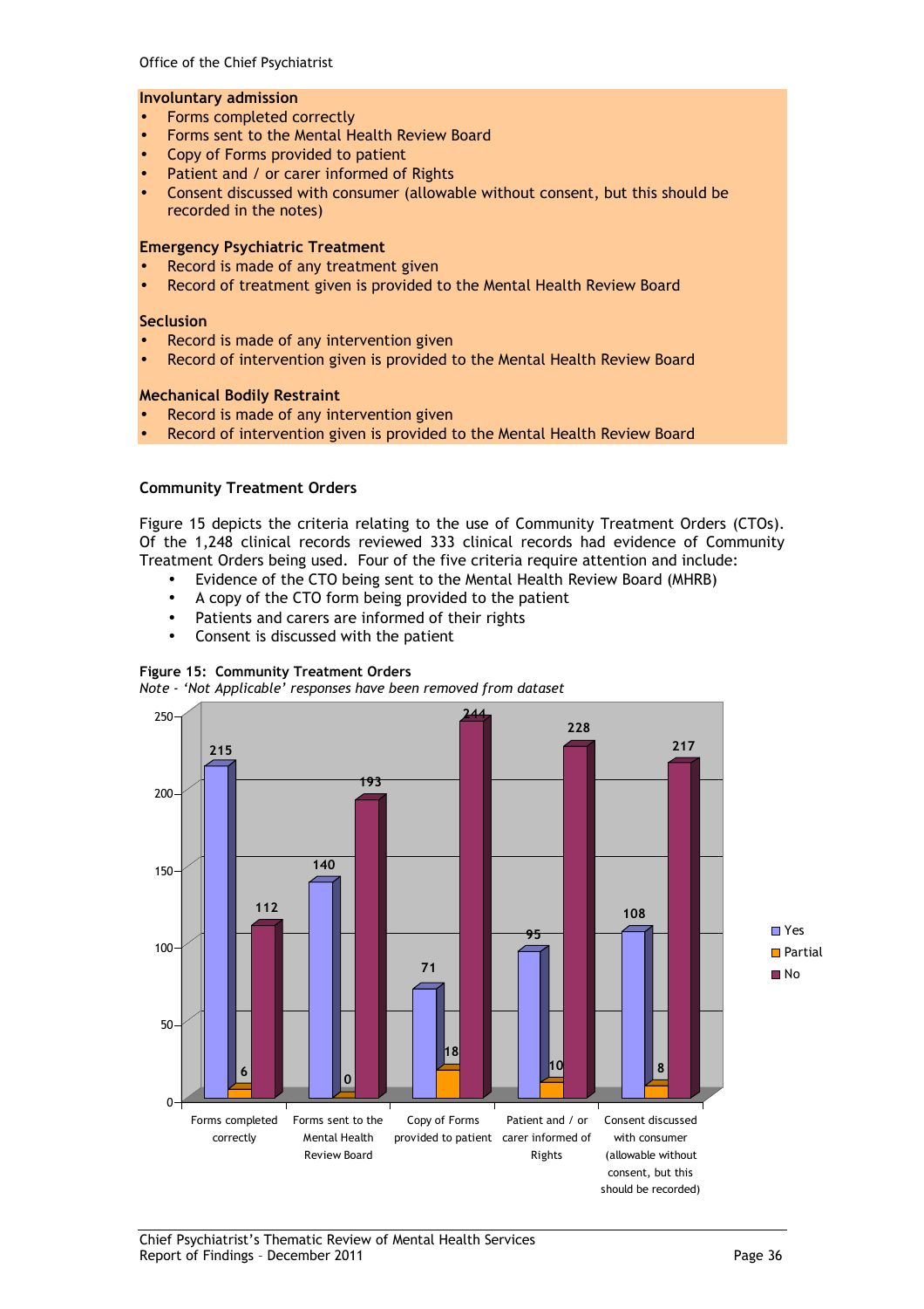**Involuntary admission**
- Forms completed correctly
- Forms sent to the Mental Health Review Board
- Copy of Forms provided to patient
- Patient and / or carer informed of Rights
- Consent discussed with consumer (allowable without consent, but this should be recorded in the notes)

**Emergency Psychiatric Treatment**
- Record is made of any treatment given
- Record of treatment given is provided to the Mental Health Review Board

**Seclusion**
- Record is made of any intervention given
- Record of intervention given is provided to the Mental Health Review Board

**Mechanical Bodily Restraint**
- Record is made of any intervention given
- Record of intervention given is provided to the Mental Health Review Board

### Community Treatment Orders

Figure 15 depicts the criteria relating to the use of Community Treatment Orders (CTOs). Of the 1,248 clinical records reviewed 333 clinical records had evidence of Community Treatment Orders being used. Four of the five criteria require attention and include:

- Evidence of the CTO being sent to the Mental Health Review Board (MHRB)
- A copy of the CTO form being provided to the patient
- Patients and carers are informed of their rights
- Consent is discussed with the patient

**Figure 15: Community Treatment Orders**
*Note - 'Not Applicable' responses have been removed from dataset*

| | Yes | Partial | No |
|---|---|---|---|
| Forms completed correctly | 215 | 6 | 112 |
| Forms sent to the Mental Health Review Board | 140 | 0 | 193 |
| Copy of Forms provided to patient | 71 | 18 | 244 |
| Patient and / or carer informed of Rights | 95 | 10 | 228 |
| Consent discussed with consumer (allowable without consent, but this should be recorded) | 108 | 8 | 217 |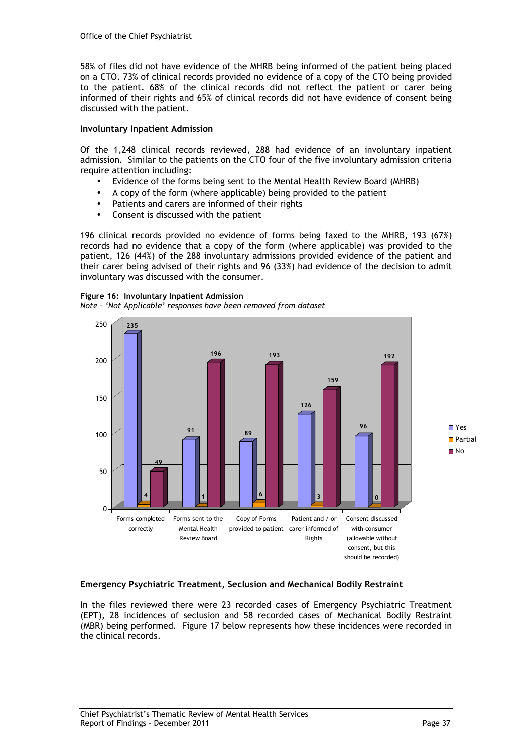58% of files did not have evidence of the MHRB being informed of the patient being placed on a CTO. 73% of clinical records provided no evidence of a copy of the CTO being provided to the patient. 68% of the clinical records did not reflect the patient or carer being informed of their rights and 65% of clinical records did not have evidence of consent being discussed with the patient.

### Involuntary Inpatient Admission

Of the 1,248 clinical records reviewed, 288 had evidence of an involuntary inpatient admission. Similar to the patients on the CTO four of the five involuntary admission criteria require attention including:

- Evidence of the forms being sent to the Mental Health Review Board (MHRB)
- A copy of the form (where applicable) being provided to the patient
- Patients and carers are informed of their rights
- Consent is discussed with the patient

196 clinical records provided no evidence of forms being faxed to the MHRB, 193 (67%) records had no evidence that a copy of the form (where applicable) was provided to the patient, 126 (44%) of the 288 involuntary admissions provided evidence of the patient and their carer being advised of their rights and 96 (33%) had evidence of the decision to admit involuntary was discussed with the consumer.

**Figure 16: Involuntary Inpatient Admission**
*Note - 'Not Applicable' responses have been removed from dataset*

| | Yes | Partial | No |
|---|---|---|---|
| Forms completed correctly | 235 | 4 | 49 |
| Forms sent to the Mental Health Review Board | 91 | 1 | 196 |
| Copy of Forms provided to patient | 89 | 6 | 193 |
| Patient and / or carer informed of Rights | 126 | 3 | 159 |
| Consent discussed with consumer (allowable without consent, but this should be recorded) | 96 | 0 | 192 |

### Emergency Psychiatric Treatment, Seclusion and Mechanical Bodily Restraint

In the files reviewed there were 23 recorded cases of Emergency Psychiatric Treatment (EPT), 28 incidences of seclusion and 58 recorded cases of Mechanical Bodily Restraint (MBR) being performed. Figure 17 below represents how these incidences were recorded in the clinical records.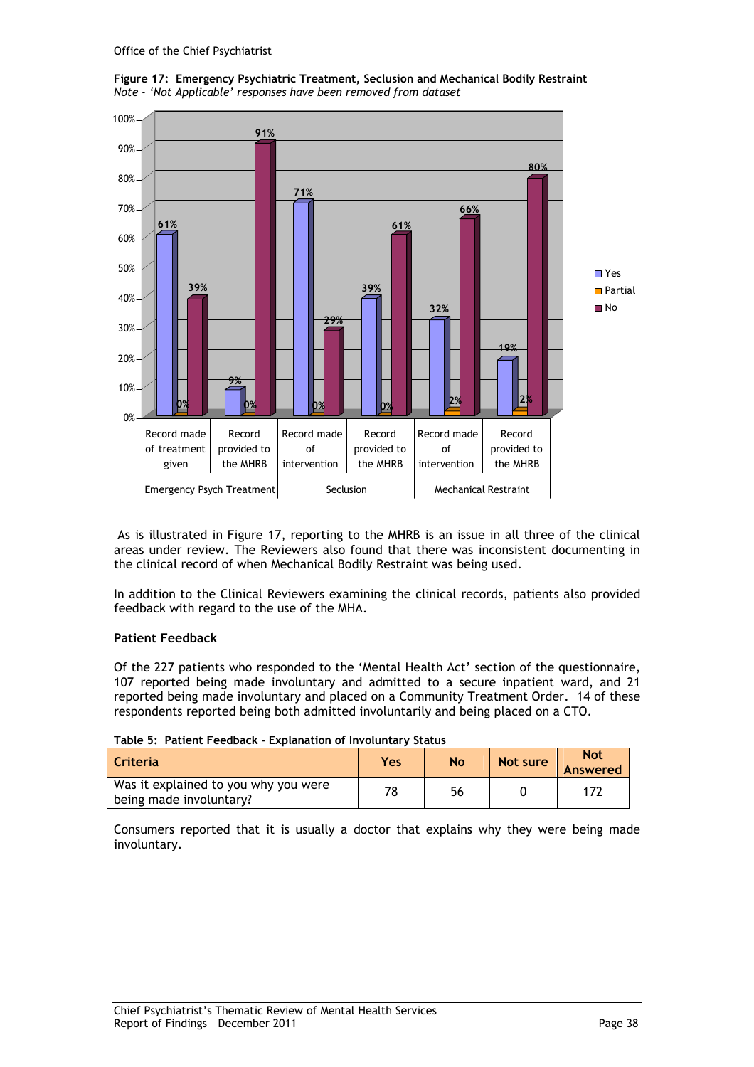**Figure 17: Emergency Psychiatric Treatment, Seclusion and Mechanical Bodily Restraint**
*Note - 'Not Applicable' responses have been removed from dataset*

| | | Yes | Partial | No |
|---|---|---|---|---|
| Emergency Psych Treatment | Record made of treatment given | 61% | 0% | 39% |
| | Record provided to the MHRB | 9% | 0% | 91% |
| Seclusion | Record made of intervention | 71% | 0% | 29% |
| | Record provided to the MHRB | 39% | 0% | 61% |
| Mechanical Restraint | Record made of intervention | 32% | 2% | 66% |
| | Record provided to the MHRB | 19% | 2% | 80% |

As is illustrated in Figure 17, reporting to the MHRB is an issue in all three of the clinical areas under review. The Reviewers also found that there was inconsistent documenting in the clinical record of when Mechanical Bodily Restraint was being used.

In addition to the Clinical Reviewers examining the clinical records, patients also provided feedback with regard to the use of the MHA.

**Patient Feedback**

Of the 227 patients who responded to the 'Mental Health Act' section of the questionnaire, 107 reported being made involuntary and admitted to a secure inpatient ward, and 21 reported being made involuntary and placed on a Community Treatment Order. 14 of these respondents reported being both admitted involuntarily and being placed on a CTO.

**Table 5: Patient Feedback - Explanation of Involuntary Status**

| Criteria | Yes | No | Not sure | Not Answered |
|---|---|---|---|---|
| Was it explained to you why you were being made involuntary? | 78 | 56 | 0 | 172 |

Consumers reported that it is usually a doctor that explains why they were being made involuntary.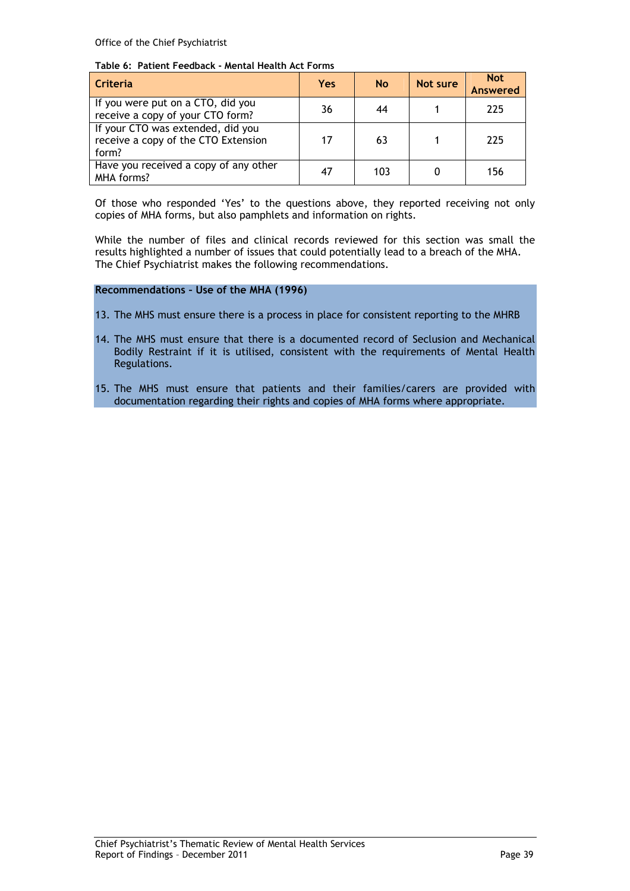**Table 6: Patient Feedback - Mental Health Act Forms**

| Criteria | Yes | No | Not sure | Not Answered |
|---|---|---|---|---|
| If you were put on a CTO, did you receive a copy of your CTO form? | 36 | 44 | 1 | 225 |
| If your CTO was extended, did you receive a copy of the CTO Extension form? | 17 | 63 | 1 | 225 |
| Have you received a copy of any other MHA forms? | 47 | 103 | 0 | 156 |

Of those who responded 'Yes' to the questions above, they reported receiving not only copies of MHA forms, but also pamphlets and information on rights.

While the number of files and clinical records reviewed for this section was small the results highlighted a number of issues that could potentially lead to a breach of the MHA. The Chief Psychiatrist makes the following recommendations.

**Recommendations – Use of the MHA (1996)**

13. The MHS must ensure there is a process in place for consistent reporting to the MHRB
14. The MHS must ensure that there is a documented record of Seclusion and Mechanical Bodily Restraint if it is utilised, consistent with the requirements of Mental Health Regulations.
15. The MHS must ensure that patients and their families/carers are provided with documentation regarding their rights and copies of MHA forms where appropriate.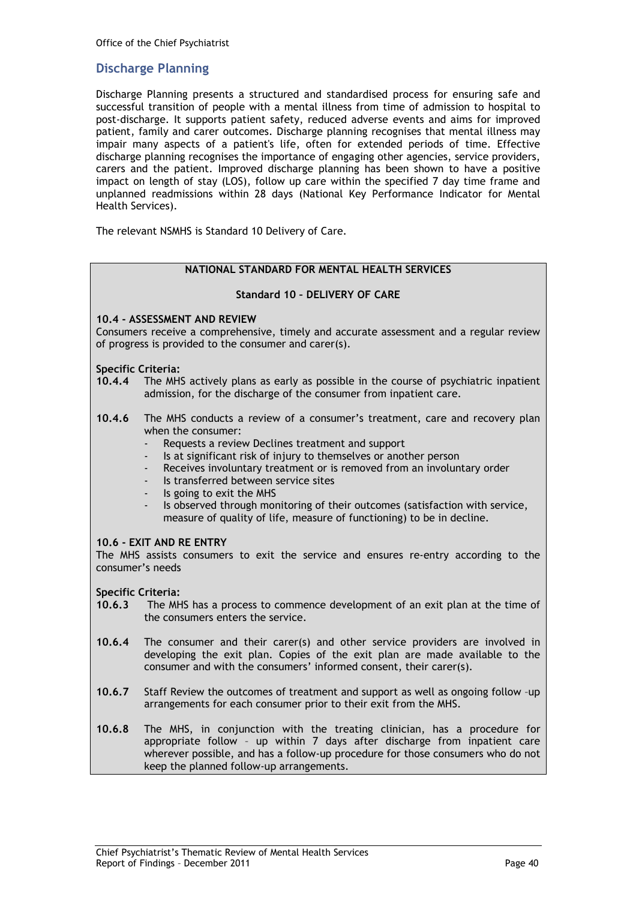## Discharge Planning

Discharge Planning presents a structured and standardised process for ensuring safe and successful transition of people with a mental illness from time of admission to hospital to post-discharge. It supports patient safety, reduced adverse events and aims for improved patient, family and carer outcomes. Discharge planning recognises that mental illness may impair many aspects of a patient's life, often for extended periods of time. Effective discharge planning recognises the importance of engaging other agencies, service providers, carers and the patient. Improved discharge planning has been shown to have a positive impact on length of stay (LOS), follow up care within the specified 7 day time frame and unplanned readmissions within 28 days (National Key Performance Indicator for Mental Health Services).

The relevant NSMHS is Standard 10 Delivery of Care.

**NATIONAL STANDARD FOR MENTAL HEALTH SERVICES**

**Standard 10 – DELIVERY OF CARE**

**10.4 – ASSESSMENT AND REVIEW**
Consumers receive a comprehensive, timely and accurate assessment and a regular review of progress is provided to the consumer and carer(s).

**Specific Criteria:**

**10.4.4** The MHS actively plans as early as possible in the course of psychiatric inpatient admission, for the discharge of the consumer from inpatient care.

**10.4.6** The MHS conducts a review of a consumer's treatment, care and recovery plan when the consumer:

- Requests a review Declines treatment and support
- Is at significant risk of injury to themselves or another person
- Receives involuntary treatment or is removed from an involuntary order
- Is transferred between service sites
- Is going to exit the MHS
- Is observed through monitoring of their outcomes (satisfaction with service, measure of quality of life, measure of functioning) to be in decline.

**10.6 – EXIT AND RE ENTRY**
The MHS assists consumers to exit the service and ensures re-entry according to the consumer's needs

**Specific Criteria:**

**10.6.3** The MHS has a process to commence development of an exit plan at the time of the consumers enters the service.

**10.6.4** The consumer and their carer(s) and other service providers are involved in developing the exit plan. Copies of the exit plan are made available to the consumer and with the consumers' informed consent, their carer(s).

**10.6.7** Staff Review the outcomes of treatment and support as well as ongoing follow –up arrangements for each consumer prior to their exit from the MHS.

**10.6.8** The MHS, in conjunction with the treating clinician, has a procedure for appropriate follow – up within 7 days after discharge from inpatient care wherever possible, and has a follow-up procedure for those consumers who do not keep the planned follow-up arrangements.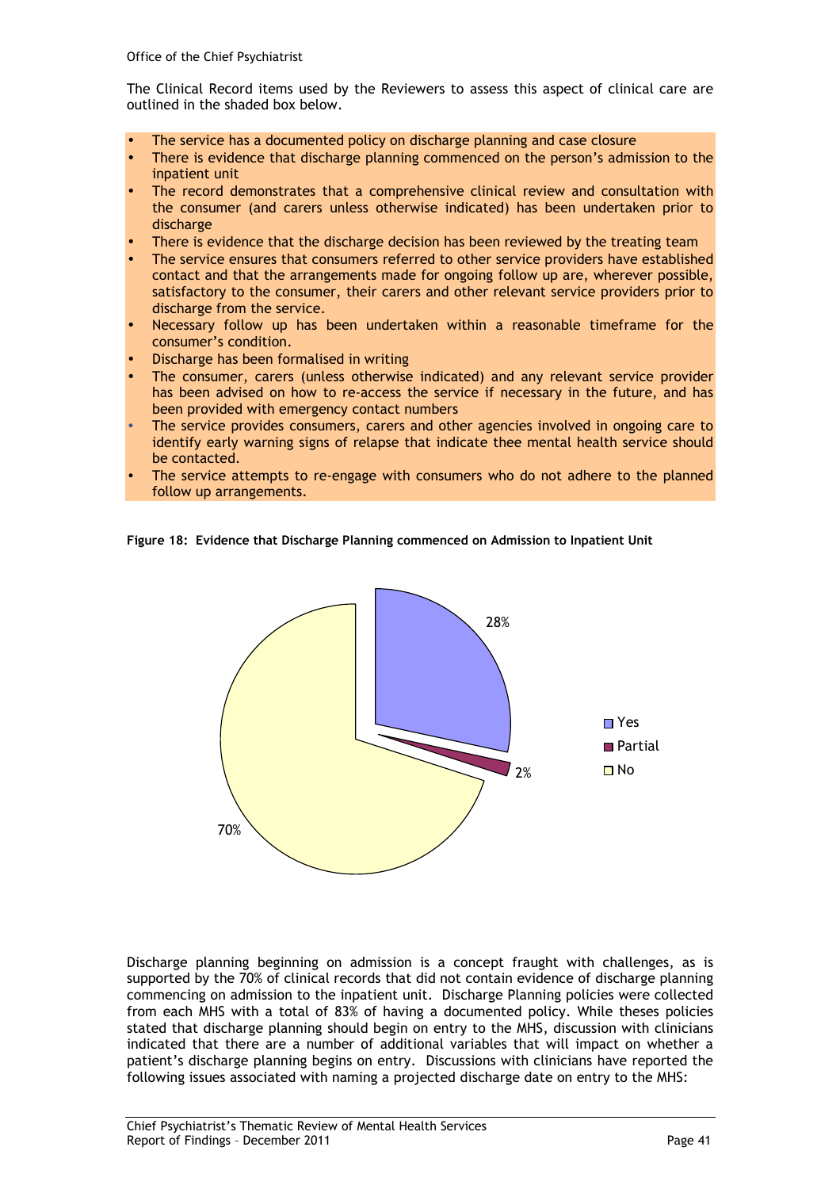The Clinical Record items used by the Reviewers to assess this aspect of clinical care are outlined in the shaded box below.

- The service has a documented policy on discharge planning and case closure
- There is evidence that discharge planning commenced on the person's admission to the inpatient unit
- The record demonstrates that a comprehensive clinical review and consultation with the consumer (and carers unless otherwise indicated) has been undertaken prior to discharge
- There is evidence that the discharge decision has been reviewed by the treating team
- The service ensures that consumers referred to other service providers have established contact and that the arrangements made for ongoing follow up are, wherever possible, satisfactory to the consumer, their carers and other relevant service providers prior to discharge from the service.
- Necessary follow up has been undertaken within a reasonable timeframe for the consumer's condition.
- Discharge has been formalised in writing
- The consumer, carers (unless otherwise indicated) and any relevant service provider has been advised on how to re-access the service if necessary in the future, and has been provided with emergency contact numbers
- The service provides consumers, carers and other agencies involved in ongoing care to identify early warning signs of relapse that indicate thee mental health service should be contacted.
- The service attempts to re-engage with consumers who do not adhere to the planned follow up arrangements.

**Figure 18: Evidence that Discharge Planning commenced on Admission to Inpatient Unit**

| Response | Percentage |
|---|---|
| Yes | 28% |
| Partial | 2% |
| No | 70% |

Discharge planning beginning on admission is a concept fraught with challenges, as is supported by the 70% of clinical records that did not contain evidence of discharge planning commencing on admission to the inpatient unit. Discharge Planning policies were collected from each MHS with a total of 83% of having a documented policy. While theses policies stated that discharge planning should begin on entry to the MHS, discussion with clinicians indicated that there are a number of additional variables that will impact on whether a patient's discharge planning begins on entry. Discussions with clinicians have reported the following issues associated with naming a projected discharge date on entry to the MHS: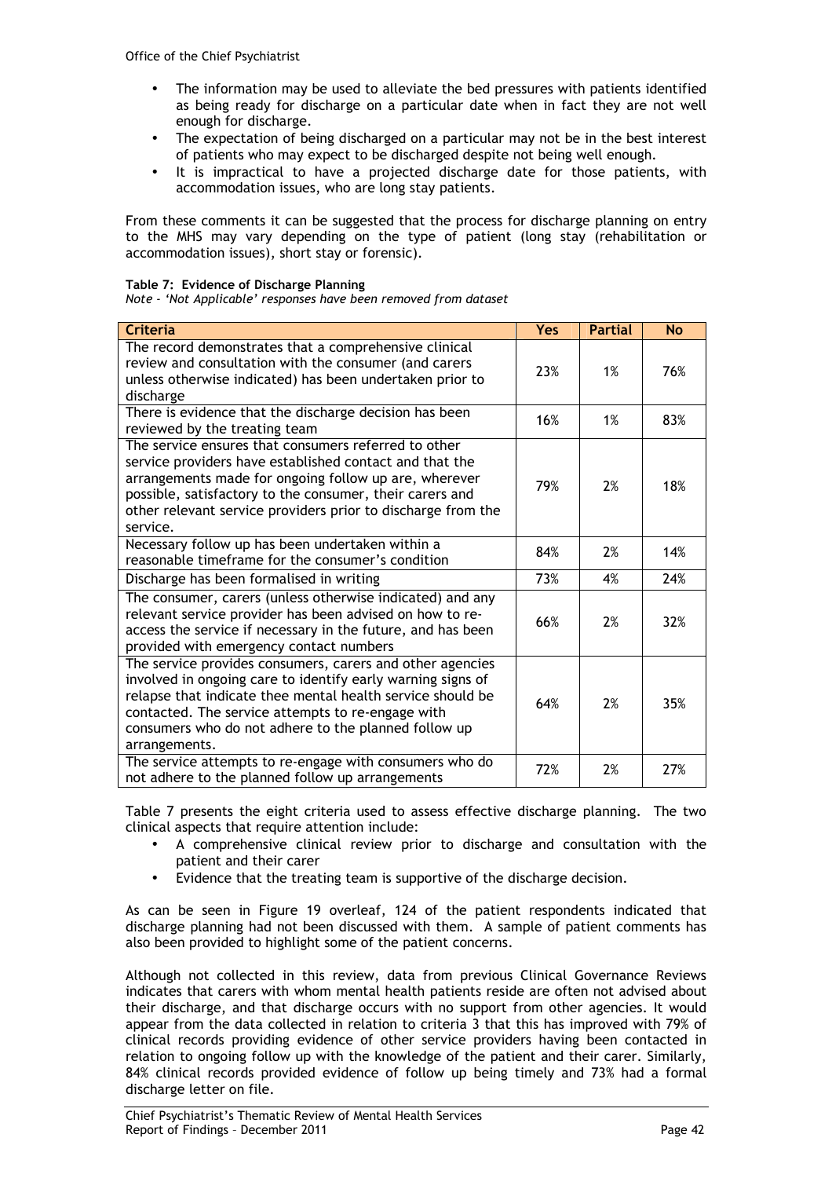- The information may be used to alleviate the bed pressures with patients identified as being ready for discharge on a particular date when in fact they are not well enough for discharge.
- The expectation of being discharged on a particular may not be in the best interest of patients who may expect to be discharged despite not being well enough.
- It is impractical to have a projected discharge date for those patients, with accommodation issues, who are long stay patients.

From these comments it can be suggested that the process for discharge planning on entry to the MHS may vary depending on the type of patient (long stay (rehabilitation or accommodation issues), short stay or forensic).

**Table 7: Evidence of Discharge Planning**

*Note - 'Not Applicable' responses have been removed from dataset*

| Criteria | Yes | Partial | No |
|---|---|---|---|
| The record demonstrates that a comprehensive clinical review and consultation with the consumer (and carers unless otherwise indicated) has been undertaken prior to discharge | 23% | 1% | 76% |
| There is evidence that the discharge decision has been reviewed by the treating team | 16% | 1% | 83% |
| The service ensures that consumers referred to other service providers have established contact and that the arrangements made for ongoing follow up are, wherever possible, satisfactory to the consumer, their carers and other relevant service providers prior to discharge from the service. | 79% | 2% | 18% |
| Necessary follow up has been undertaken within a reasonable timeframe for the consumer's condition | 84% | 2% | 14% |
| Discharge has been formalised in writing | 73% | 4% | 24% |
| The consumer, carers (unless otherwise indicated) and any relevant service provider has been advised on how to re-access the service if necessary in the future, and has been provided with emergency contact numbers | 66% | 2% | 32% |
| The service provides consumers, carers and other agencies involved in ongoing care to identify early warning signs of relapse that indicate thee mental health service should be contacted. The service attempts to re-engage with consumers who do not adhere to the planned follow up arrangements. | 64% | 2% | 35% |
| The service attempts to re-engage with consumers who do not adhere to the planned follow up arrangements | 72% | 2% | 27% |

Table 7 presents the eight criteria used to assess effective discharge planning. The two clinical aspects that require attention include:

- A comprehensive clinical review prior to discharge and consultation with the patient and their carer
- Evidence that the treating team is supportive of the discharge decision.

As can be seen in Figure 19 overleaf, 124 of the patient respondents indicated that discharge planning had not been discussed with them. A sample of patient comments has also been provided to highlight some of the patient concerns.

Although not collected in this review, data from previous Clinical Governance Reviews indicates that carers with whom mental health patients reside are often not advised about their discharge, and that discharge occurs with no support from other agencies. It would appear from the data collected in relation to criteria 3 that this has improved with 79% of clinical records providing evidence of other service providers having been contacted in relation to ongoing follow up with the knowledge of the patient and their carer. Similarly, 84% clinical records provided evidence of follow up being timely and 73% had a formal discharge letter on file.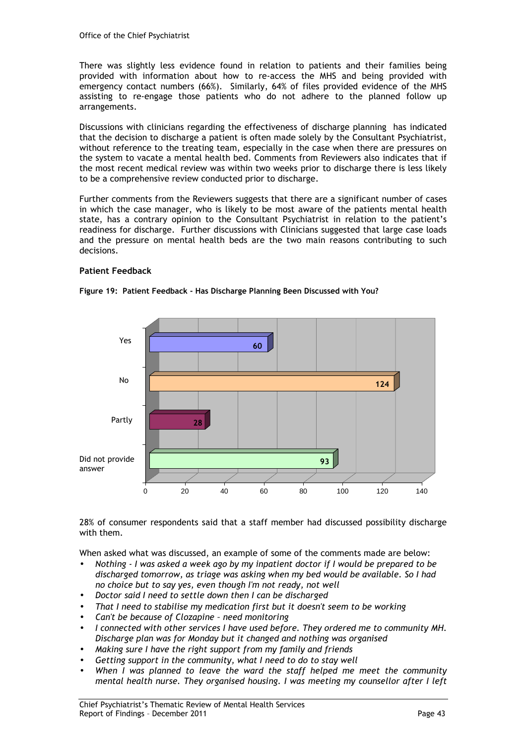There was slightly less evidence found in relation to patients and their families being provided with information about how to re-access the MHS and being provided with emergency contact numbers (66%). Similarly, 64% of files provided evidence of the MHS assisting to re-engage those patients who do not adhere to the planned follow up arrangements.

Discussions with clinicians regarding the effectiveness of discharge planning has indicated that the decision to discharge a patient is often made solely by the Consultant Psychiatrist, without reference to the treating team, especially in the case when there are pressures on the system to vacate a mental health bed. Comments from Reviewers also indicates that if the most recent medical review was within two weeks prior to discharge there is less likely to be a comprehensive review conducted prior to discharge.

Further comments from the Reviewers suggests that there are a significant number of cases in which the case manager, who is likely to be most aware of the patients mental health state, has a contrary opinion to the Consultant Psychiatrist in relation to the patient's readiness for discharge. Further discussions with Clinicians suggested that large case loads and the pressure on mental health beds are the two main reasons contributing to such decisions.

**Patient Feedback**

**Figure 19: Patient Feedback - Has Discharge Planning Been Discussed with You?**

| Response | Count |
|---|---|
| Yes | 60 |
| No | 124 |
| Partly | 28 |
| Did not provide answer | 93 |

28% of consumer respondents said that a staff member had discussed possibility discharge with them.

When asked what was discussed, an example of some of the comments made are below:

- *Nothing - I was asked a week ago by my inpatient doctor if I would be prepared to be discharged tomorrow, as triage was asking when my bed would be available. So I had no choice but to say yes, even though I'm not ready, not well*
- *Doctor said I need to settle down then I can be discharged*
- *That I need to stabilise my medication first but it doesn't seem to be working*
- *Can't be because of Clozapine – need monitoring*
- *I connected with other services I have used before. They ordered me to community MH. Discharge plan was for Monday but it changed and nothing was organised*
- *Making sure I have the right support from my family and friends*
- *Getting support in the community, what I need to do to stay well*
- *When I was planned to leave the ward the staff helped me meet the community mental health nurse. They organised housing. I was meeting my counsellor after I left*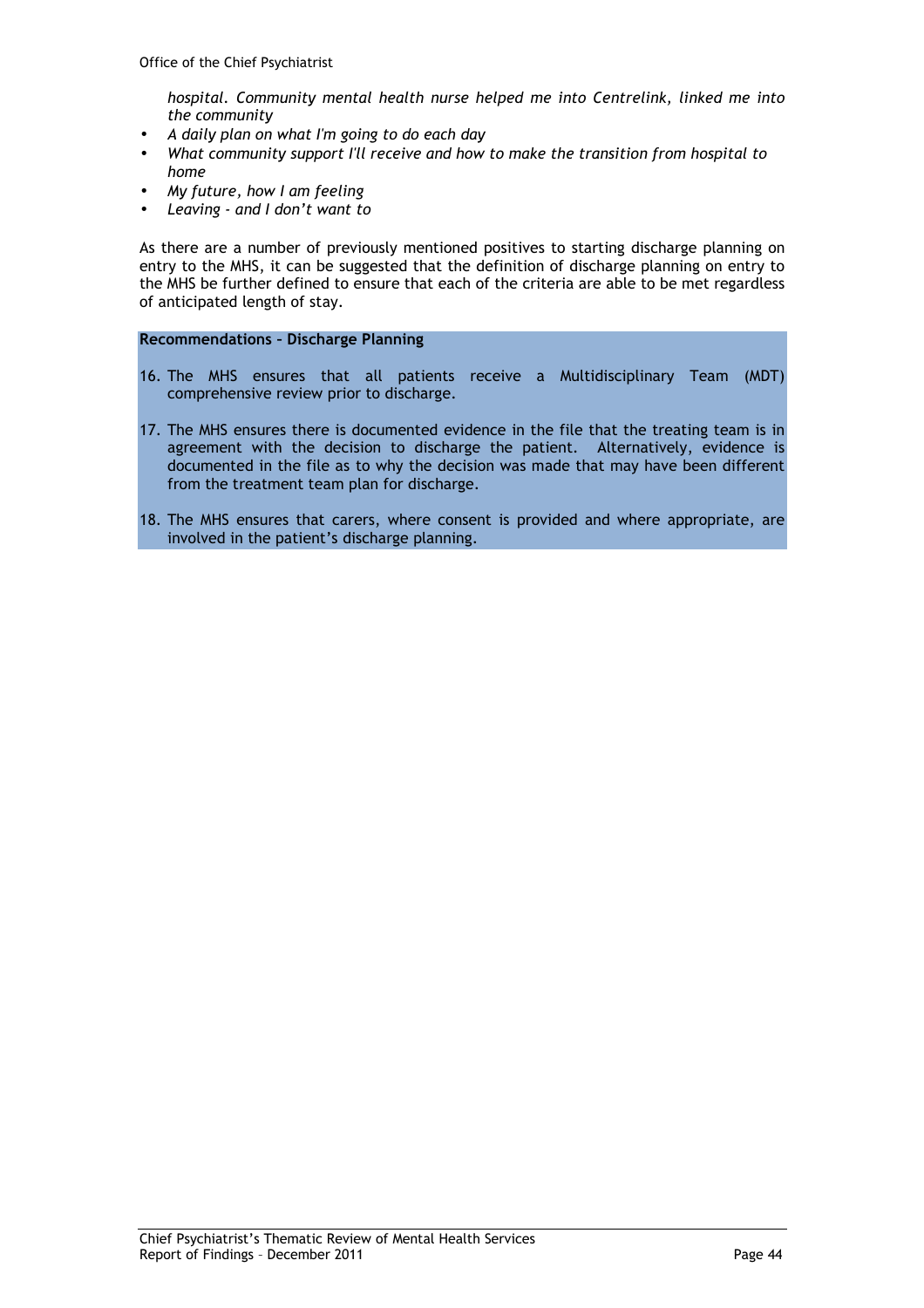*hospital. Community mental health nurse helped me into Centrelink, linked me into the community*

- *A daily plan on what I'm going to do each day*
- *What community support I'll receive and how to make the transition from hospital to home*
- *My future, how I am feeling*
- *Leaving - and I don't want to*

As there are a number of previously mentioned positives to starting discharge planning on entry to the MHS, it can be suggested that the definition of discharge planning on entry to the MHS be further defined to ensure that each of the criteria are able to be met regardless of anticipated length of stay.

**Recommendations – Discharge Planning**

16. The MHS ensures that all patients receive a Multidisciplinary Team (MDT) comprehensive review prior to discharge.

17. The MHS ensures there is documented evidence in the file that the treating team is in agreement with the decision to discharge the patient. Alternatively, evidence is documented in the file as to why the decision was made that may have been different from the treatment team plan for discharge.

18. The MHS ensures that carers, where consent is provided and where appropriate, are involved in the patient's discharge planning.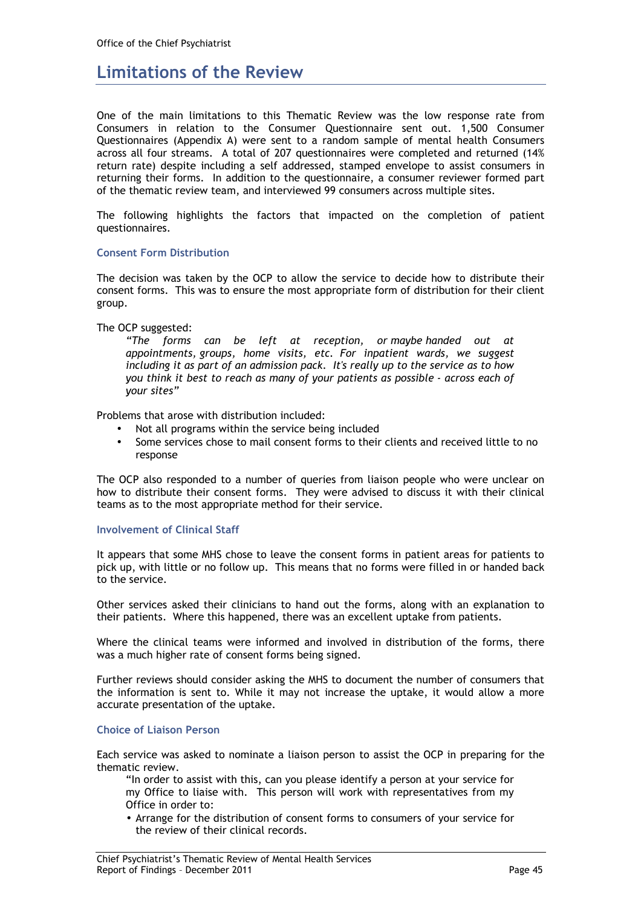# Limitations of the Review

One of the main limitations to this Thematic Review was the low response rate from Consumers in relation to the Consumer Questionnaire sent out. 1,500 Consumer Questionnaires (Appendix A) were sent to a random sample of mental health Consumers across all four streams. A total of 207 questionnaires were completed and returned (14% return rate) despite including a self addressed, stamped envelope to assist consumers in returning their forms. In addition to the questionnaire, a consumer reviewer formed part of the thematic review team, and interviewed 99 consumers across multiple sites.

The following highlights the factors that impacted on the completion of patient questionnaires.

### Consent Form Distribution

The decision was taken by the OCP to allow the service to decide how to distribute their consent forms. This was to ensure the most appropriate form of distribution for their client group.

The OCP suggested:

> *"The forms can be left at reception, or maybe handed out at appointments, groups, home visits, etc. For inpatient wards, we suggest including it as part of an admission pack. It's really up to the service as to how you think it best to reach as many of your patients as possible - across each of your sites"*

Problems that arose with distribution included:

- Not all programs within the service being included
- Some services chose to mail consent forms to their clients and received little to no response

The OCP also responded to a number of queries from liaison people who were unclear on how to distribute their consent forms. They were advised to discuss it with their clinical teams as to the most appropriate method for their service.

### Involvement of Clinical Staff

It appears that some MHS chose to leave the consent forms in patient areas for patients to pick up, with little or no follow up. This means that no forms were filled in or handed back to the service.

Other services asked their clinicians to hand out the forms, along with an explanation to their patients. Where this happened, there was an excellent uptake from patients.

Where the clinical teams were informed and involved in distribution of the forms, there was a much higher rate of consent forms being signed.

Further reviews should consider asking the MHS to document the number of consumers that the information is sent to. While it may not increase the uptake, it would allow a more accurate presentation of the uptake.

### Choice of Liaison Person

Each service was asked to nominate a liaison person to assist the OCP in preparing for the thematic review.

> "In order to assist with this, can you please identify a person at your service for my Office to liaise with. This person will work with representatives from my Office in order to:
>
> - Arrange for the distribution of consent forms to consumers of your service for the review of their clinical records.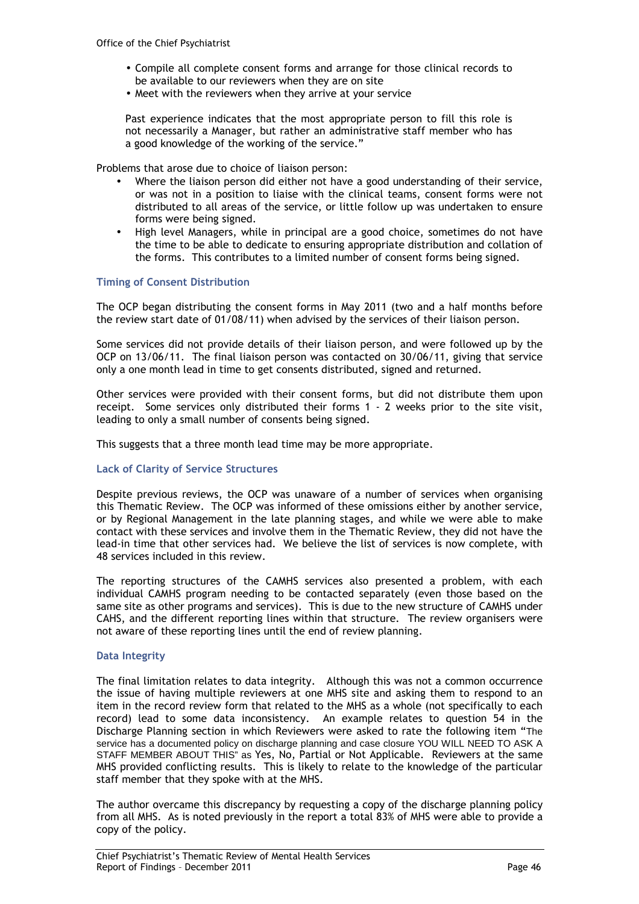- Compile all complete consent forms and arrange for those clinical records to be available to our reviewers when they are on site
- Meet with the reviewers when they arrive at your service

Past experience indicates that the most appropriate person to fill this role is not necessarily a Manager, but rather an administrative staff member who has a good knowledge of the working of the service."

Problems that arose due to choice of liaison person:

- Where the liaison person did either not have a good understanding of their service, or was not in a position to liaise with the clinical teams, consent forms were not distributed to all areas of the service, or little follow up was undertaken to ensure forms were being signed.
- High level Managers, while in principal are a good choice, sometimes do not have the time to be able to dedicate to ensuring appropriate distribution and collation of the forms. This contributes to a limited number of consent forms being signed.

### Timing of Consent Distribution

The OCP began distributing the consent forms in May 2011 (two and a half months before the review start date of 01/08/11) when advised by the services of their liaison person.

Some services did not provide details of their liaison person, and were followed up by the OCP on 13/06/11. The final liaison person was contacted on 30/06/11, giving that service only a one month lead in time to get consents distributed, signed and returned.

Other services were provided with their consent forms, but did not distribute them upon receipt. Some services only distributed their forms 1 - 2 weeks prior to the site visit, leading to only a small number of consents being signed.

This suggests that a three month lead time may be more appropriate.

### Lack of Clarity of Service Structures

Despite previous reviews, the OCP was unaware of a number of services when organising this Thematic Review. The OCP was informed of these omissions either by another service, or by Regional Management in the late planning stages, and while we were able to make contact with these services and involve them in the Thematic Review, they did not have the lead-in time that other services had. We believe the list of services is now complete, with 48 services included in this review.

The reporting structures of the CAMHS services also presented a problem, with each individual CAMHS program needing to be contacted separately (even those based on the same site as other programs and services). This is due to the new structure of CAMHS under CAHS, and the different reporting lines within that structure. The review organisers were not aware of these reporting lines until the end of review planning.

### Data Integrity

The final limitation relates to data integrity. Although this was not a common occurrence the issue of having multiple reviewers at one MHS site and asking them to respond to an item in the record review form that related to the MHS as a whole (not specifically to each record) lead to some data inconsistency. An example relates to question 54 in the Discharge Planning section in which Reviewers were asked to rate the following item "The service has a documented policy on discharge planning and case closure YOU WILL NEED TO ASK A STAFF MEMBER ABOUT THIS" as Yes, No, Partial or Not Applicable. Reviewers at the same MHS provided conflicting results. This is likely to relate to the knowledge of the particular staff member that they spoke with at the MHS.

The author overcame this discrepancy by requesting a copy of the discharge planning policy from all MHS. As is noted previously in the report a total 83% of MHS were able to provide a copy of the policy.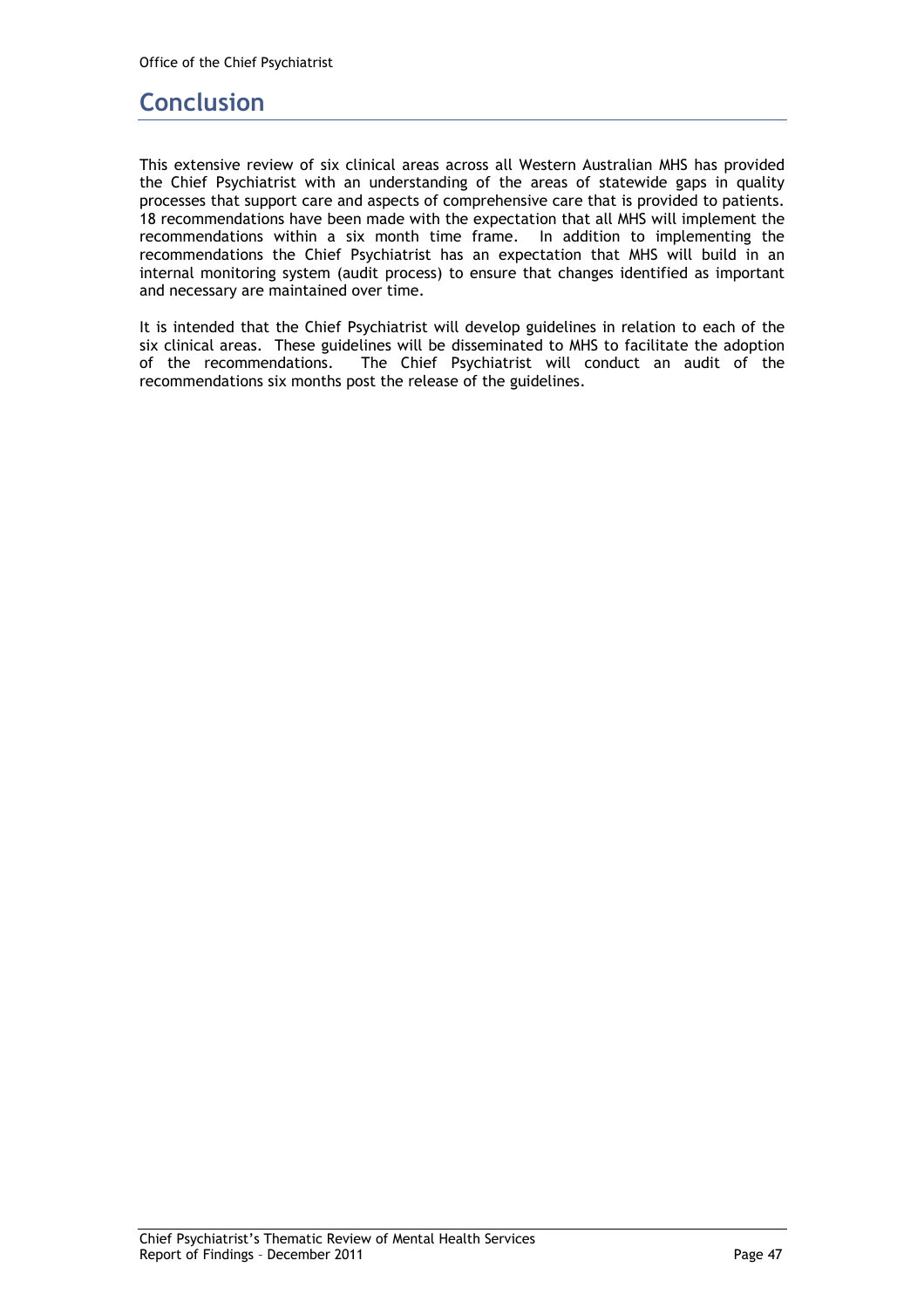# Conclusion

This extensive review of six clinical areas across all Western Australian MHS has provided the Chief Psychiatrist with an understanding of the areas of statewide gaps in quality processes that support care and aspects of comprehensive care that is provided to patients. 18 recommendations have been made with the expectation that all MHS will implement the recommendations within a six month time frame. In addition to implementing the recommendations the Chief Psychiatrist has an expectation that MHS will build in an internal monitoring system (audit process) to ensure that changes identified as important and necessary are maintained over time.

It is intended that the Chief Psychiatrist will develop guidelines in relation to each of the six clinical areas. These guidelines will be disseminated to MHS to facilitate the adoption of the recommendations. The Chief Psychiatrist will conduct an audit of the recommendations six months post the release of the guidelines.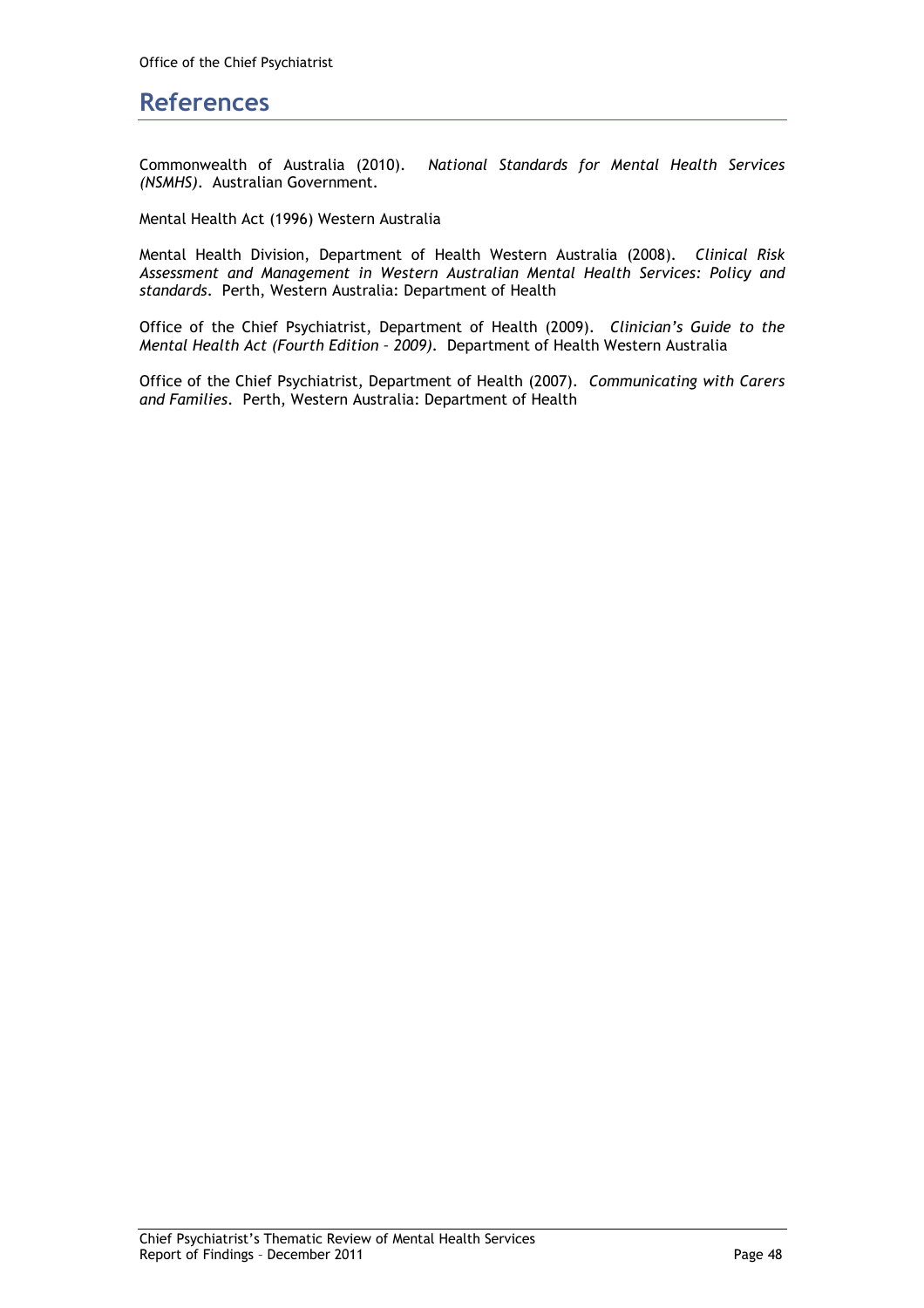# References

Commonwealth of Australia (2010). *National Standards for Mental Health Services (NSMHS)*. Australian Government.

Mental Health Act (1996) Western Australia

Mental Health Division, Department of Health Western Australia (2008). *Clinical Risk Assessment and Management in Western Australian Mental Health Services: Policy and standards*. Perth, Western Australia: Department of Health

Office of the Chief Psychiatrist, Department of Health (2009). *Clinician's Guide to the Mental Health Act (Fourth Edition – 2009)*. Department of Health Western Australia

Office of the Chief Psychiatrist, Department of Health (2007). *Communicating with Carers and Families*. Perth, Western Australia: Department of Health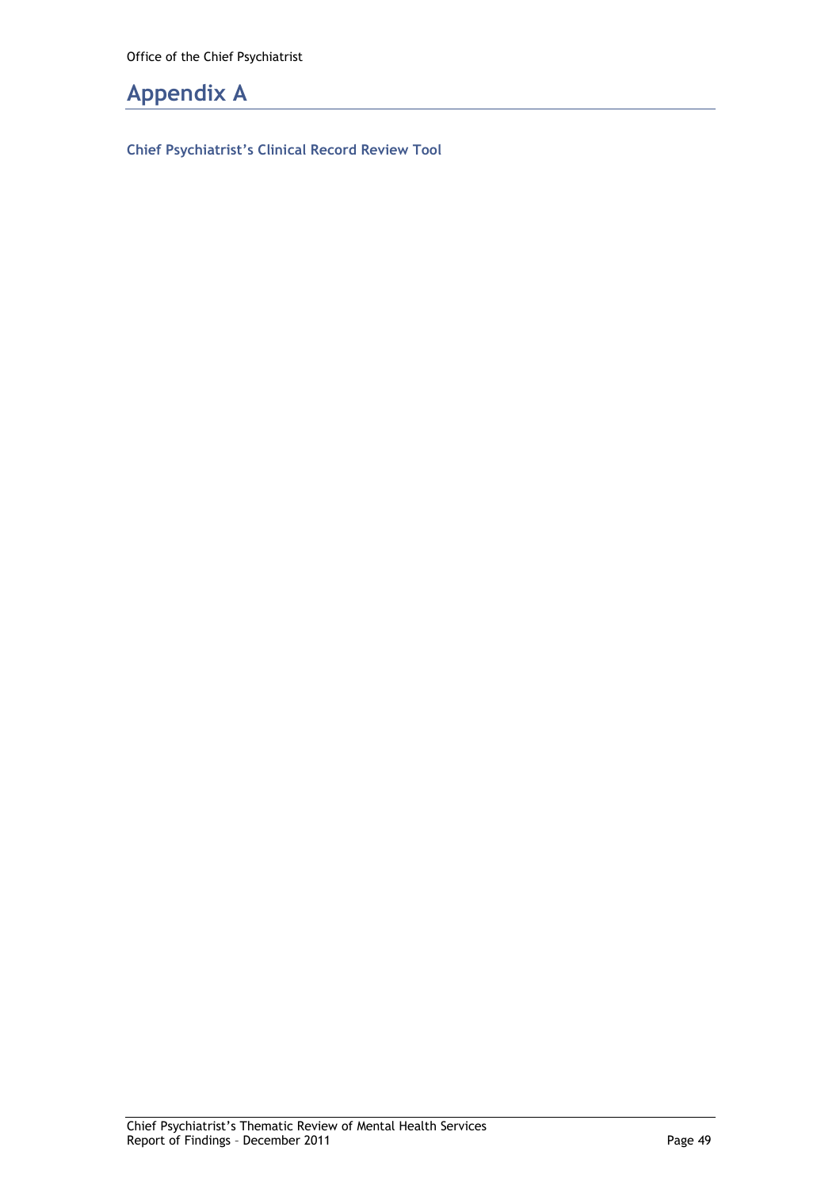# Appendix A

### Chief Psychiatrist's Clinical Record Review Tool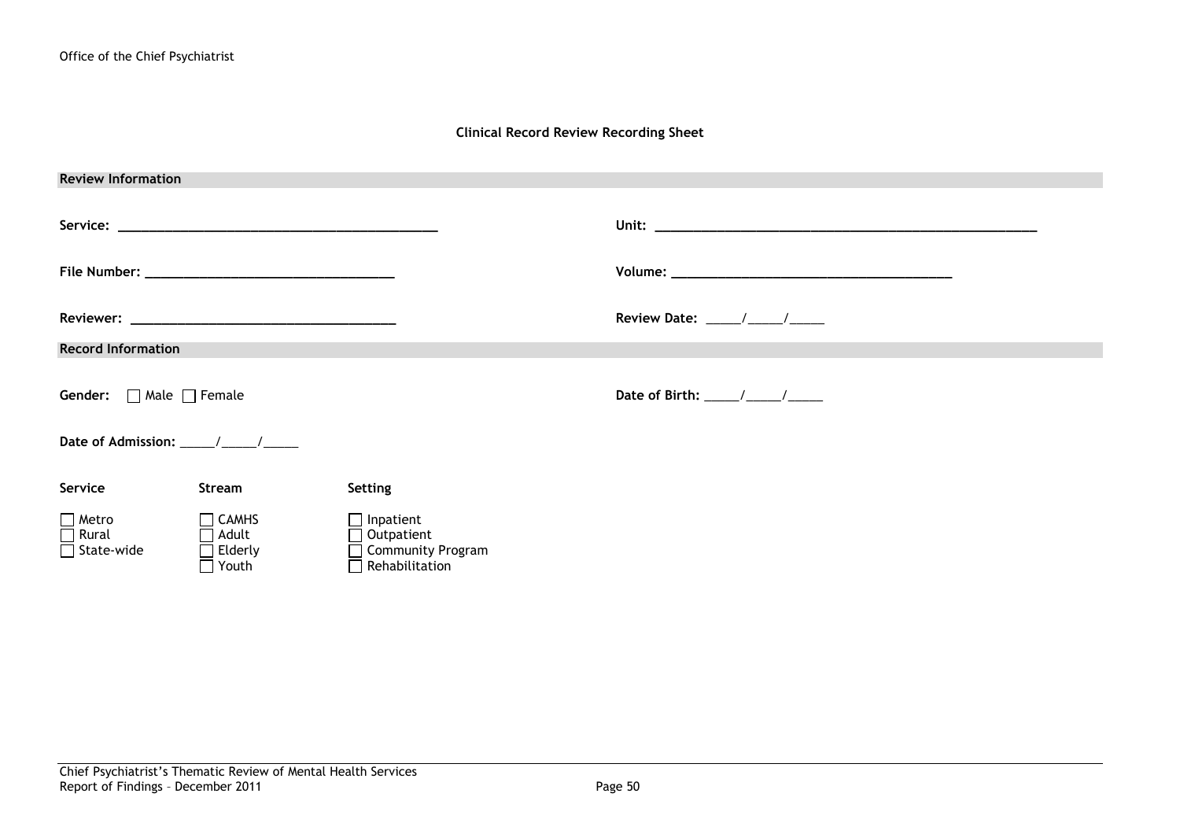**Clinical Record Review Recording Sheet**

## Review Information

**Service:** ______________________________________________

**Unit:** ______________________________________________________

**File Number:** ___________________________________

**Volume:** _______________________________________

**Reviewer:** ______________________________________

**Review Date:** _____/_____/_____

## Record Information

**Gender:** ☐ Male ☐ Female

**Date of Birth:** _____/_____/_____

**Date of Admission:** _____/_____/_____

| Service | Stream | Setting |
|---|---|---|
| ☐ Metro | ☐ CAMHS | ☐ Inpatient |
| ☐ Rural | ☐ Adult | ☐ Outpatient |
| ☐ State-wide | ☐ Elderly | ☐ Community Program |
| | ☐ Youth | ☐ Rehabilitation |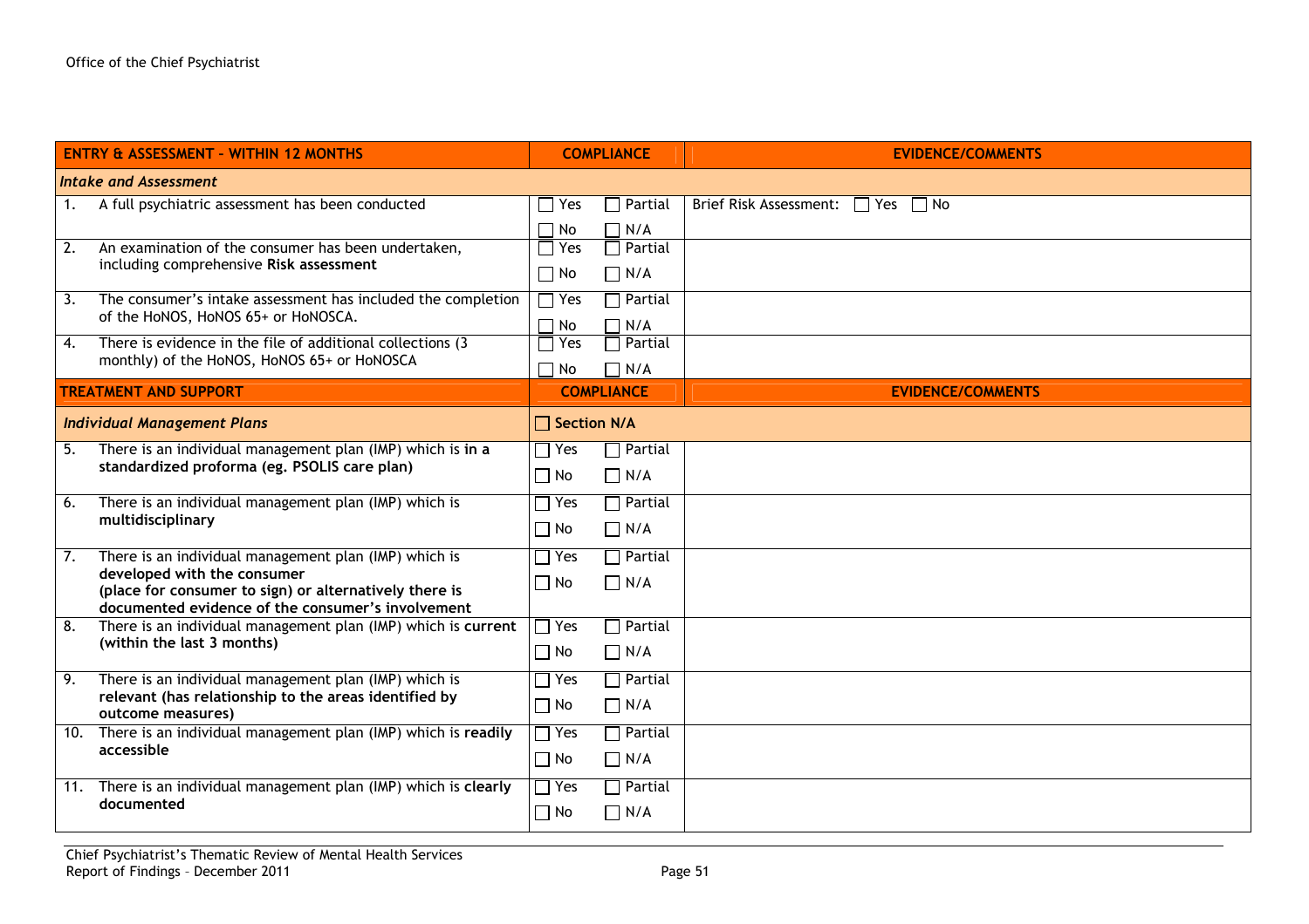| ENTRY & ASSESSMENT - WITHIN 12 MONTHS | COMPLIANCE | EVIDENCE/COMMENTS |
|---|---|---|
| ***Intake and Assessment*** | | |
| 1. A full psychiatric assessment has been conducted | ☐ Yes ☐ Partial ☐ No ☐ N/A | Brief Risk Assessment: ☐ Yes ☐ No |
| 2. An examination of the consumer has been undertaken, including comprehensive **Risk assessment** | ☐ Yes ☐ Partial ☐ No ☐ N/A | |
| 3. The consumer's intake assessment has included the completion of the HoNOS, HoNOS 65+ or HoNOSCA. | ☐ Yes ☐ Partial ☐ No ☐ N/A | |
| 4. There is evidence in the file of additional collections (3 monthly) of the HoNOS, HoNOS 65+ or HoNOSCA | ☐ Yes ☐ Partial ☐ No ☐ N/A | |
| **TREATMENT AND SUPPORT** | **COMPLIANCE** | **EVIDENCE/COMMENTS** |
| ***Individual Management Plans*** | ☐ **Section N/A** | |
| 5. There is an individual management plan (IMP) which is **in a standardized proforma (eg. PSOLIS care plan)** | ☐ Yes ☐ Partial ☐ No ☐ N/A | |
| 6. There is an individual management plan (IMP) which is **multidisciplinary** | ☐ Yes ☐ Partial ☐ No ☐ N/A | |
| 7. There is an individual management plan (IMP) which is **developed with the consumer (place for consumer to sign) or alternatively there is documented evidence of the consumer's involvement** | ☐ Yes ☐ Partial ☐ No ☐ N/A | |
| 8. There is an individual management plan (IMP) which is **current (within the last 3 months)** | ☐ Yes ☐ Partial ☐ No ☐ N/A | |
| 9. There is an individual management plan (IMP) which is **relevant (has relationship to the areas identified by outcome measures)** | ☐ Yes ☐ Partial ☐ No ☐ N/A | |
| 10. There is an individual management plan (IMP) which is **readily accessible** | ☐ Yes ☐ Partial ☐ No ☐ N/A | |
| 11. There is an individual management plan (IMP) which is **clearly documented** | ☐ Yes ☐ Partial ☐ No ☐ N/A | |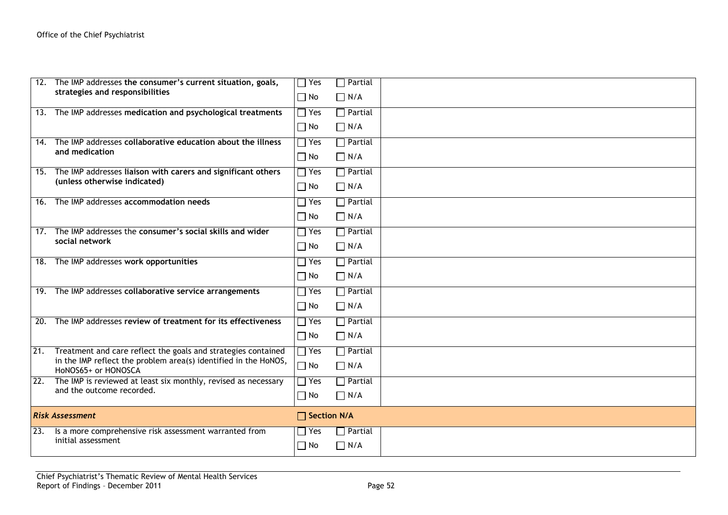| | | | |
|---|---|---|---|
| 12. | The IMP addresses **the consumer's current situation, goals, strategies and responsibilities** | ☐ Yes ☐ Partial<br>☐ No ☐ N/A | |
| 13. | The IMP addresses **medication and psychological treatments** | ☐ Yes ☐ Partial<br>☐ No ☐ N/A | |
| 14. | The IMP addresses **collaborative education about the illness and medication** | ☐ Yes ☐ Partial<br>☐ No ☐ N/A | |
| 15. | The IMP addresses **liaison with carers and significant others (unless otherwise indicated)** | ☐ Yes ☐ Partial<br>☐ No ☐ N/A | |
| 16. | The IMP addresses **accommodation needs** | ☐ Yes ☐ Partial<br>☐ No ☐ N/A | |
| 17. | The IMP addresses the **consumer's social skills and wider social network** | ☐ Yes ☐ Partial<br>☐ No ☐ N/A | |
| 18. | The IMP addresses **work opportunities** | ☐ Yes ☐ Partial<br>☐ No ☐ N/A | |
| 19. | The IMP addresses **collaborative service arrangements** | ☐ Yes ☐ Partial<br>☐ No ☐ N/A | |
| 20. | The IMP addresses **review of treatment for its effectiveness** | ☐ Yes ☐ Partial<br>☐ No ☐ N/A | |
| 21. | Treatment and care reflect the goals and strategies contained in the IMP reflect the problem area(s) identified in the HoNOS, HoNOS65+ or HONOSCA | ☐ Yes ☐ Partial<br>☐ No ☐ N/A | |
| 22. | The IMP is reviewed at least six monthly, revised as necessary and the outcome recorded. | ☐ Yes ☐ Partial<br>☐ No ☐ N/A | |
| ***Risk Assessment*** | | ☐ **Section N/A** | |
| 23. | Is a more comprehensive risk assessment warranted from initial assessment | ☐ Yes ☐ Partial<br>☐ No ☐ N/A | |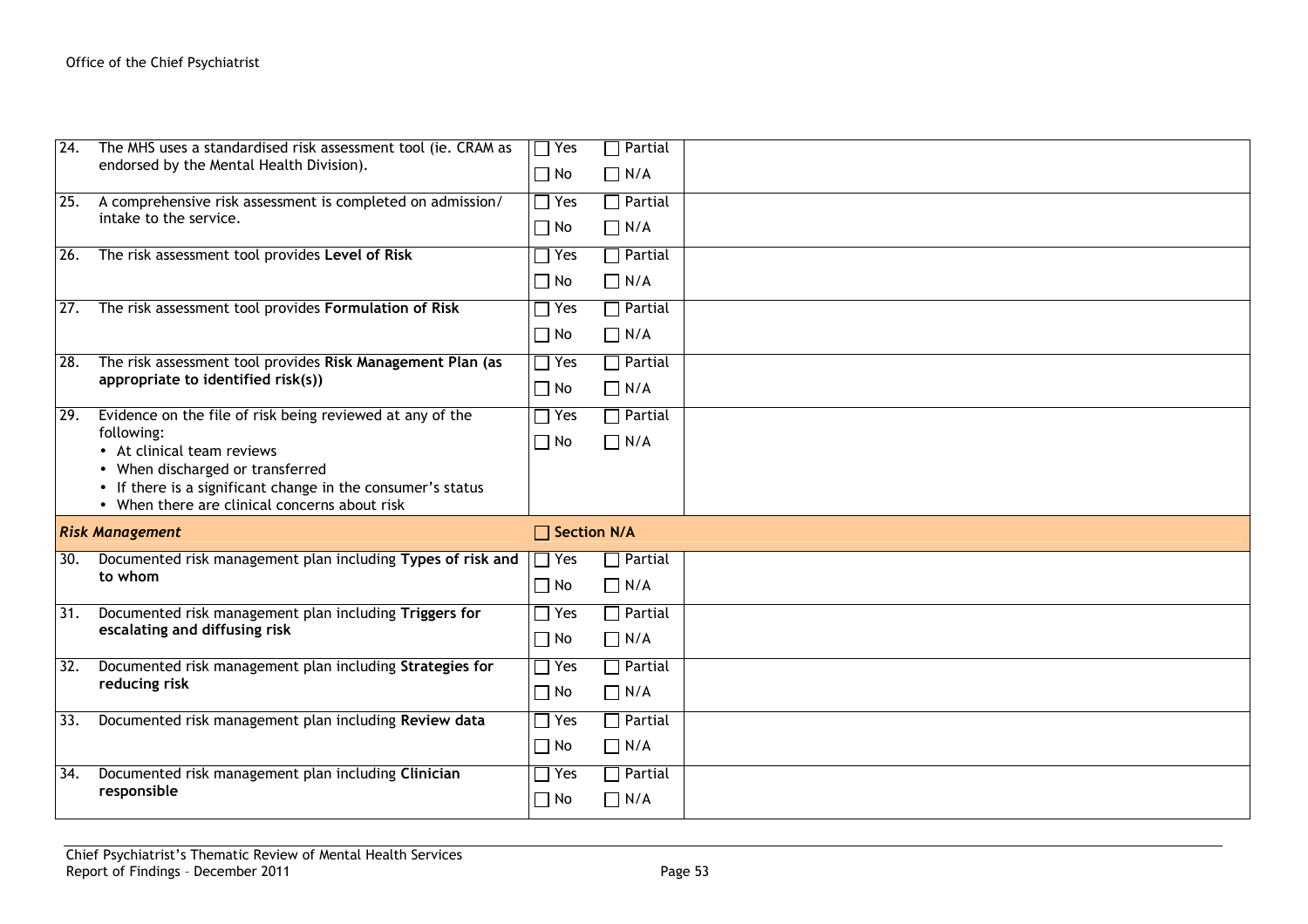| | | | |
|---|---|---|---|
| 24. | The MHS uses a standardised risk assessment tool (ie. CRAM as endorsed by the Mental Health Division). | ☐ Yes ☐ Partial ☐ No ☐ N/A | |
| 25. | A comprehensive risk assessment is completed on admission/ intake to the service. | ☐ Yes ☐ Partial ☐ No ☐ N/A | |
| 26. | The risk assessment tool provides **Level of Risk** | ☐ Yes ☐ Partial ☐ No ☐ N/A | |
| 27. | The risk assessment tool provides **Formulation of Risk** | ☐ Yes ☐ Partial ☐ No ☐ N/A | |
| 28. | The risk assessment tool provides **Risk Management Plan (as appropriate to identified risk(s))** | ☐ Yes ☐ Partial ☐ No ☐ N/A | |
| 29. | Evidence on the file of risk being reviewed at any of the following:<br>• At clinical team reviews<br>• When discharged or transferred<br>• If there is a significant change in the consumer's status<br>• When there are clinical concerns about risk | ☐ Yes ☐ Partial ☐ No ☐ N/A | |
| | ***Risk Management*** | ☐ **Section N/A** | |
| 30. | Documented risk management plan including **Types of risk and to whom** | ☐ Yes ☐ Partial ☐ No ☐ N/A | |
| 31. | Documented risk management plan including **Triggers for escalating and diffusing risk** | ☐ Yes ☐ Partial ☐ No ☐ N/A | |
| 32. | Documented risk management plan including **Strategies for reducing risk** | ☐ Yes ☐ Partial ☐ No ☐ N/A | |
| 33. | Documented risk management plan including **Review data** | ☐ Yes ☐ Partial ☐ No ☐ N/A | |
| 34. | Documented risk management plan including **Clinician responsible** | ☐ Yes ☐ Partial ☐ No ☐ N/A | |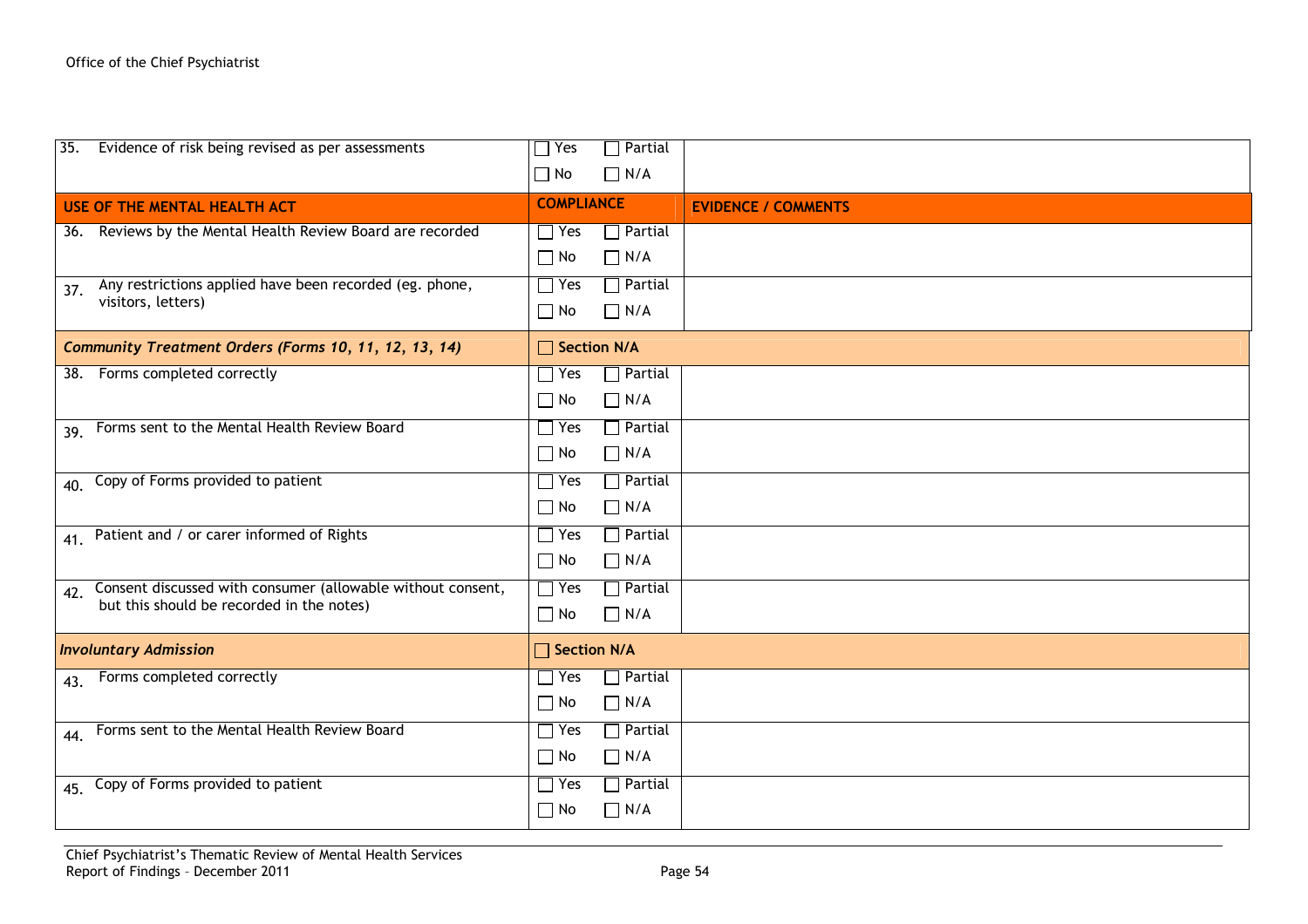| 35. Evidence of risk being revised as per assessments | ☐ Yes ☐ Partial ☐ No ☐ N/A | |
|---|---|---|
| **USE OF THE MENTAL HEALTH ACT** | **COMPLIANCE** | **EVIDENCE / COMMENTS** |
| 36. Reviews by the Mental Health Review Board are recorded | ☐ Yes ☐ Partial ☐ No ☐ N/A | |
| 37. Any restrictions applied have been recorded (eg. phone, visitors, letters) | ☐ Yes ☐ Partial ☐ No ☐ N/A | |
| ***Community Treatment Orders (Forms 10, 11, 12, 13, 14)*** | ☐ **Section N/A** | |
| 38. Forms completed correctly | ☐ Yes ☐ Partial ☐ No ☐ N/A | |
| 39. Forms sent to the Mental Health Review Board | ☐ Yes ☐ Partial ☐ No ☐ N/A | |
| 40. Copy of Forms provided to patient | ☐ Yes ☐ Partial ☐ No ☐ N/A | |
| 41. Patient and / or carer informed of Rights | ☐ Yes ☐ Partial ☐ No ☐ N/A | |
| 42. Consent discussed with consumer (allowable without consent, but this should be recorded in the notes) | ☐ Yes ☐ Partial ☐ No ☐ N/A | |
| ***Involuntary Admission*** | ☐ **Section N/A** | |
| 43. Forms completed correctly | ☐ Yes ☐ Partial ☐ No ☐ N/A | |
| 44. Forms sent to the Mental Health Review Board | ☐ Yes ☐ Partial ☐ No ☐ N/A | |
| 45. Copy of Forms provided to patient | ☐ Yes ☐ Partial ☐ No ☐ N/A | |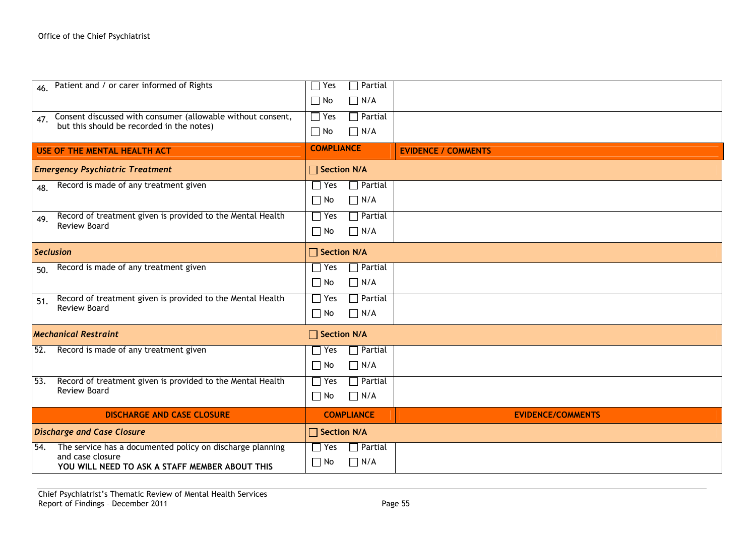| | | |
|---|---|---|
| 46. Patient and / or carer informed of Rights | ☐ Yes ☐ Partial ☐ No ☐ N/A | |
| 47. Consent discussed with consumer (allowable without consent, but this should be recorded in the notes) | ☐ Yes ☐ Partial ☐ No ☐ N/A | |
| **USE OF THE MENTAL HEALTH ACT** | **COMPLIANCE** | **EVIDENCE / COMMENTS** |
| ***Emergency Psychiatric Treatment*** | ☐ **Section N/A** | |
| 48. Record is made of any treatment given | ☐ Yes ☐ Partial ☐ No ☐ N/A | |
| 49. Record of treatment given is provided to the Mental Health Review Board | ☐ Yes ☐ Partial ☐ No ☐ N/A | |
| ***Seclusion*** | ☐ **Section N/A** | |
| 50. Record is made of any treatment given | ☐ Yes ☐ Partial ☐ No ☐ N/A | |
| 51. Record of treatment given is provided to the Mental Health Review Board | ☐ Yes ☐ Partial ☐ No ☐ N/A | |
| ***Mechanical Restraint*** | ☐ **Section N/A** | |
| 52. Record is made of any treatment given | ☐ Yes ☐ Partial ☐ No ☐ N/A | |
| 53. Record of treatment given is provided to the Mental Health Review Board | ☐ Yes ☐ Partial ☐ No ☐ N/A | |
| **DISCHARGE AND CASE CLOSURE** | **COMPLIANCE** | **EVIDENCE/COMMENTS** |
| ***Discharge and Case Closure*** | ☐ **Section N/A** | |
| 54. The service has a documented policy on discharge planning and case closure **YOU WILL NEED TO ASK A STAFF MEMBER ABOUT THIS** | ☐ Yes ☐ Partial ☐ No ☐ N/A | |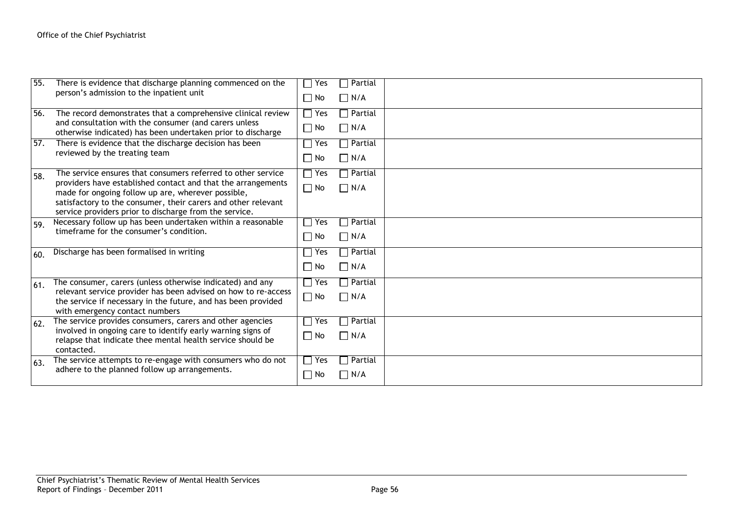| | | | |
|---|---|---|---|
| 55. | There is evidence that discharge planning commenced on the person's admission to the inpatient unit | ☐ Yes ☐ Partial ☐ No ☐ N/A | |
| 56. | The record demonstrates that a comprehensive clinical review and consultation with the consumer (and carers unless otherwise indicated) has been undertaken prior to discharge | ☐ Yes ☐ Partial ☐ No ☐ N/A | |
| 57. | There is evidence that the discharge decision has been reviewed by the treating team | ☐ Yes ☐ Partial ☐ No ☐ N/A | |
| 58. | The service ensures that consumers referred to other service providers have established contact and that the arrangements made for ongoing follow up are, wherever possible, satisfactory to the consumer, their carers and other relevant service providers prior to discharge from the service. | ☐ Yes ☐ Partial ☐ No ☐ N/A | |
| 59. | Necessary follow up has been undertaken within a reasonable timeframe for the consumer's condition. | ☐ Yes ☐ Partial ☐ No ☐ N/A | |
| 60. | Discharge has been formalised in writing | ☐ Yes ☐ Partial ☐ No ☐ N/A | |
| 61. | The consumer, carers (unless otherwise indicated) and any relevant service provider has been advised on how to re-access the service if necessary in the future, and has been provided with emergency contact numbers | ☐ Yes ☐ Partial ☐ No ☐ N/A | |
| 62. | The service provides consumers, carers and other agencies involved in ongoing care to identify early warning signs of relapse that indicate thee mental health service should be contacted. | ☐ Yes ☐ Partial ☐ No ☐ N/A | |
| 63. | The service attempts to re-engage with consumers who do not adhere to the planned follow up arrangements. | ☐ Yes ☐ Partial ☐ No ☐ N/A | |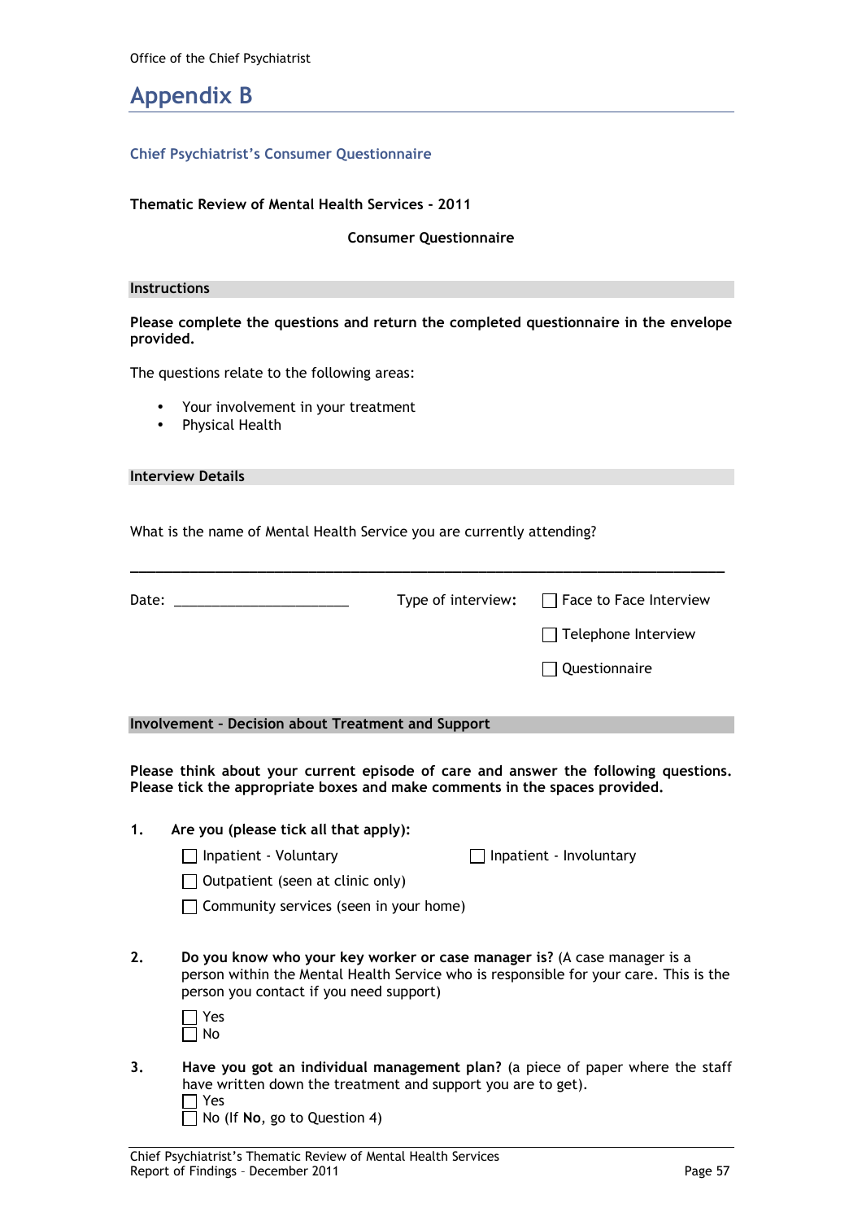# Appendix B

### Chief Psychiatrist's Consumer Questionnaire

**Thematic Review of Mental Health Services - 2011**

**Consumer Questionnaire**

**Instructions**

**Please complete the questions and return the completed questionnaire in the envelope provided.**

The questions relate to the following areas:

- Your involvement in your treatment
- Physical Health

**Interview Details**

What is the name of Mental Health Service you are currently attending?

_______________________________________________________________________________

Date: _______________________ Type of interview: ☐ Face to Face Interview

☐ Telephone Interview

☐ Questionnaire

**Involvement – Decision about Treatment and Support**

**Please think about your current episode of care and answer the following questions. Please tick the appropriate boxes and make comments in the spaces provided.**

**1. Are you (please tick all that apply):**

☐ Inpatient - Voluntary ☐ Inpatient - Involuntary

☐ Outpatient (seen at clinic only)

☐ Community services (seen in your home)

**2. Do you know who your key worker or case manager is?** (A case manager is a person within the Mental Health Service who is responsible for your care. This is the person you contact if you need support)

☐ Yes
☐ No

**3. Have you got an individual management plan?** (a piece of paper where the staff have written down the treatment and support you are to get).

☐ Yes
☐ No (If **No**, go to Question 4)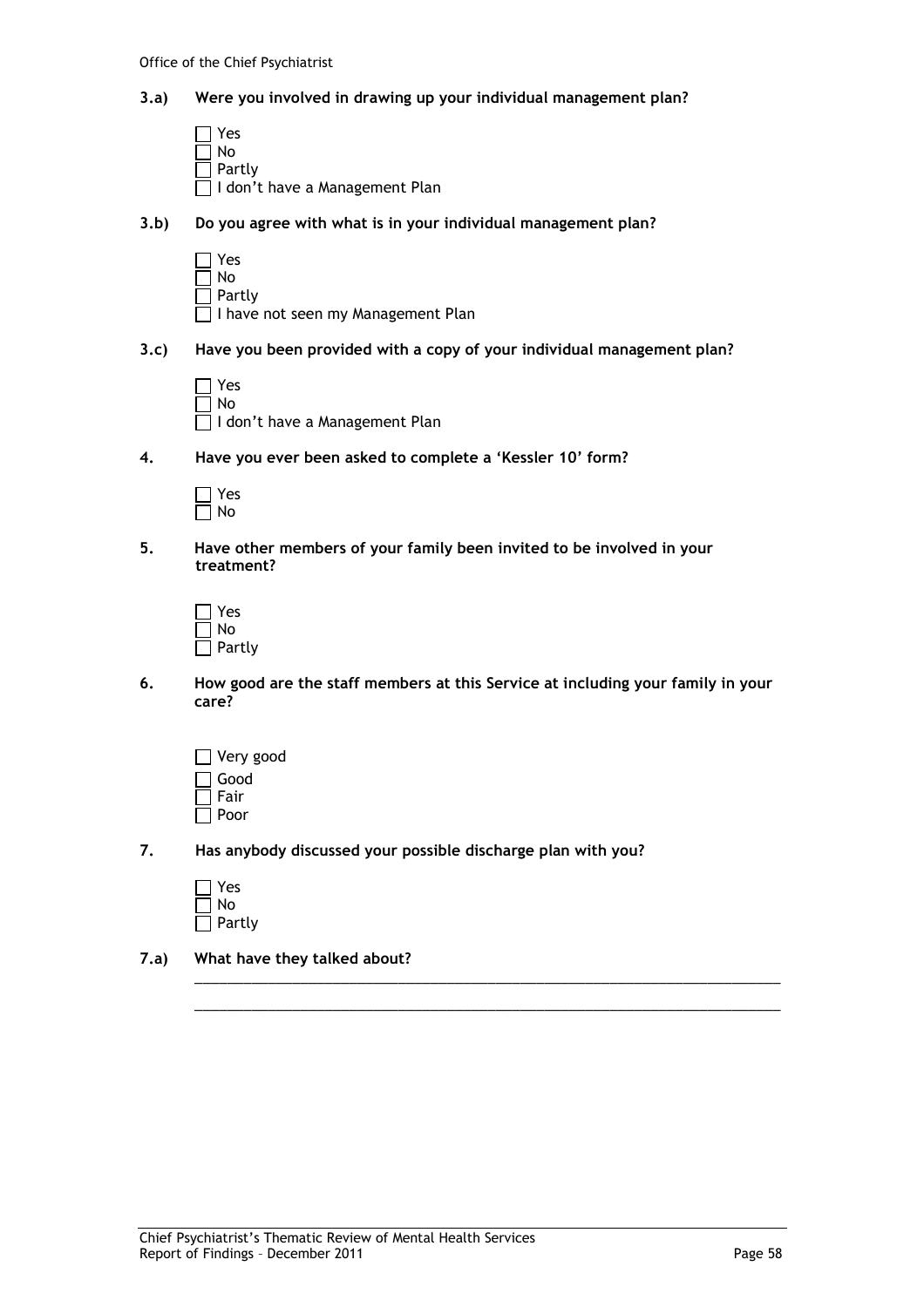**3.a) Were you involved in drawing up your individual management plan?**

- ☐ Yes
- ☐ No
- ☐ Partly
- ☐ I don't have a Management Plan

**3.b) Do you agree with what is in your individual management plan?**

- ☐ Yes
- ☐ No
- ☐ Partly
- ☐ I have not seen my Management Plan

**3.c) Have you been provided with a copy of your individual management plan?**

- ☐ Yes
- ☐ No
- ☐ I don't have a Management Plan

**4. Have you ever been asked to complete a 'Kessler 10' form?**

- ☐ Yes
- ☐ No

**5. Have other members of your family been invited to be involved in your treatment?**

- ☐ Yes
- ☐ No
- ☐ Partly

**6. How good are the staff members at this Service at including your family in your care?**

- ☐ Very good
- ☐ Good
- ☐ Fair
- ☐ Poor

**7. Has anybody discussed your possible discharge plan with you?**

- ☐ Yes
- ☐ No
- ☐ Partly

**7.a) What have they talked about?**

\_\_\_\_\_\_\_\_\_\_\_\_\_\_\_\_\_\_\_\_\_\_\_\_\_\_\_\_\_\_\_\_\_\_\_\_\_\_\_\_\_\_\_\_\_\_\_\_\_\_\_\_\_\_\_\_\_\_\_\_\_\_\_\_\_\_\_\_\_\_

\_\_\_\_\_\_\_\_\_\_\_\_\_\_\_\_\_\_\_\_\_\_\_\_\_\_\_\_\_\_\_\_\_\_\_\_\_\_\_\_\_\_\_\_\_\_\_\_\_\_\_\_\_\_\_\_\_\_\_\_\_\_\_\_\_\_\_\_\_\_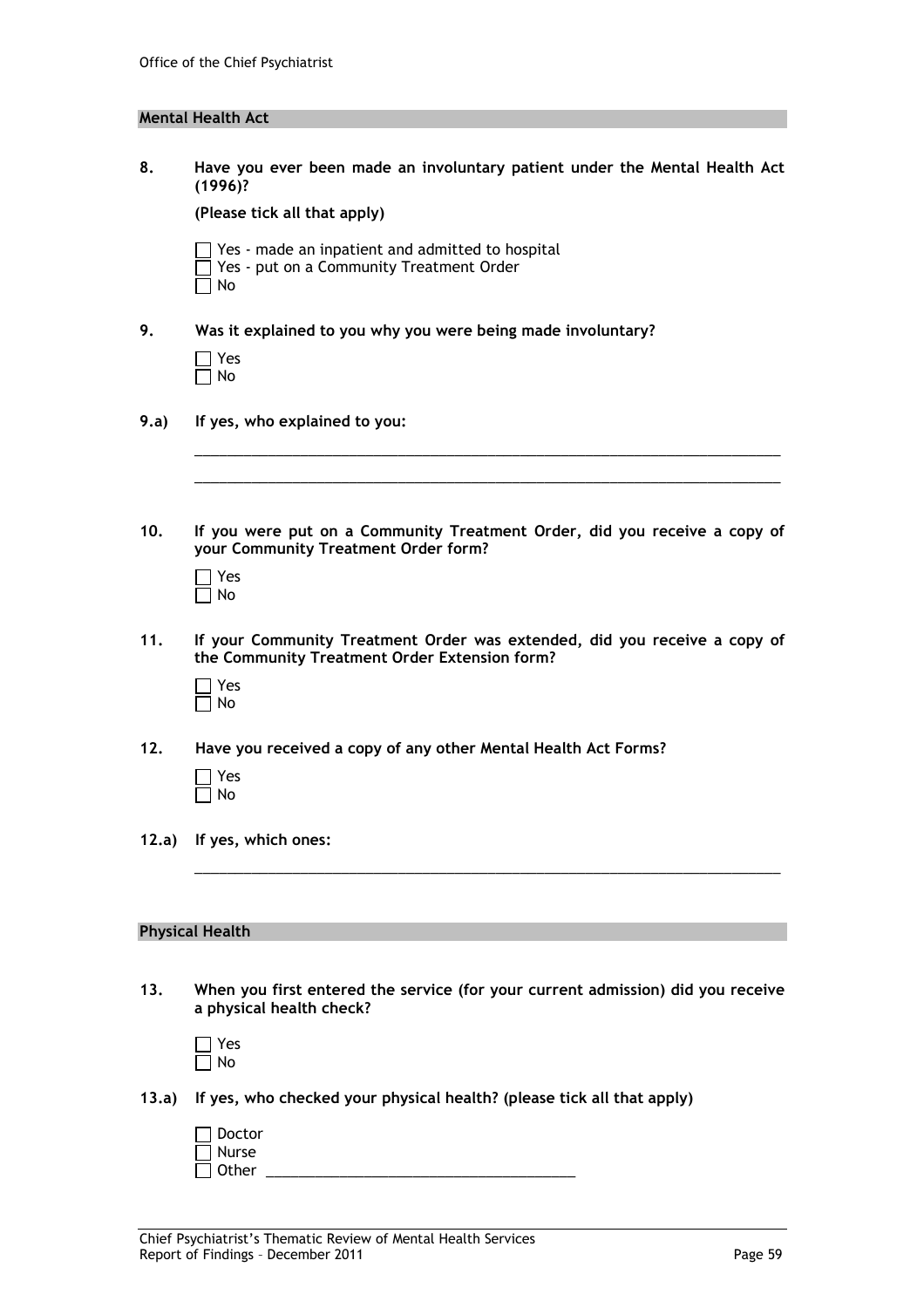## Mental Health Act

**8. Have you ever been made an involuntary patient under the Mental Health Act (1996)?**

**(Please tick all that apply)**

- ☐ Yes - made an inpatient and admitted to hospital
- ☐ Yes - put on a Community Treatment Order
- ☐ No

**9. Was it explained to you why you were being made involuntary?**

- ☐ Yes
- ☐ No

**9.a) If yes, who explained to you:**

___________________________________________________________________________

___________________________________________________________________________

**10. If you were put on a Community Treatment Order, did you receive a copy of your Community Treatment Order form?**

- ☐ Yes
- ☐ No

**11. If your Community Treatment Order was extended, did you receive a copy of the Community Treatment Order Extension form?**

- ☐ Yes
- ☐ No

**12. Have you received a copy of any other Mental Health Act Forms?**

- ☐ Yes
- ☐ No

**12.a) If yes, which ones:**

___________________________________________________________________________

## Physical Health

**13. When you first entered the service (for your current admission) did you receive a physical health check?**

- ☐ Yes
- ☐ No

**13.a) If yes, who checked your physical health? (please tick all that apply)**

- ☐ Doctor
- ☐ Nurse
- ☐ Other ______________________________________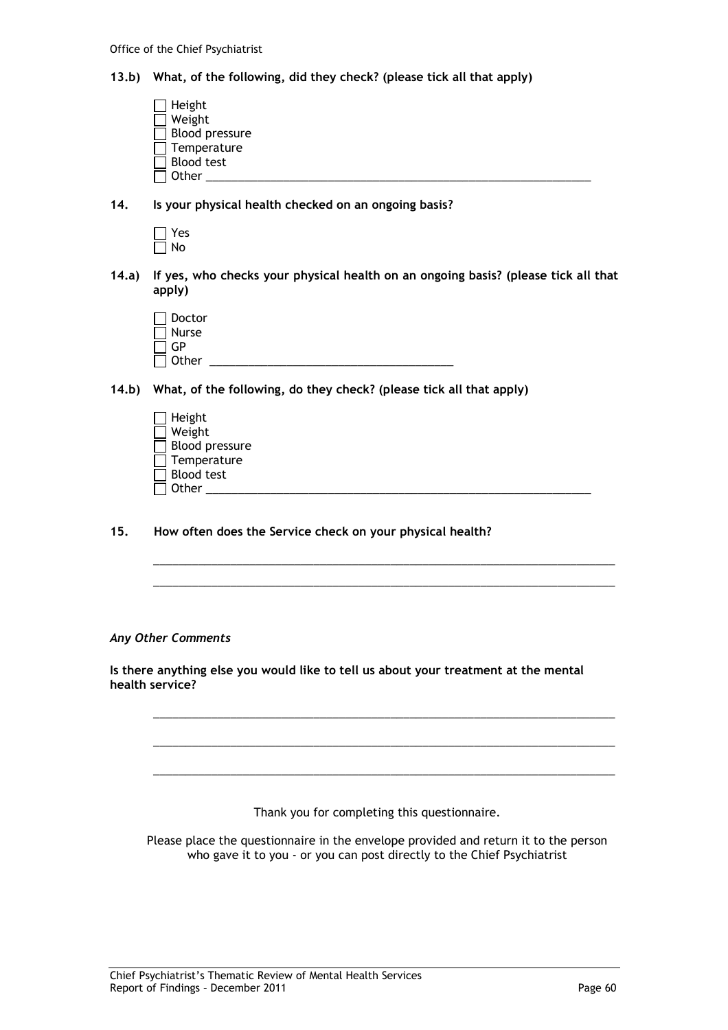**13.b) What, of the following, did they check? (please tick all that apply)**

- ☐ Height
- ☐ Weight
- ☐ Blood pressure
- ☐ Temperature
- ☐ Blood test
- ☐ Other ____________________________________________________________

**14. Is your physical health checked on an ongoing basis?**

- ☐ Yes
- ☐ No

**14.a) If yes, who checks your physical health on an ongoing basis? (please tick all that apply)**

- ☐ Doctor
- ☐ Nurse
- ☐ GP
- ☐ Other ______________________________________

**14.b) What, of the following, do they check? (please tick all that apply)**

- ☐ Height
- ☐ Weight
- ☐ Blood pressure
- ☐ Temperature
- ☐ Blood test
- ☐ Other ____________________________________________________________

**15. How often does the Service check on your physical health?**

________________________________________________________________________

________________________________________________________________________

***Any Other Comments***

**Is there anything else you would like to tell us about your treatment at the mental health service?**

________________________________________________________________________

________________________________________________________________________

________________________________________________________________________

Thank you for completing this questionnaire.

Please place the questionnaire in the envelope provided and return it to the person who gave it to you - or you can post directly to the Chief Psychiatrist